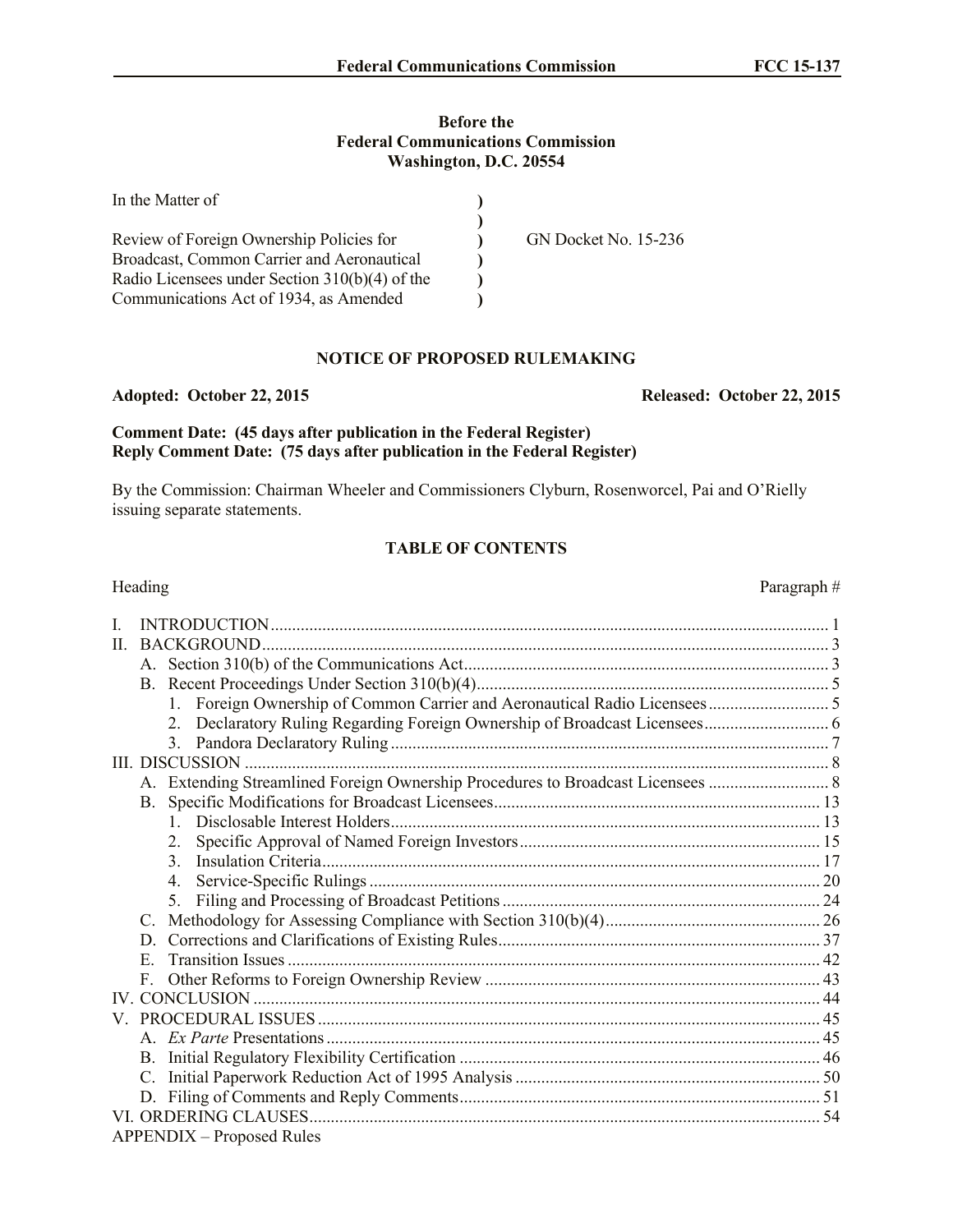**Before the**
**Federal Communications Commission**
**Washington, D.C. 20554**

| | | |
|---|---|---|
| In the Matter of | ) | |
| | ) | |
| Review of Foreign Ownership Policies for Broadcast, Common Carrier and Aeronautical Radio Licensees under Section 310(b)(4) of the Communications Act of 1934, as Amended | ) | GN Docket No. 15-236 |

## NOTICE OF PROPOSED RULEMAKING

**Adopted: October 22, 2015** **Released: October 22, 2015**

**Comment Date: (45 days after publication in the Federal Register)**
**Reply Comment Date: (75 days after publication in the Federal Register)**

By the Commission: Chairman Wheeler and Commissioners Clyburn, Rosenworcel, Pai and O'Rielly issuing separate statements.

## TABLE OF CONTENTS

| Heading | Paragraph # |
|---|---|
| I. INTRODUCTION | 1 |
| II. BACKGROUND | 3 |
| A. Section 310(b) of the Communications Act | 3 |
| B. Recent Proceedings Under Section 310(b)(4) | 5 |
| 1. Foreign Ownership of Common Carrier and Aeronautical Radio Licensees | 5 |
| 2. Declaratory Ruling Regarding Foreign Ownership of Broadcast Licensees | 6 |
| 3. Pandora Declaratory Ruling | 7 |
| III. DISCUSSION | 8 |
| A. Extending Streamlined Foreign Ownership Procedures to Broadcast Licensees | 8 |
| B. Specific Modifications for Broadcast Licensees | 13 |
| 1. Disclosable Interest Holders | 13 |
| 2. Specific Approval of Named Foreign Investors | 15 |
| 3. Insulation Criteria | 17 |
| 4. Service-Specific Rulings | 20 |
| 5. Filing and Processing of Broadcast Petitions | 24 |
| C. Methodology for Assessing Compliance with Section 310(b)(4) | 26 |
| D. Corrections and Clarifications of Existing Rules | 37 |
| E. Transition Issues | 42 |
| F. Other Reforms to Foreign Ownership Review | 43 |
| IV. CONCLUSION | 44 |
| V. PROCEDURAL ISSUES | 45 |
| A. *Ex Parte* Presentations | 45 |
| B. Initial Regulatory Flexibility Certification | 46 |
| C. Initial Paperwork Reduction Act of 1995 Analysis | 50 |
| D. Filing of Comments and Reply Comments | 51 |
| VI. ORDERING CLAUSES | 54 |
| APPENDIX – Proposed Rules | |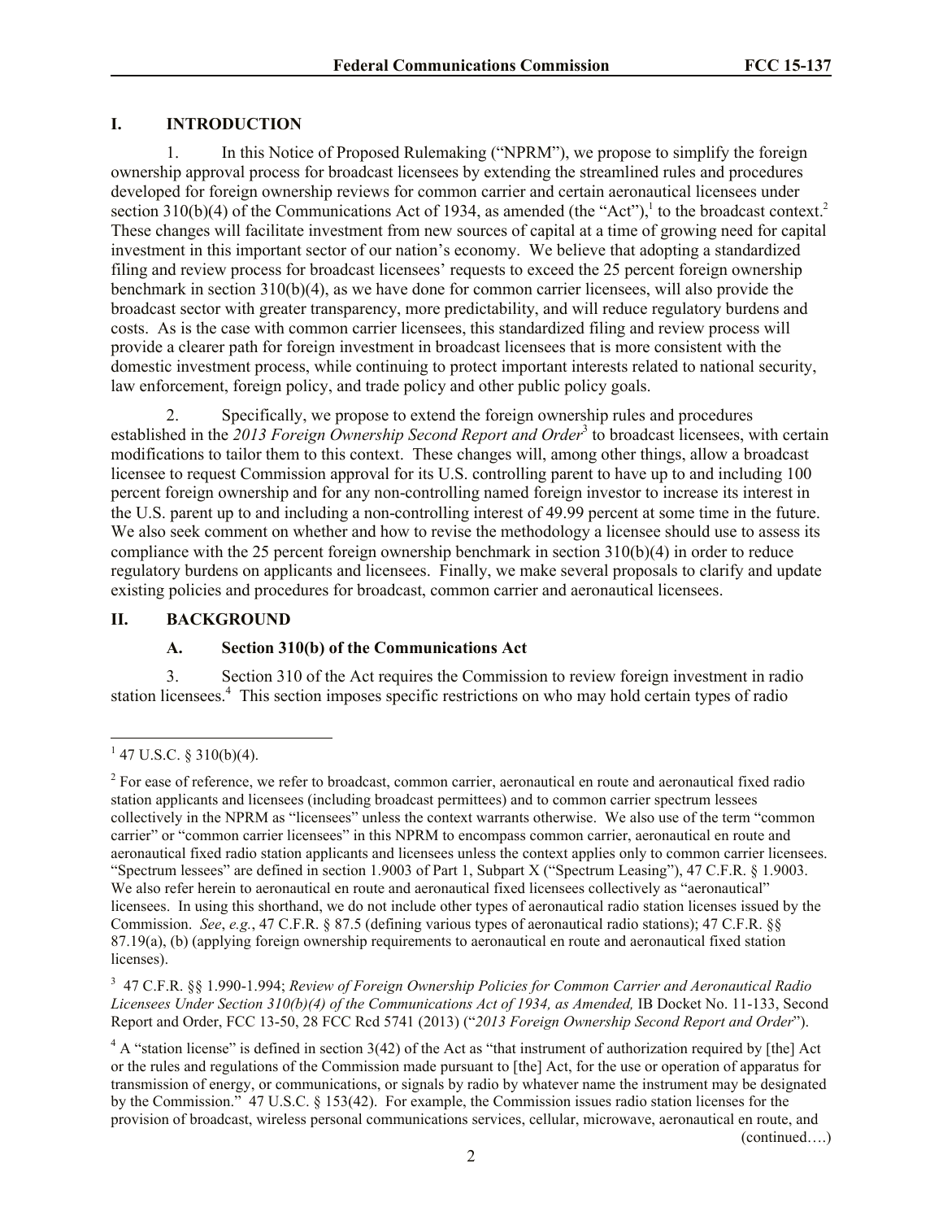## I. INTRODUCTION

1. In this Notice of Proposed Rulemaking ("NPRM"), we propose to simplify the foreign ownership approval process for broadcast licensees by extending the streamlined rules and procedures developed for foreign ownership reviews for common carrier and certain aeronautical licensees under section 310(b)(4) of the Communications Act of 1934, as amended (the "Act"),[1] to the broadcast context.[2] These changes will facilitate investment from new sources of capital at a time of growing need for capital investment in this important sector of our nation's economy. We believe that adopting a standardized filing and review process for broadcast licensees' requests to exceed the 25 percent foreign ownership benchmark in section 310(b)(4), as we have done for common carrier licensees, will also provide the broadcast sector with greater transparency, more predictability, and will reduce regulatory burdens and costs. As is the case with common carrier licensees, this standardized filing and review process will provide a clearer path for foreign investment in broadcast licensees that is more consistent with the domestic investment process, while continuing to protect important interests related to national security, law enforcement, foreign policy, and trade policy and other public policy goals.

2. Specifically, we propose to extend the foreign ownership rules and procedures established in the *2013 Foreign Ownership Second Report and Order*[3] to broadcast licensees, with certain modifications to tailor them to this context. These changes will, among other things, allow a broadcast licensee to request Commission approval for its U.S. controlling parent to have up to and including 100 percent foreign ownership and for any non-controlling named foreign investor to increase its interest in the U.S. parent up to and including a non-controlling interest of 49.99 percent at some time in the future. We also seek comment on whether and how to revise the methodology a licensee should use to assess its compliance with the 25 percent foreign ownership benchmark in section 310(b)(4) in order to reduce regulatory burdens on applicants and licensees. Finally, we make several proposals to clarify and update existing policies and procedures for broadcast, common carrier and aeronautical licensees.

## II. BACKGROUND

### A. Section 310(b) of the Communications Act

3. Section 310 of the Act requires the Commission to review foreign investment in radio station licensees.[4] This section imposes specific restrictions on who may hold certain types of radio

---

[1] 47 U.S.C. § 310(b)(4).

[2] For ease of reference, we refer to broadcast, common carrier, aeronautical en route and aeronautical fixed radio station applicants and licensees (including broadcast permittees) and to common carrier spectrum lessees collectively in the NPRM as "licensees" unless the context warrants otherwise. We also use of the term "common carrier" or "common carrier licensees" in this NPRM to encompass common carrier, aeronautical en route and aeronautical fixed radio station applicants and licensees unless the context applies only to common carrier licensees. "Spectrum lessees" are defined in section 1.9003 of Part 1, Subpart X ("Spectrum Leasing"), 47 C.F.R. § 1.9003. We also refer herein to aeronautical en route and aeronautical fixed licensees collectively as "aeronautical" licensees. In using this shorthand, we do not include other types of aeronautical radio station licenses issued by the Commission. *See*, *e.g.*, 47 C.F.R. § 87.5 (defining various types of aeronautical radio stations); 47 C.F.R. §§ 87.19(a), (b) (applying foreign ownership requirements to aeronautical en route and aeronautical fixed station licenses).

[3] 47 C.F.R. §§ 1.990-1.994; *Review of Foreign Ownership Policies for Common Carrier and Aeronautical Radio Licensees Under Section 310(b)(4) of the Communications Act of 1934, as Amended,* IB Docket No. 11-133, Second Report and Order, FCC 13-50, 28 FCC Rcd 5741 (2013) ("*2013 Foreign Ownership Second Report and Order*").

[4] A "station license" is defined in section 3(42) of the Act as "that instrument of authorization required by [the] Act or the rules and regulations of the Commission made pursuant to [the] Act, for the use or operation of apparatus for transmission of energy, or communications, or signals by radio by whatever name the instrument may be designated by the Commission." 47 U.S.C. § 153(42). For example, the Commission issues radio station licenses for the provision of broadcast, wireless personal communications services, cellular, microwave, aeronautical en route, and

(continued….)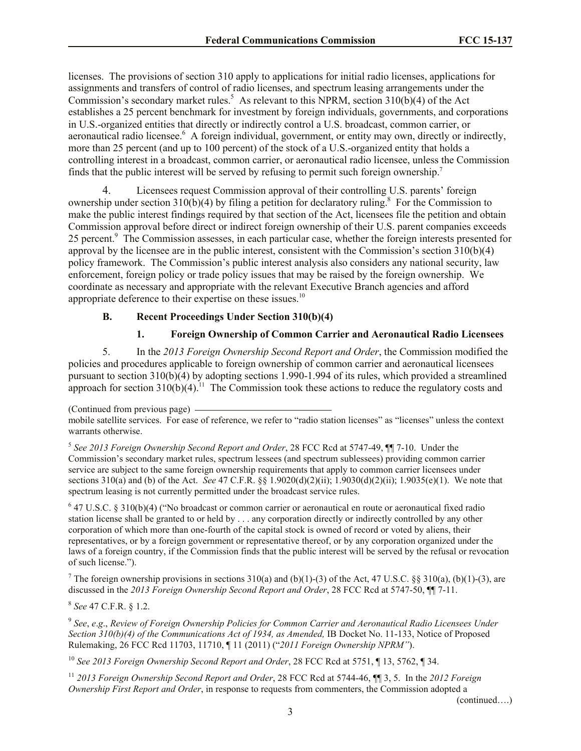licenses. The provisions of section 310 apply to applications for initial radio licenses, applications for assignments and transfers of control of radio licenses, and spectrum leasing arrangements under the Commission's secondary market rules.[5] As relevant to this NPRM, section 310(b)(4) of the Act establishes a 25 percent benchmark for investment by foreign individuals, governments, and corporations in U.S.-organized entities that directly or indirectly control a U.S. broadcast, common carrier, or aeronautical radio licensee.[6] A foreign individual, government, or entity may own, directly or indirectly, more than 25 percent (and up to 100 percent) of the stock of a U.S.-organized entity that holds a controlling interest in a broadcast, common carrier, or aeronautical radio licensee, unless the Commission finds that the public interest will be served by refusing to permit such foreign ownership.[7]

4. Licensees request Commission approval of their controlling U.S. parents' foreign ownership under section 310(b)(4) by filing a petition for declaratory ruling.[8] For the Commission to make the public interest findings required by that section of the Act, licensees file the petition and obtain Commission approval before direct or indirect foreign ownership of their U.S. parent companies exceeds 25 percent.[9] The Commission assesses, in each particular case, whether the foreign interests presented for approval by the licensee are in the public interest, consistent with the Commission's section 310(b)(4) policy framework. The Commission's public interest analysis also considers any national security, law enforcement, foreign policy or trade policy issues that may be raised by the foreign ownership. We coordinate as necessary and appropriate with the relevant Executive Branch agencies and afford appropriate deference to their expertise on these issues.[10]

### B. Recent Proceedings Under Section 310(b)(4)

#### 1. Foreign Ownership of Common Carrier and Aeronautical Radio Licensees

5. In the *2013 Foreign Ownership Second Report and Order*, the Commission modified the policies and procedures applicable to foreign ownership of common carrier and aeronautical licensees pursuant to section 310(b)(4) by adopting sections 1.990-1.994 of its rules, which provided a streamlined approach for section 310(b)(4).[11] The Commission took these actions to reduce the regulatory costs and

(Continued from previous page)
mobile satellite services. For ease of reference, we refer to "radio station licenses" as "licenses" unless the context warrants otherwise.

[5] *See 2013 Foreign Ownership Second Report and Order*, 28 FCC Rcd at 5747-49, ¶¶ 7-10. Under the Commission's secondary market rules, spectrum lessees (and spectrum sublessees) providing common carrier service are subject to the same foreign ownership requirements that apply to common carrier licensees under sections 310(a) and (b) of the Act. *See* 47 C.F.R. §§ 1.9020(d)(2)(ii); 1.9030(d)(2)(ii); 1.9035(e)(1). We note that spectrum leasing is not currently permitted under the broadcast service rules.

[6] 47 U.S.C. § 310(b)(4) ("No broadcast or common carrier or aeronautical en route or aeronautical fixed radio station license shall be granted to or held by . . . any corporation directly or indirectly controlled by any other corporation of which more than one-fourth of the capital stock is owned of record or voted by aliens, their representatives, or by a foreign government or representative thereof, or by any corporation organized under the laws of a foreign country, if the Commission finds that the public interest will be served by the refusal or revocation of such license.").

[7] The foreign ownership provisions in sections 310(a) and (b)(1)-(3) of the Act, 47 U.S.C. §§ 310(a), (b)(1)-(3), are discussed in the *2013 Foreign Ownership Second Report and Order*, 28 FCC Rcd at 5747-50, ¶¶ 7-11.

[8] *See* 47 C.F.R. § 1.2.

[9] *See*, *e.g*., *Review of Foreign Ownership Policies for Common Carrier and Aeronautical Radio Licensees Under Section 310(b)(4) of the Communications Act of 1934, as Amended,* IB Docket No. 11-133, Notice of Proposed Rulemaking, 26 FCC Rcd 11703, 11710, ¶ 11 (2011) ("*2011 Foreign Ownership NPRM"*).

[10] *See 2013 Foreign Ownership Second Report and Order*, 28 FCC Rcd at 5751, ¶ 13, 5762, ¶ 34.

[11] *2013 Foreign Ownership Second Report and Order*, 28 FCC Rcd at 5744-46, ¶¶ 3, 5. In the *2012 Foreign Ownership First Report and Order*, in response to requests from commenters, the Commission adopted a

(continued….)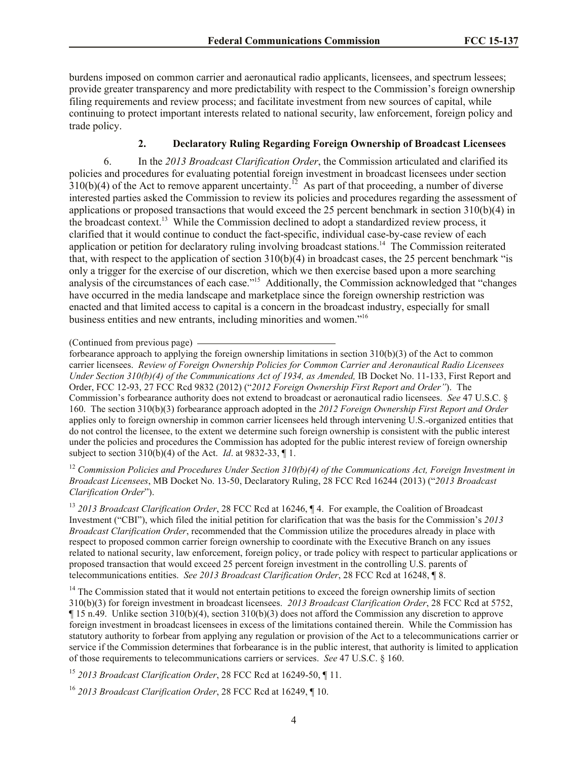burdens imposed on common carrier and aeronautical radio applicants, licensees, and spectrum lessees; provide greater transparency and more predictability with respect to the Commission's foreign ownership filing requirements and review process; and facilitate investment from new sources of capital, while continuing to protect important interests related to national security, law enforcement, foreign policy and trade policy.

### 2. Declaratory Ruling Regarding Foreign Ownership of Broadcast Licensees

6. In the *2013 Broadcast Clarification Order*, the Commission articulated and clarified its policies and procedures for evaluating potential foreign investment in broadcast licensees under section 310(b)(4) of the Act to remove apparent uncertainty.[12] As part of that proceeding, a number of diverse interested parties asked the Commission to review its policies and procedures regarding the assessment of applications or proposed transactions that would exceed the 25 percent benchmark in section 310(b)(4) in the broadcast context.[13] While the Commission declined to adopt a standardized review process, it clarified that it would continue to conduct the fact-specific, individual case-by-case review of each application or petition for declaratory ruling involving broadcast stations.[14] The Commission reiterated that, with respect to the application of section 310(b)(4) in broadcast cases, the 25 percent benchmark "is only a trigger for the exercise of our discretion, which we then exercise based upon a more searching analysis of the circumstances of each case."[15] Additionally, the Commission acknowledged that "changes have occurred in the media landscape and marketplace since the foreign ownership restriction was enacted and that limited access to capital is a concern in the broadcast industry, especially for small business entities and new entrants, including minorities and women."[16]

---

(Continued from previous page)

forbearance approach to applying the foreign ownership limitations in section 310(b)(3) of the Act to common carrier licensees. *Review of Foreign Ownership Policies for Common Carrier and Aeronautical Radio Licensees Under Section 310(b)(4) of the Communications Act of 1934, as Amended,* IB Docket No. 11-133, First Report and Order, FCC 12-93, 27 FCC Rcd 9832 (2012) ("*2012 Foreign Ownership First Report and Order"*). The Commission's forbearance authority does not extend to broadcast or aeronautical radio licensees. *See* 47 U.S.C. § 160. The section 310(b)(3) forbearance approach adopted in the *2012 Foreign Ownership First Report and Order* applies only to foreign ownership in common carrier licensees held through intervening U.S.-organized entities that do not control the licensee, to the extent we determine such foreign ownership is consistent with the public interest under the policies and procedures the Commission has adopted for the public interest review of foreign ownership subject to section 310(b)(4) of the Act. *Id*. at 9832-33, ¶ 1.

[12] *Commission Policies and Procedures Under Section 310(b)(4) of the Communications Act, Foreign Investment in Broadcast Licensees*, MB Docket No. 13-50, Declaratory Ruling, 28 FCC Rcd 16244 (2013) ("*2013 Broadcast Clarification Order*").

[13] *2013 Broadcast Clarification Order*, 28 FCC Rcd at 16246, ¶ 4. For example, the Coalition of Broadcast Investment ("CBI"), which filed the initial petition for clarification that was the basis for the Commission's *2013 Broadcast Clarification Order*, recommended that the Commission utilize the procedures already in place with respect to proposed common carrier foreign ownership to coordinate with the Executive Branch on any issues related to national security, law enforcement, foreign policy, or trade policy with respect to particular applications or proposed transaction that would exceed 25 percent foreign investment in the controlling U.S. parents of telecommunications entities. *See 2013 Broadcast Clarification Order*, 28 FCC Rcd at 16248, ¶ 8.

[14] The Commission stated that it would not entertain petitions to exceed the foreign ownership limits of section 310(b)(3) for foreign investment in broadcast licensees. *2013 Broadcast Clarification Order*, 28 FCC Rcd at 5752, ¶ 15 n.49. Unlike section 310(b)(4), section 310(b)(3) does not afford the Commission any discretion to approve foreign investment in broadcast licensees in excess of the limitations contained therein. While the Commission has statutory authority to forbear from applying any regulation or provision of the Act to a telecommunications carrier or service if the Commission determines that forbearance is in the public interest, that authority is limited to application of those requirements to telecommunications carriers or services. *See* 47 U.S.C. § 160.

[15] *2013 Broadcast Clarification Order*, 28 FCC Rcd at 16249-50, ¶ 11.

[16] *2013 Broadcast Clarification Order*, 28 FCC Rcd at 16249, ¶ 10.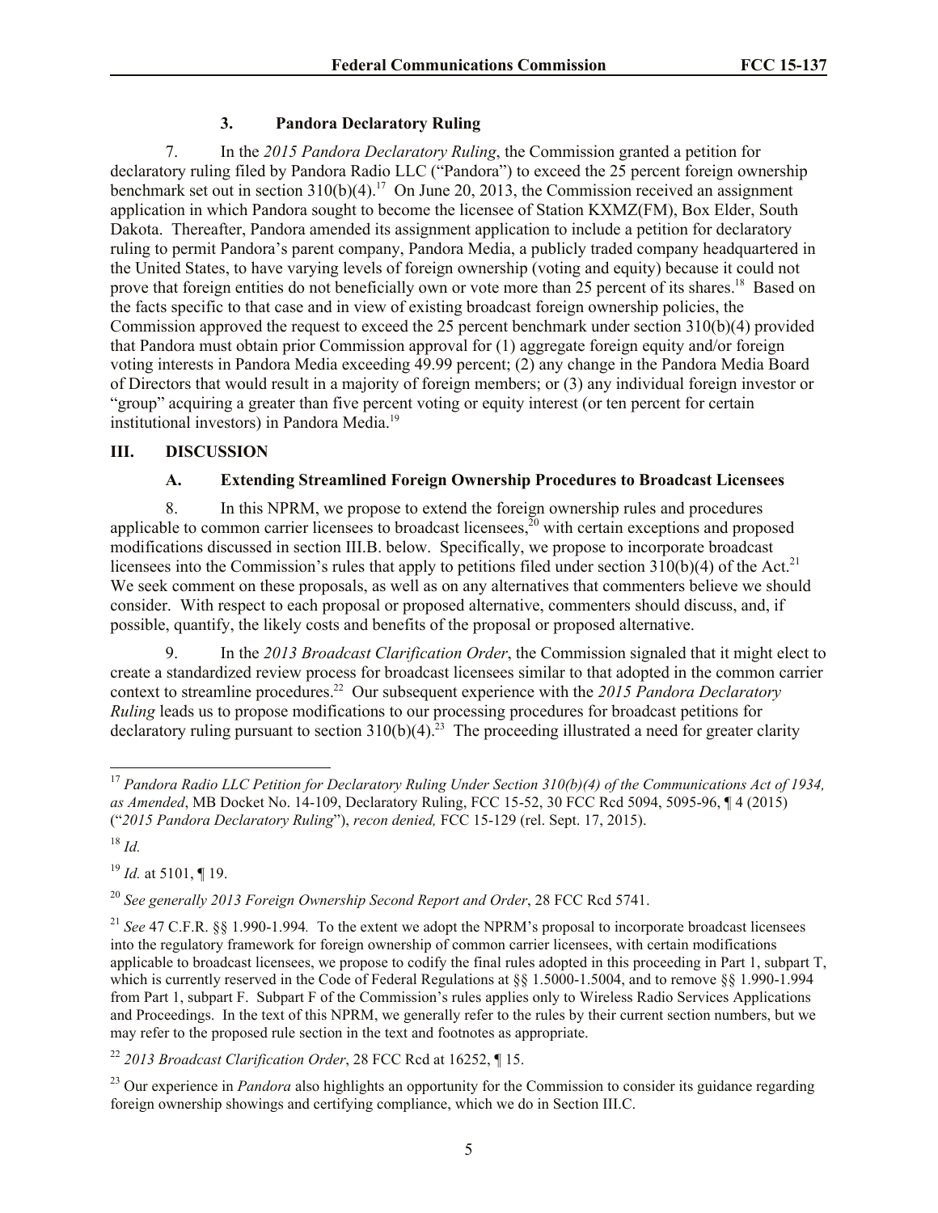### 3. Pandora Declaratory Ruling

7. In the *2015 Pandora Declaratory Ruling*, the Commission granted a petition for declaratory ruling filed by Pandora Radio LLC ("Pandora") to exceed the 25 percent foreign ownership benchmark set out in section 310(b)(4).[17] On June 20, 2013, the Commission received an assignment application in which Pandora sought to become the licensee of Station KXMZ(FM), Box Elder, South Dakota. Thereafter, Pandora amended its assignment application to include a petition for declaratory ruling to permit Pandora's parent company, Pandora Media, a publicly traded company headquartered in the United States, to have varying levels of foreign ownership (voting and equity) because it could not prove that foreign entities do not beneficially own or vote more than 25 percent of its shares.[18] Based on the facts specific to that case and in view of existing broadcast foreign ownership policies, the Commission approved the request to exceed the 25 percent benchmark under section 310(b)(4) provided that Pandora must obtain prior Commission approval for (1) aggregate foreign equity and/or foreign voting interests in Pandora Media exceeding 49.99 percent; (2) any change in the Pandora Media Board of Directors that would result in a majority of foreign members; or (3) any individual foreign investor or "group" acquiring a greater than five percent voting or equity interest (or ten percent for certain institutional investors) in Pandora Media.[19]

## III. DISCUSSION

### A. Extending Streamlined Foreign Ownership Procedures to Broadcast Licensees

8. In this NPRM, we propose to extend the foreign ownership rules and procedures applicable to common carrier licensees to broadcast licensees,[20] with certain exceptions and proposed modifications discussed in section III.B. below. Specifically, we propose to incorporate broadcast licensees into the Commission's rules that apply to petitions filed under section 310(b)(4) of the Act.[21] We seek comment on these proposals, as well as on any alternatives that commenters believe we should consider. With respect to each proposal or proposed alternative, commenters should discuss, and, if possible, quantify, the likely costs and benefits of the proposal or proposed alternative.

9. In the *2013 Broadcast Clarification Order*, the Commission signaled that it might elect to create a standardized review process for broadcast licensees similar to that adopted in the common carrier context to streamline procedures.[22] Our subsequent experience with the *2015 Pandora Declaratory Ruling* leads us to propose modifications to our processing procedures for broadcast petitions for declaratory ruling pursuant to section 310(b)(4).[23] The proceeding illustrated a need for greater clarity

---

[17] *Pandora Radio LLC Petition for Declaratory Ruling Under Section 310(b)(4) of the Communications Act of 1934, as Amended*, MB Docket No. 14-109, Declaratory Ruling, FCC 15-52, 30 FCC Rcd 5094, 5095-96, ¶ 4 (2015) ("*2015 Pandora Declaratory Ruling*"), *recon denied,* FCC 15-129 (rel. Sept. 17, 2015).

[18] *Id.*

[19] *Id.* at 5101, ¶ 19.

[20] *See generally 2013 Foreign Ownership Second Report and Order*, 28 FCC Rcd 5741.

[21] *See* 47 C.F.R. §§ 1.990-1.994*.* To the extent we adopt the NPRM's proposal to incorporate broadcast licensees into the regulatory framework for foreign ownership of common carrier licensees, with certain modifications applicable to broadcast licensees, we propose to codify the final rules adopted in this proceeding in Part 1, subpart T, which is currently reserved in the Code of Federal Regulations at §§ 1.5000-1.5004, and to remove §§ 1.990-1.994 from Part 1, subpart F. Subpart F of the Commission's rules applies only to Wireless Radio Services Applications and Proceedings. In the text of this NPRM, we generally refer to the rules by their current section numbers, but we may refer to the proposed rule section in the text and footnotes as appropriate.

[22] *2013 Broadcast Clarification Order*, 28 FCC Rcd at 16252, ¶ 15.

[23] Our experience in *Pandora* also highlights an opportunity for the Commission to consider its guidance regarding foreign ownership showings and certifying compliance, which we do in Section III.C.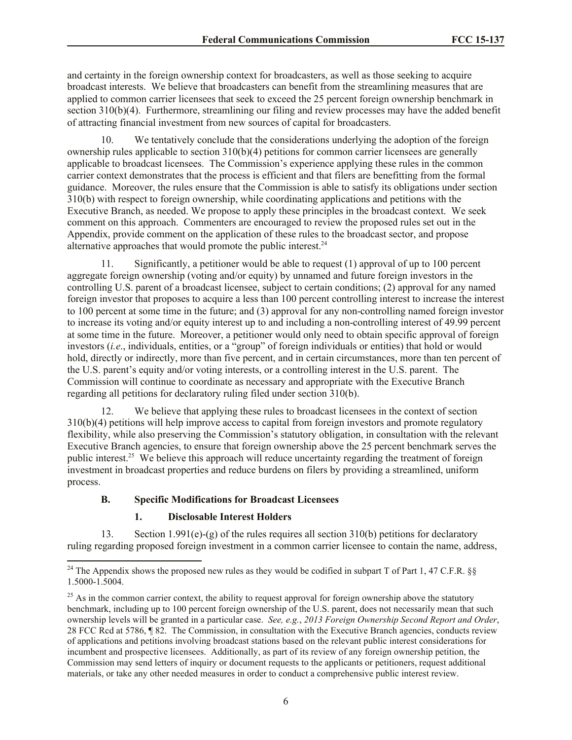and certainty in the foreign ownership context for broadcasters, as well as those seeking to acquire broadcast interests. We believe that broadcasters can benefit from the streamlining measures that are applied to common carrier licensees that seek to exceed the 25 percent foreign ownership benchmark in section 310(b)(4). Furthermore, streamlining our filing and review processes may have the added benefit of attracting financial investment from new sources of capital for broadcasters.

10. We tentatively conclude that the considerations underlying the adoption of the foreign ownership rules applicable to section 310(b)(4) petitions for common carrier licensees are generally applicable to broadcast licensees. The Commission's experience applying these rules in the common carrier context demonstrates that the process is efficient and that filers are benefitting from the formal guidance. Moreover, the rules ensure that the Commission is able to satisfy its obligations under section 310(b) with respect to foreign ownership, while coordinating applications and petitions with the Executive Branch, as needed. We propose to apply these principles in the broadcast context. We seek comment on this approach. Commenters are encouraged to review the proposed rules set out in the Appendix, provide comment on the application of these rules to the broadcast sector, and propose alternative approaches that would promote the public interest.[24]

11. Significantly, a petitioner would be able to request (1) approval of up to 100 percent aggregate foreign ownership (voting and/or equity) by unnamed and future foreign investors in the controlling U.S. parent of a broadcast licensee, subject to certain conditions; (2) approval for any named foreign investor that proposes to acquire a less than 100 percent controlling interest to increase the interest to 100 percent at some time in the future; and (3) approval for any non-controlling named foreign investor to increase its voting and/or equity interest up to and including a non-controlling interest of 49.99 percent at some time in the future. Moreover, a petitioner would only need to obtain specific approval of foreign investors (*i.e*., individuals, entities, or a "group" of foreign individuals or entities) that hold or would hold, directly or indirectly, more than five percent, and in certain circumstances, more than ten percent of the U.S. parent's equity and/or voting interests, or a controlling interest in the U.S. parent. The Commission will continue to coordinate as necessary and appropriate with the Executive Branch regarding all petitions for declaratory ruling filed under section 310(b).

12. We believe that applying these rules to broadcast licensees in the context of section 310(b)(4) petitions will help improve access to capital from foreign investors and promote regulatory flexibility, while also preserving the Commission's statutory obligation, in consultation with the relevant Executive Branch agencies, to ensure that foreign ownership above the 25 percent benchmark serves the public interest.[25] We believe this approach will reduce uncertainty regarding the treatment of foreign investment in broadcast properties and reduce burdens on filers by providing a streamlined, uniform process.

### B. Specific Modifications for Broadcast Licensees

#### 1. Disclosable Interest Holders

13. Section 1.991(e)-(g) of the rules requires all section 310(b) petitions for declaratory ruling regarding proposed foreign investment in a common carrier licensee to contain the name, address,

---

[24] The Appendix shows the proposed new rules as they would be codified in subpart T of Part 1, 47 C.F.R. §§ 1.5000-1.5004.

[25] As in the common carrier context, the ability to request approval for foreign ownership above the statutory benchmark, including up to 100 percent foreign ownership of the U.S. parent, does not necessarily mean that such ownership levels will be granted in a particular case. *See, e.g.*, *2013 Foreign Ownership Second Report and Order*, 28 FCC Rcd at 5786, ¶ 82. The Commission, in consultation with the Executive Branch agencies, conducts review of applications and petitions involving broadcast stations based on the relevant public interest considerations for incumbent and prospective licensees. Additionally, as part of its review of any foreign ownership petition, the Commission may send letters of inquiry or document requests to the applicants or petitioners, request additional materials, or take any other needed measures in order to conduct a comprehensive public interest review.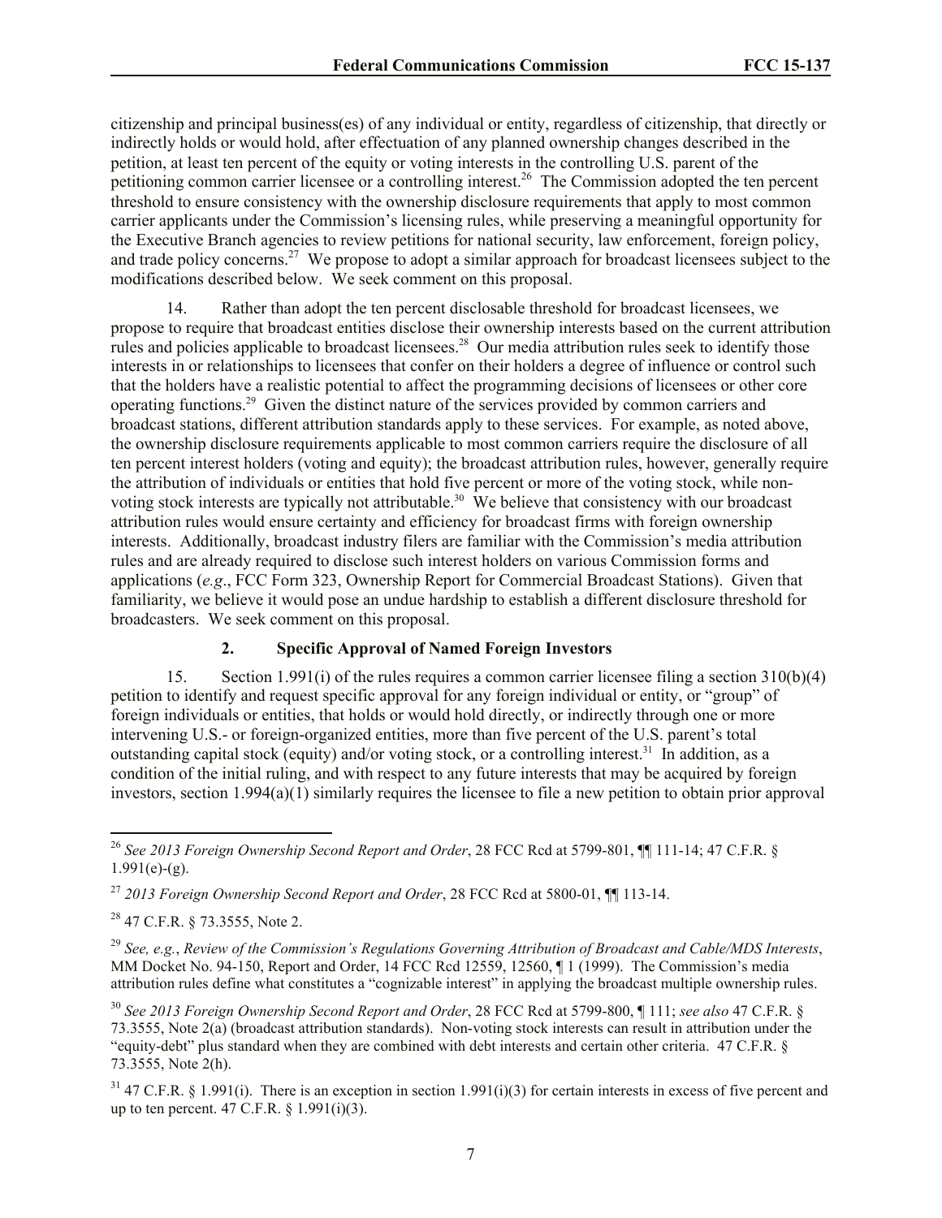citizenship and principal business(es) of any individual or entity, regardless of citizenship, that directly or indirectly holds or would hold, after effectuation of any planned ownership changes described in the petition, at least ten percent of the equity or voting interests in the controlling U.S. parent of the petitioning common carrier licensee or a controlling interest.[26] The Commission adopted the ten percent threshold to ensure consistency with the ownership disclosure requirements that apply to most common carrier applicants under the Commission's licensing rules, while preserving a meaningful opportunity for the Executive Branch agencies to review petitions for national security, law enforcement, foreign policy, and trade policy concerns.[27] We propose to adopt a similar approach for broadcast licensees subject to the modifications described below. We seek comment on this proposal.

14. Rather than adopt the ten percent disclosable threshold for broadcast licensees, we propose to require that broadcast entities disclose their ownership interests based on the current attribution rules and policies applicable to broadcast licensees.[28] Our media attribution rules seek to identify those interests in or relationships to licensees that confer on their holders a degree of influence or control such that the holders have a realistic potential to affect the programming decisions of licensees or other core operating functions.[29] Given the distinct nature of the services provided by common carriers and broadcast stations, different attribution standards apply to these services. For example, as noted above, the ownership disclosure requirements applicable to most common carriers require the disclosure of all ten percent interest holders (voting and equity); the broadcast attribution rules, however, generally require the attribution of individuals or entities that hold five percent or more of the voting stock, while non-voting stock interests are typically not attributable.[30] We believe that consistency with our broadcast attribution rules would ensure certainty and efficiency for broadcast firms with foreign ownership interests. Additionally, broadcast industry filers are familiar with the Commission's media attribution rules and are already required to disclose such interest holders on various Commission forms and applications (*e.g*., FCC Form 323, Ownership Report for Commercial Broadcast Stations). Given that familiarity, we believe it would pose an undue hardship to establish a different disclosure threshold for broadcasters. We seek comment on this proposal.

### 2. Specific Approval of Named Foreign Investors

15. Section 1.991(i) of the rules requires a common carrier licensee filing a section 310(b)(4) petition to identify and request specific approval for any foreign individual or entity, or "group" of foreign individuals or entities, that holds or would hold directly, or indirectly through one or more intervening U.S.- or foreign-organized entities, more than five percent of the U.S. parent's total outstanding capital stock (equity) and/or voting stock, or a controlling interest.[31] In addition, as a condition of the initial ruling, and with respect to any future interests that may be acquired by foreign investors, section 1.994(a)(1) similarly requires the licensee to file a new petition to obtain prior approval

---

[26] *See 2013 Foreign Ownership Second Report and Order*, 28 FCC Rcd at 5799-801, ¶¶ 111-14; 47 C.F.R. § 1.991(e)-(g).

[27] *2013 Foreign Ownership Second Report and Order*, 28 FCC Rcd at 5800-01, ¶¶ 113-14.

[28] 47 C.F.R. § 73.3555, Note 2.

[29] *See, e.g.*, *Review of the Commission's Regulations Governing Attribution of Broadcast and Cable/MDS Interests*, MM Docket No. 94-150, Report and Order, 14 FCC Rcd 12559, 12560, ¶ 1 (1999). The Commission's media attribution rules define what constitutes a "cognizable interest" in applying the broadcast multiple ownership rules.

[30] *See 2013 Foreign Ownership Second Report and Order*, 28 FCC Rcd at 5799-800, ¶ 111; *see also* 47 C.F.R. § 73.3555, Note 2(a) (broadcast attribution standards). Non-voting stock interests can result in attribution under the "equity-debt" plus standard when they are combined with debt interests and certain other criteria. 47 C.F.R. § 73.3555, Note 2(h).

[31] 47 C.F.R. § 1.991(i). There is an exception in section 1.991(i)(3) for certain interests in excess of five percent and up to ten percent. 47 C.F.R. § 1.991(i)(3).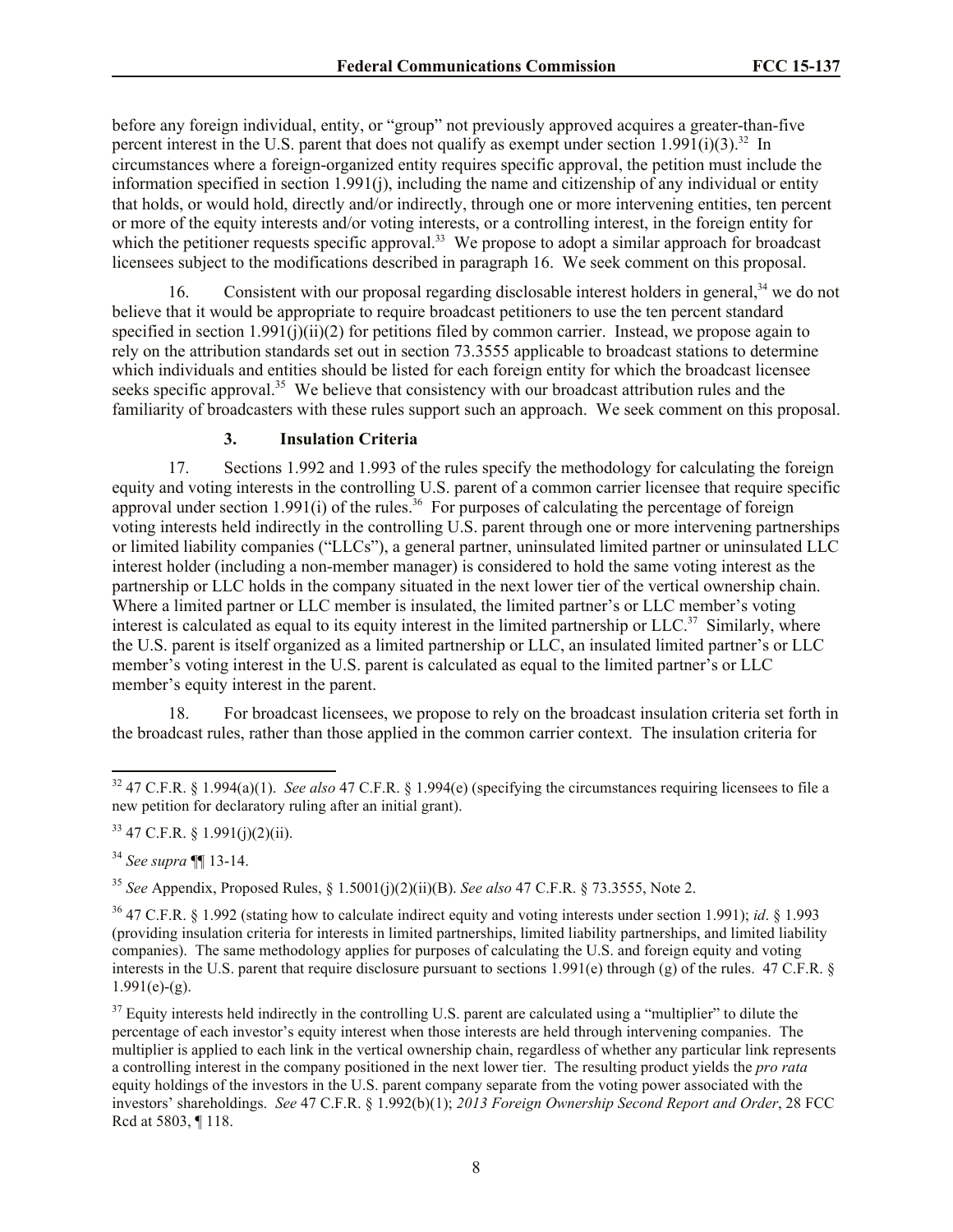before any foreign individual, entity, or "group" not previously approved acquires a greater-than-five percent interest in the U.S. parent that does not qualify as exempt under section 1.991(i)(3).[32] In circumstances where a foreign-organized entity requires specific approval, the petition must include the information specified in section 1.991(j), including the name and citizenship of any individual or entity that holds, or would hold, directly and/or indirectly, through one or more intervening entities, ten percent or more of the equity interests and/or voting interests, or a controlling interest, in the foreign entity for which the petitioner requests specific approval.[33] We propose to adopt a similar approach for broadcast licensees subject to the modifications described in paragraph 16. We seek comment on this proposal.

16. Consistent with our proposal regarding disclosable interest holders in general,[34] we do not believe that it would be appropriate to require broadcast petitioners to use the ten percent standard specified in section 1.991(j)(ii)(2) for petitions filed by common carrier. Instead, we propose again to rely on the attribution standards set out in section 73.3555 applicable to broadcast stations to determine which individuals and entities should be listed for each foreign entity for which the broadcast licensee seeks specific approval.[35] We believe that consistency with our broadcast attribution rules and the familiarity of broadcasters with these rules support such an approach. We seek comment on this proposal.

### 3. Insulation Criteria

17. Sections 1.992 and 1.993 of the rules specify the methodology for calculating the foreign equity and voting interests in the controlling U.S. parent of a common carrier licensee that require specific approval under section 1.991(i) of the rules.[36] For purposes of calculating the percentage of foreign voting interests held indirectly in the controlling U.S. parent through one or more intervening partnerships or limited liability companies ("LLCs"), a general partner, uninsulated limited partner or uninsulated LLC interest holder (including a non-member manager) is considered to hold the same voting interest as the partnership or LLC holds in the company situated in the next lower tier of the vertical ownership chain. Where a limited partner or LLC member is insulated, the limited partner's or LLC member's voting interest is calculated as equal to its equity interest in the limited partnership or LLC.[37] Similarly, where the U.S. parent is itself organized as a limited partnership or LLC, an insulated limited partner's or LLC member's voting interest in the U.S. parent is calculated as equal to the limited partner's or LLC member's equity interest in the parent.

18. For broadcast licensees, we propose to rely on the broadcast insulation criteria set forth in the broadcast rules, rather than those applied in the common carrier context. The insulation criteria for

---

[32] 47 C.F.R. § 1.994(a)(1). *See also* 47 C.F.R. § 1.994(e) (specifying the circumstances requiring licensees to file a new petition for declaratory ruling after an initial grant).

[33] 47 C.F.R. § 1.991(j)(2)(ii).

[34] *See supra* ¶¶ 13-14.

[35] *See* Appendix, Proposed Rules, § 1.5001(j)(2)(ii)(B). *See also* 47 C.F.R. § 73.3555, Note 2.

[36] 47 C.F.R. § 1.992 (stating how to calculate indirect equity and voting interests under section 1.991); *id*. § 1.993 (providing insulation criteria for interests in limited partnerships, limited liability partnerships, and limited liability companies). The same methodology applies for purposes of calculating the U.S. and foreign equity and voting interests in the U.S. parent that require disclosure pursuant to sections 1.991(e) through (g) of the rules. 47 C.F.R. § 1.991(e)-(g).

[37] Equity interests held indirectly in the controlling U.S. parent are calculated using a "multiplier" to dilute the percentage of each investor's equity interest when those interests are held through intervening companies. The multiplier is applied to each link in the vertical ownership chain, regardless of whether any particular link represents a controlling interest in the company positioned in the next lower tier. The resulting product yields the *pro rata* equity holdings of the investors in the U.S. parent company separate from the voting power associated with the investors' shareholdings. *See* 47 C.F.R. § 1.992(b)(1); *2013 Foreign Ownership Second Report and Order*, 28 FCC Rcd at 5803, ¶ 118.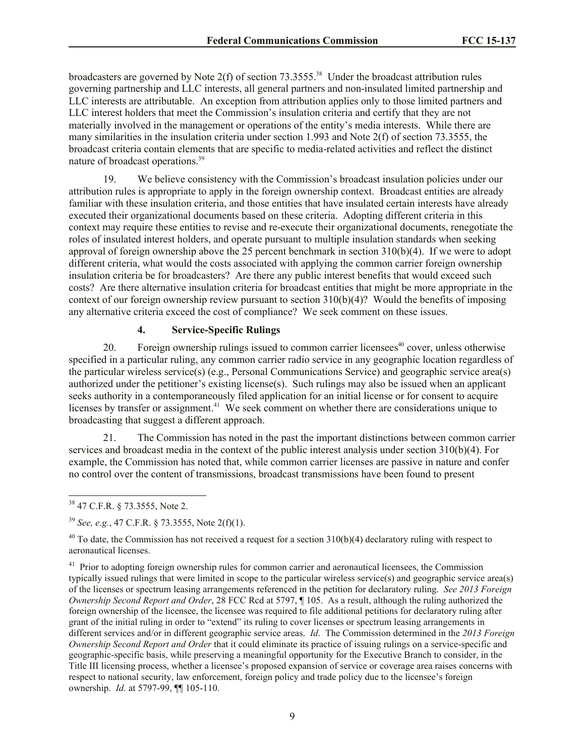broadcasters are governed by Note 2(f) of section 73.3555.[38] Under the broadcast attribution rules governing partnership and LLC interests, all general partners and non-insulated limited partnership and LLC interests are attributable. An exception from attribution applies only to those limited partners and LLC interest holders that meet the Commission's insulation criteria and certify that they are not materially involved in the management or operations of the entity's media interests. While there are many similarities in the insulation criteria under section 1.993 and Note 2(f) of section 73.3555, the broadcast criteria contain elements that are specific to media-related activities and reflect the distinct nature of broadcast operations.[39]

19. We believe consistency with the Commission's broadcast insulation policies under our attribution rules is appropriate to apply in the foreign ownership context. Broadcast entities are already familiar with these insulation criteria, and those entities that have insulated certain interests have already executed their organizational documents based on these criteria. Adopting different criteria in this context may require these entities to revise and re-execute their organizational documents, renegotiate the roles of insulated interest holders, and operate pursuant to multiple insulation standards when seeking approval of foreign ownership above the 25 percent benchmark in section 310(b)(4). If we were to adopt different criteria, what would the costs associated with applying the common carrier foreign ownership insulation criteria be for broadcasters? Are there any public interest benefits that would exceed such costs? Are there alternative insulation criteria for broadcast entities that might be more appropriate in the context of our foreign ownership review pursuant to section 310(b)(4)? Would the benefits of imposing any alternative criteria exceed the cost of compliance? We seek comment on these issues.

#### 4. Service-Specific Rulings

20. Foreign ownership rulings issued to common carrier licensees[40] cover, unless otherwise specified in a particular ruling, any common carrier radio service in any geographic location regardless of the particular wireless service(s) (e.g., Personal Communications Service) and geographic service area(s) authorized under the petitioner's existing license(s). Such rulings may also be issued when an applicant seeks authority in a contemporaneously filed application for an initial license or for consent to acquire licenses by transfer or assignment.[41] We seek comment on whether there are considerations unique to broadcasting that suggest a different approach.

21. The Commission has noted in the past the important distinctions between common carrier services and broadcast media in the context of the public interest analysis under section 310(b)(4). For example, the Commission has noted that, while common carrier licenses are passive in nature and confer no control over the content of transmissions, broadcast transmissions have been found to present

---

[38] 47 C.F.R. § 73.3555, Note 2.

[39] *See, e.g.*, 47 C.F.R. § 73.3555, Note 2(f)(1).

[40] To date, the Commission has not received a request for a section 310(b)(4) declaratory ruling with respect to aeronautical licenses.

[41] Prior to adopting foreign ownership rules for common carrier and aeronautical licensees, the Commission typically issued rulings that were limited in scope to the particular wireless service(s) and geographic service area(s) of the licenses or spectrum leasing arrangements referenced in the petition for declaratory ruling. *See 2013 Foreign Ownership Second Report and Order*, 28 FCC Rcd at 5797, ¶ 105. As a result, although the ruling authorized the foreign ownership of the licensee, the licensee was required to file additional petitions for declaratory ruling after grant of the initial ruling in order to "extend" its ruling to cover licenses or spectrum leasing arrangements in different services and/or in different geographic service areas. *Id*. The Commission determined in the *2013 Foreign Ownership Second Report and Order* that it could eliminate its practice of issuing rulings on a service-specific and geographic-specific basis, while preserving a meaningful opportunity for the Executive Branch to consider, in the Title III licensing process, whether a licensee's proposed expansion of service or coverage area raises concerns with respect to national security, law enforcement, foreign policy and trade policy due to the licensee's foreign ownership. *Id.* at 5797-99, ¶¶ 105-110.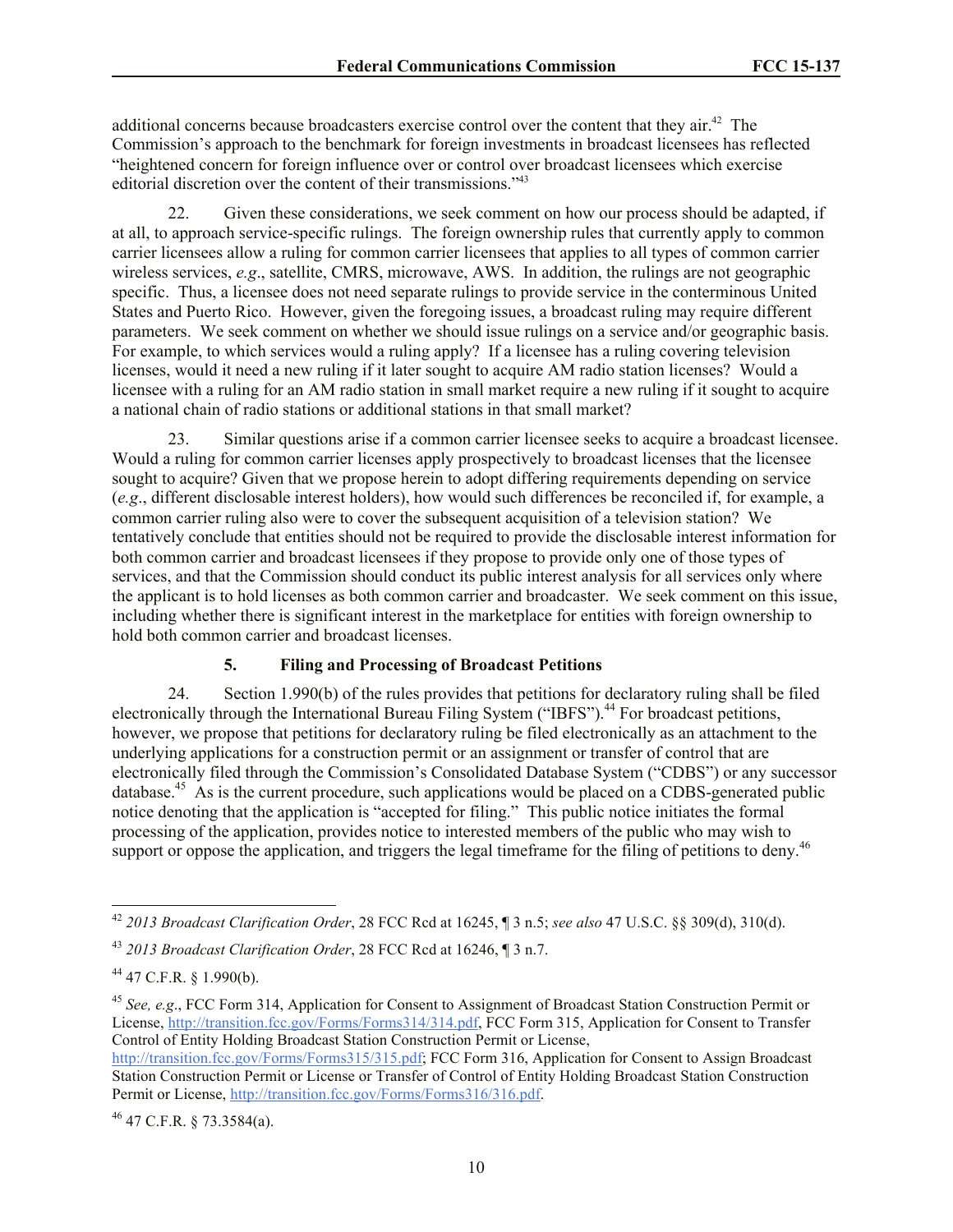additional concerns because broadcasters exercise control over the content that they air.[42] The Commission's approach to the benchmark for foreign investments in broadcast licensees has reflected "heightened concern for foreign influence over or control over broadcast licensees which exercise editorial discretion over the content of their transmissions."[43]

22. Given these considerations, we seek comment on how our process should be adapted, if at all, to approach service-specific rulings. The foreign ownership rules that currently apply to common carrier licensees allow a ruling for common carrier licensees that applies to all types of common carrier wireless services, *e.g*., satellite, CMRS, microwave, AWS. In addition, the rulings are not geographic specific. Thus, a licensee does not need separate rulings to provide service in the conterminous United States and Puerto Rico. However, given the foregoing issues, a broadcast ruling may require different parameters. We seek comment on whether we should issue rulings on a service and/or geographic basis. For example, to which services would a ruling apply? If a licensee has a ruling covering television licenses, would it need a new ruling if it later sought to acquire AM radio station licenses? Would a licensee with a ruling for an AM radio station in small market require a new ruling if it sought to acquire a national chain of radio stations or additional stations in that small market?

23. Similar questions arise if a common carrier licensee seeks to acquire a broadcast licensee. Would a ruling for common carrier licenses apply prospectively to broadcast licenses that the licensee sought to acquire? Given that we propose herein to adopt differing requirements depending on service (*e.g*., different disclosable interest holders), how would such differences be reconciled if, for example, a common carrier ruling also were to cover the subsequent acquisition of a television station? We tentatively conclude that entities should not be required to provide the disclosable interest information for both common carrier and broadcast licensees if they propose to provide only one of those types of services, and that the Commission should conduct its public interest analysis for all services only where the applicant is to hold licenses as both common carrier and broadcaster. We seek comment on this issue, including whether there is significant interest in the marketplace for entities with foreign ownership to hold both common carrier and broadcast licenses.

### 5. Filing and Processing of Broadcast Petitions

24. Section 1.990(b) of the rules provides that petitions for declaratory ruling shall be filed electronically through the International Bureau Filing System ("IBFS").[44] For broadcast petitions, however, we propose that petitions for declaratory ruling be filed electronically as an attachment to the underlying applications for a construction permit or an assignment or transfer of control that are electronically filed through the Commission's Consolidated Database System ("CDBS") or any successor database.[45] As is the current procedure, such applications would be placed on a CDBS-generated public notice denoting that the application is "accepted for filing." This public notice initiates the formal processing of the application, provides notice to interested members of the public who may wish to support or oppose the application, and triggers the legal timeframe for the filing of petitions to deny.[46]

---

[42] *2013 Broadcast Clarification Order*, 28 FCC Rcd at 16245, ¶ 3 n.5; *see also* 47 U.S.C. §§ 309(d), 310(d).

[43] *2013 Broadcast Clarification Order*, 28 FCC Rcd at 16246, ¶ 3 n.7.

[44] 47 C.F.R. § 1.990(b).

[45] *See, e.g*., FCC Form 314, Application for Consent to Assignment of Broadcast Station Construction Permit or License, http://transition.fcc.gov/Forms/Forms314/314.pdf, FCC Form 315, Application for Consent to Transfer Control of Entity Holding Broadcast Station Construction Permit or License, http://transition.fcc.gov/Forms/Forms315/315.pdf; FCC Form 316, Application for Consent to Assign Broadcast Station Construction Permit or License or Transfer of Control of Entity Holding Broadcast Station Construction Permit or License, http://transition.fcc.gov/Forms/Forms316/316.pdf.

[46] 47 C.F.R. § 73.3584(a).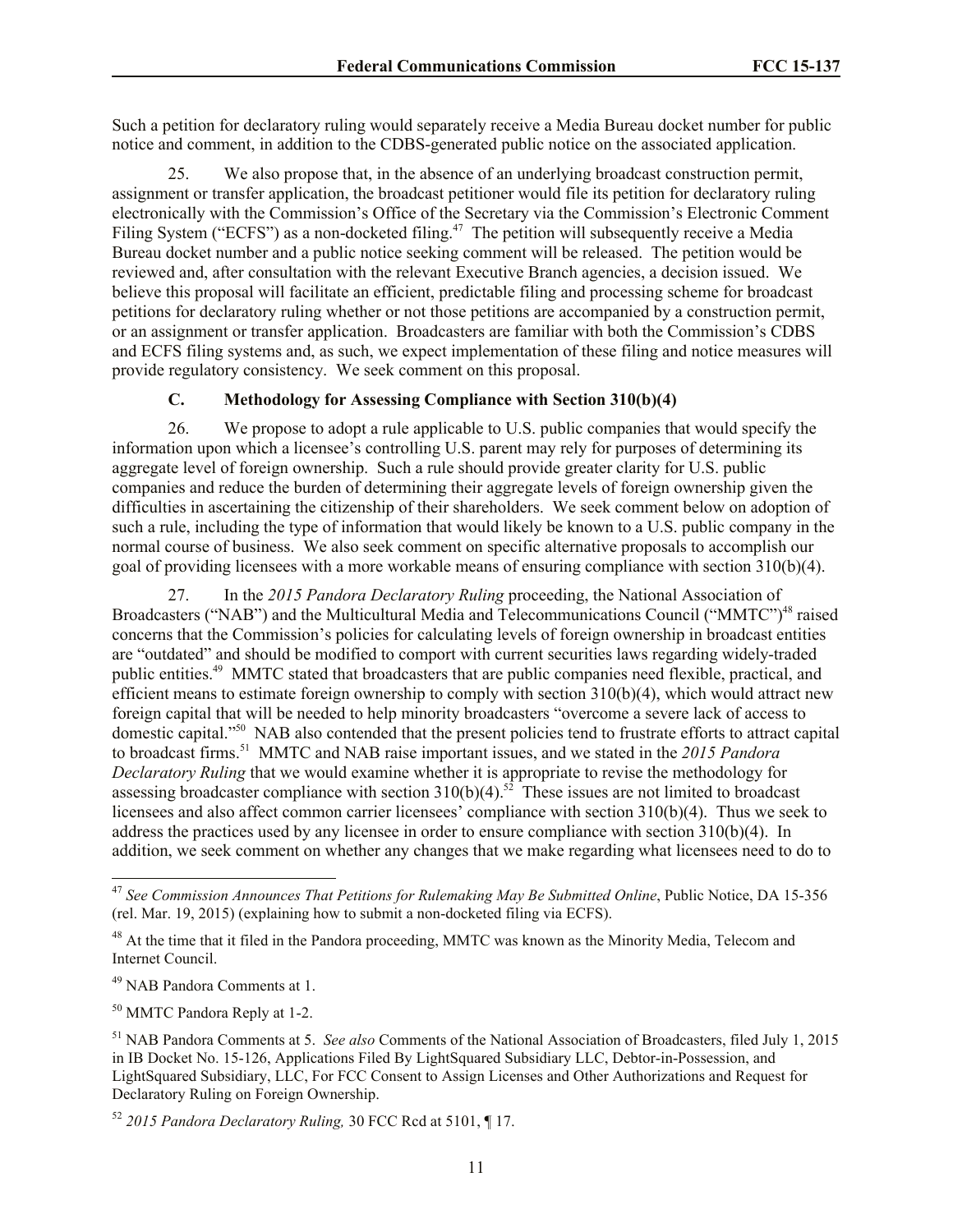Such a petition for declaratory ruling would separately receive a Media Bureau docket number for public notice and comment, in addition to the CDBS-generated public notice on the associated application.

25. We also propose that, in the absence of an underlying broadcast construction permit, assignment or transfer application, the broadcast petitioner would file its petition for declaratory ruling electronically with the Commission's Office of the Secretary via the Commission's Electronic Comment Filing System ("ECFS") as a non-docketed filing.[47] The petition will subsequently receive a Media Bureau docket number and a public notice seeking comment will be released. The petition would be reviewed and, after consultation with the relevant Executive Branch agencies, a decision issued. We believe this proposal will facilitate an efficient, predictable filing and processing scheme for broadcast petitions for declaratory ruling whether or not those petitions are accompanied by a construction permit, or an assignment or transfer application. Broadcasters are familiar with both the Commission's CDBS and ECFS filing systems and, as such, we expect implementation of these filing and notice measures will provide regulatory consistency. We seek comment on this proposal.

### C. Methodology for Assessing Compliance with Section 310(b)(4)

26. We propose to adopt a rule applicable to U.S. public companies that would specify the information upon which a licensee's controlling U.S. parent may rely for purposes of determining its aggregate level of foreign ownership. Such a rule should provide greater clarity for U.S. public companies and reduce the burden of determining their aggregate levels of foreign ownership given the difficulties in ascertaining the citizenship of their shareholders. We seek comment below on adoption of such a rule, including the type of information that would likely be known to a U.S. public company in the normal course of business. We also seek comment on specific alternative proposals to accomplish our goal of providing licensees with a more workable means of ensuring compliance with section 310(b)(4).

27. In the *2015 Pandora Declaratory Ruling* proceeding, the National Association of Broadcasters ("NAB") and the Multicultural Media and Telecommunications Council ("MMTC")[48] raised concerns that the Commission's policies for calculating levels of foreign ownership in broadcast entities are "outdated" and should be modified to comport with current securities laws regarding widely-traded public entities.[49] MMTC stated that broadcasters that are public companies need flexible, practical, and efficient means to estimate foreign ownership to comply with section 310(b)(4), which would attract new foreign capital that will be needed to help minority broadcasters "overcome a severe lack of access to domestic capital."[50] NAB also contended that the present policies tend to frustrate efforts to attract capital to broadcast firms.[51] MMTC and NAB raise important issues, and we stated in the *2015 Pandora Declaratory Ruling* that we would examine whether it is appropriate to revise the methodology for assessing broadcaster compliance with section 310(b)(4).[52] These issues are not limited to broadcast licensees and also affect common carrier licensees' compliance with section 310(b)(4). Thus we seek to address the practices used by any licensee in order to ensure compliance with section 310(b)(4). In addition, we seek comment on whether any changes that we make regarding what licensees need to do to

---

[47] *See Commission Announces That Petitions for Rulemaking May Be Submitted Online*, Public Notice, DA 15-356 (rel. Mar. 19, 2015) (explaining how to submit a non-docketed filing via ECFS).

[48] At the time that it filed in the Pandora proceeding, MMTC was known as the Minority Media, Telecom and Internet Council.

[49] NAB Pandora Comments at 1.

[50] MMTC Pandora Reply at 1-2.

[51] NAB Pandora Comments at 5. *See also* Comments of the National Association of Broadcasters, filed July 1, 2015 in IB Docket No. 15-126, Applications Filed By LightSquared Subsidiary LLC, Debtor-in-Possession, and LightSquared Subsidiary, LLC, For FCC Consent to Assign Licenses and Other Authorizations and Request for Declaratory Ruling on Foreign Ownership.

[52] *2015 Pandora Declaratory Ruling,* 30 FCC Rcd at 5101, ¶ 17.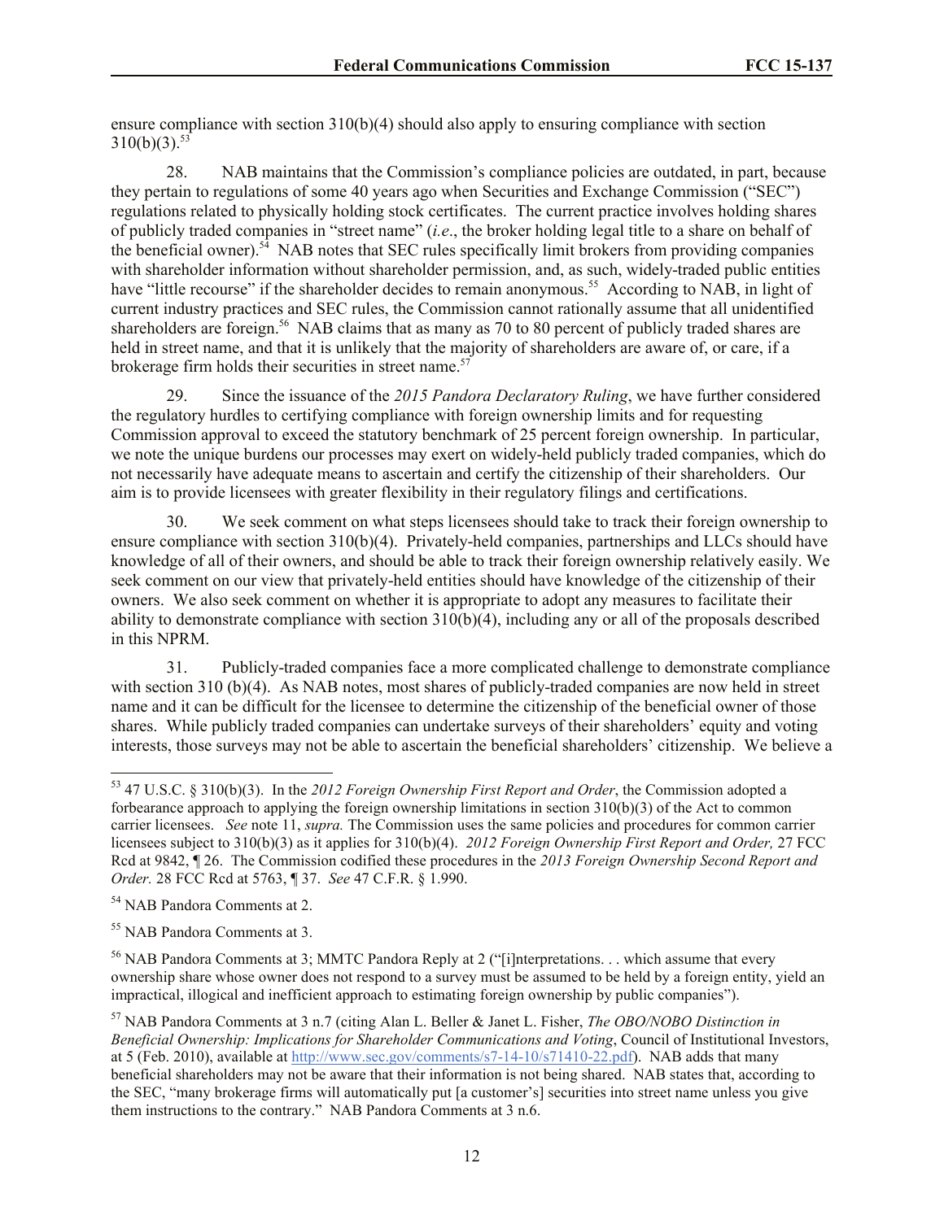ensure compliance with section 310(b)(4) should also apply to ensuring compliance with section 310(b)(3).[53]

28. NAB maintains that the Commission's compliance policies are outdated, in part, because they pertain to regulations of some 40 years ago when Securities and Exchange Commission ("SEC") regulations related to physically holding stock certificates. The current practice involves holding shares of publicly traded companies in "street name" (*i.e*., the broker holding legal title to a share on behalf of the beneficial owner).[54] NAB notes that SEC rules specifically limit brokers from providing companies with shareholder information without shareholder permission, and, as such, widely-traded public entities have "little recourse" if the shareholder decides to remain anonymous.[55] According to NAB, in light of current industry practices and SEC rules, the Commission cannot rationally assume that all unidentified shareholders are foreign.[56] NAB claims that as many as 70 to 80 percent of publicly traded shares are held in street name, and that it is unlikely that the majority of shareholders are aware of, or care, if a brokerage firm holds their securities in street name.[57]

29. Since the issuance of the *2015 Pandora Declaratory Ruling*, we have further considered the regulatory hurdles to certifying compliance with foreign ownership limits and for requesting Commission approval to exceed the statutory benchmark of 25 percent foreign ownership. In particular, we note the unique burdens our processes may exert on widely-held publicly traded companies, which do not necessarily have adequate means to ascertain and certify the citizenship of their shareholders. Our aim is to provide licensees with greater flexibility in their regulatory filings and certifications.

30. We seek comment on what steps licensees should take to track their foreign ownership to ensure compliance with section 310(b)(4). Privately-held companies, partnerships and LLCs should have knowledge of all of their owners, and should be able to track their foreign ownership relatively easily. We seek comment on our view that privately-held entities should have knowledge of the citizenship of their owners. We also seek comment on whether it is appropriate to adopt any measures to facilitate their ability to demonstrate compliance with section 310(b)(4), including any or all of the proposals described in this NPRM.

31. Publicly-traded companies face a more complicated challenge to demonstrate compliance with section 310 (b)(4). As NAB notes, most shares of publicly-traded companies are now held in street name and it can be difficult for the licensee to determine the citizenship of the beneficial owner of those shares. While publicly traded companies can undertake surveys of their shareholders' equity and voting interests, those surveys may not be able to ascertain the beneficial shareholders' citizenship. We believe a

---

[53] 47 U.S.C. § 310(b)(3). In the *2012 Foreign Ownership First Report and Order*, the Commission adopted a forbearance approach to applying the foreign ownership limitations in section 310(b)(3) of the Act to common carrier licensees. *See* note 11, *supra.* The Commission uses the same policies and procedures for common carrier licensees subject to 310(b)(3) as it applies for 310(b)(4). *2012 Foreign Ownership First Report and Order,* 27 FCC Rcd at 9842, ¶ 26. The Commission codified these procedures in the *2013 Foreign Ownership Second Report and Order.* 28 FCC Rcd at 5763, ¶ 37. *See* 47 C.F.R. § 1.990.

[54] NAB Pandora Comments at 2.

[55] NAB Pandora Comments at 3.

[56] NAB Pandora Comments at 3; MMTC Pandora Reply at 2 ("[i]nterpretations. . . which assume that every ownership share whose owner does not respond to a survey must be assumed to be held by a foreign entity, yield an impractical, illogical and inefficient approach to estimating foreign ownership by public companies").

[57] NAB Pandora Comments at 3 n.7 (citing Alan L. Beller & Janet L. Fisher, *The OBO/NOBO Distinction in Beneficial Ownership: Implications for Shareholder Communications and Voting*, Council of Institutional Investors, at 5 (Feb. 2010), available at http://www.sec.gov/comments/s7-14-10/s71410-22.pdf). NAB adds that many beneficial shareholders may not be aware that their information is not being shared. NAB states that, according to the SEC, "many brokerage firms will automatically put [a customer's] securities into street name unless you give them instructions to the contrary." NAB Pandora Comments at 3 n.6.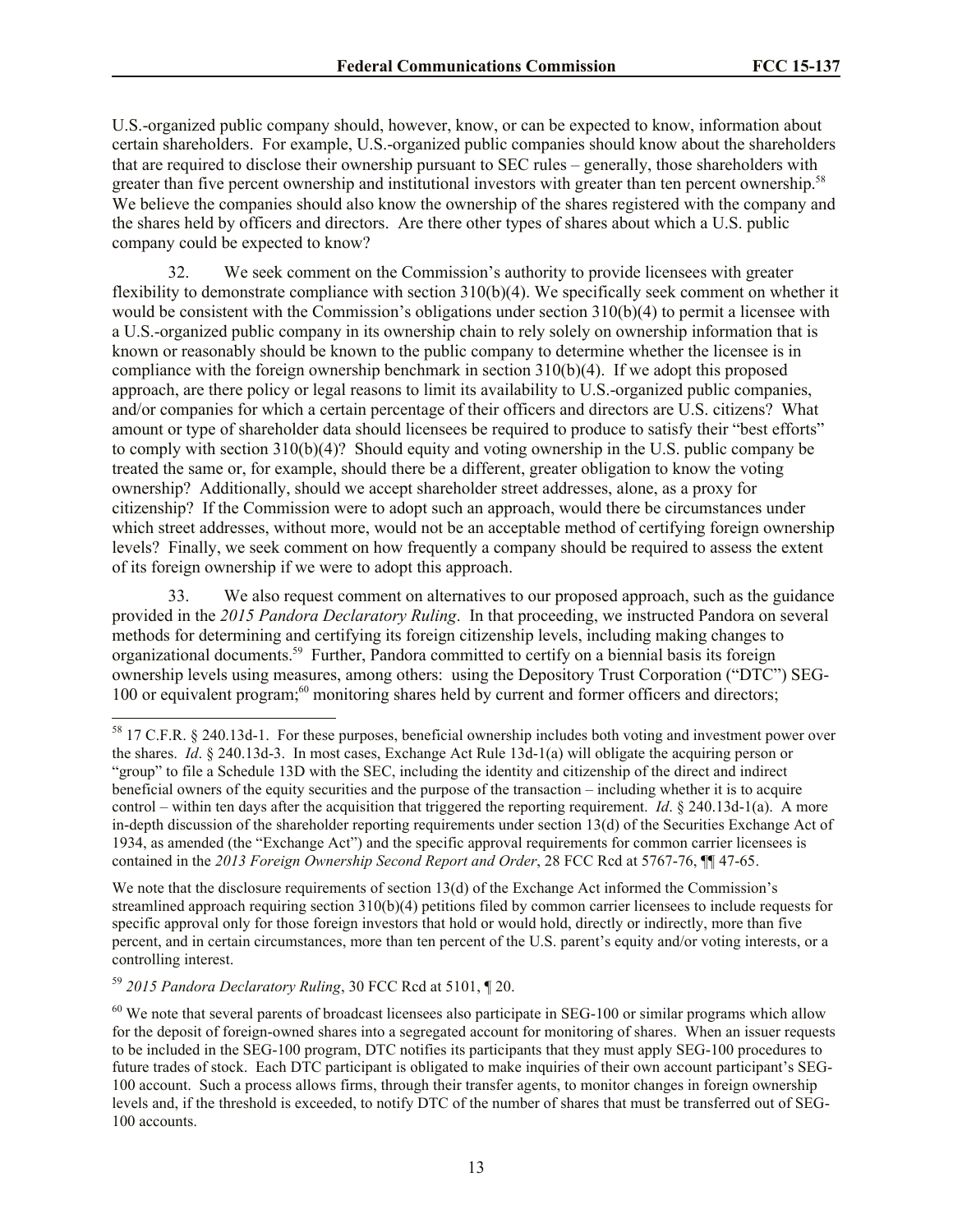U.S.-organized public company should, however, know, or can be expected to know, information about certain shareholders. For example, U.S.-organized public companies should know about the shareholders that are required to disclose their ownership pursuant to SEC rules – generally, those shareholders with greater than five percent ownership and institutional investors with greater than ten percent ownership.[58] We believe the companies should also know the ownership of the shares registered with the company and the shares held by officers and directors. Are there other types of shares about which a U.S. public company could be expected to know?

32. We seek comment on the Commission's authority to provide licensees with greater flexibility to demonstrate compliance with section 310(b)(4). We specifically seek comment on whether it would be consistent with the Commission's obligations under section 310(b)(4) to permit a licensee with a U.S.-organized public company in its ownership chain to rely solely on ownership information that is known or reasonably should be known to the public company to determine whether the licensee is in compliance with the foreign ownership benchmark in section 310(b)(4). If we adopt this proposed approach, are there policy or legal reasons to limit its availability to U.S.-organized public companies, and/or companies for which a certain percentage of their officers and directors are U.S. citizens? What amount or type of shareholder data should licensees be required to produce to satisfy their "best efforts" to comply with section 310(b)(4)? Should equity and voting ownership in the U.S. public company be treated the same or, for example, should there be a different, greater obligation to know the voting ownership? Additionally, should we accept shareholder street addresses, alone, as a proxy for citizenship? If the Commission were to adopt such an approach, would there be circumstances under which street addresses, without more, would not be an acceptable method of certifying foreign ownership levels? Finally, we seek comment on how frequently a company should be required to assess the extent of its foreign ownership if we were to adopt this approach.

33. We also request comment on alternatives to our proposed approach, such as the guidance provided in the *2015 Pandora Declaratory Ruling*. In that proceeding, we instructed Pandora on several methods for determining and certifying its foreign citizenship levels, including making changes to organizational documents.[59] Further, Pandora committed to certify on a biennial basis its foreign ownership levels using measures, among others: using the Depository Trust Corporation ("DTC") SEG-100 or equivalent program;[60] monitoring shares held by current and former officers and directors;

---

[58] 17 C.F.R. § 240.13d-1. For these purposes, beneficial ownership includes both voting and investment power over the shares. *Id*. § 240.13d-3. In most cases, Exchange Act Rule 13d-1(a) will obligate the acquiring person or "group" to file a Schedule 13D with the SEC, including the identity and citizenship of the direct and indirect beneficial owners of the equity securities and the purpose of the transaction – including whether it is to acquire control – within ten days after the acquisition that triggered the reporting requirement. *Id*. § 240.13d-1(a). A more in-depth discussion of the shareholder reporting requirements under section 13(d) of the Securities Exchange Act of 1934, as amended (the "Exchange Act") and the specific approval requirements for common carrier licensees is contained in the *2013 Foreign Ownership Second Report and Order*, 28 FCC Rcd at 5767-76, ¶¶ 47-65.

We note that the disclosure requirements of section 13(d) of the Exchange Act informed the Commission's streamlined approach requiring section 310(b)(4) petitions filed by common carrier licensees to include requests for specific approval only for those foreign investors that hold or would hold, directly or indirectly, more than five percent, and in certain circumstances, more than ten percent of the U.S. parent's equity and/or voting interests, or a controlling interest.

[59] *2015 Pandora Declaratory Ruling*, 30 FCC Rcd at 5101, ¶ 20.

[60] We note that several parents of broadcast licensees also participate in SEG-100 or similar programs which allow for the deposit of foreign-owned shares into a segregated account for monitoring of shares. When an issuer requests to be included in the SEG-100 program, DTC notifies its participants that they must apply SEG-100 procedures to future trades of stock. Each DTC participant is obligated to make inquiries of their own account participant's SEG-100 account. Such a process allows firms, through their transfer agents, to monitor changes in foreign ownership levels and, if the threshold is exceeded, to notify DTC of the number of shares that must be transferred out of SEG-100 accounts.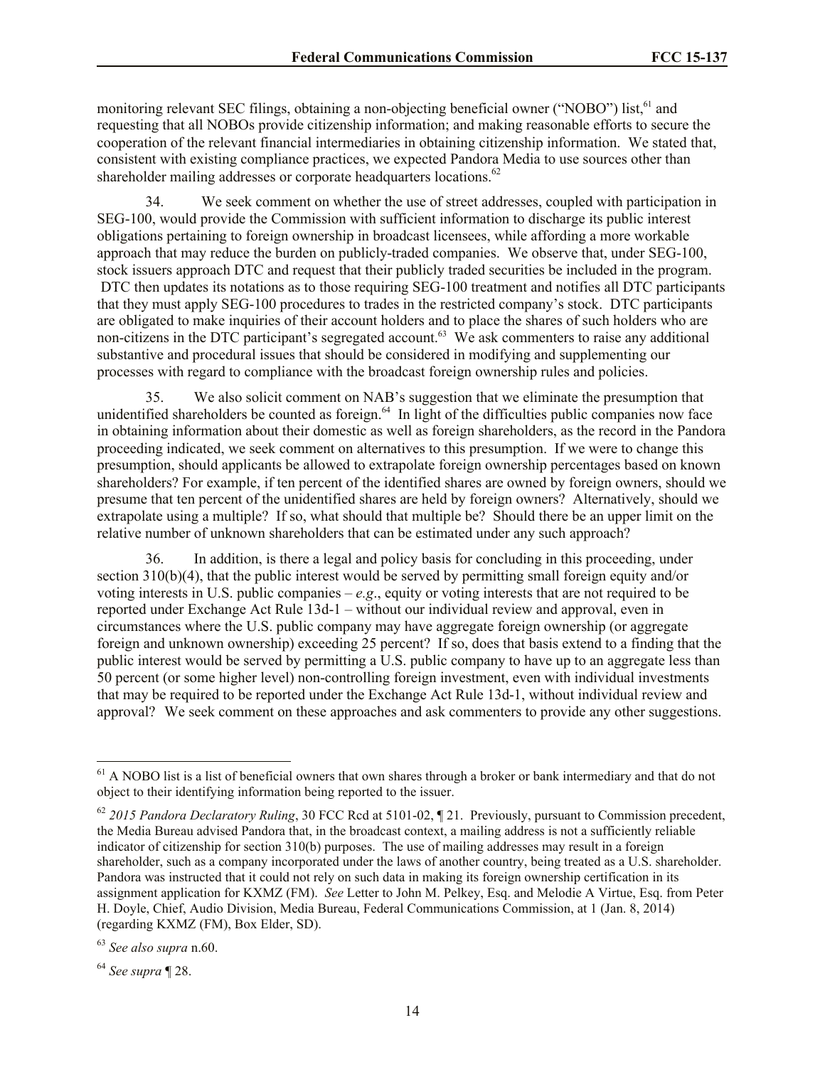monitoring relevant SEC filings, obtaining a non-objecting beneficial owner ("NOBO") list,[61] and requesting that all NOBOs provide citizenship information; and making reasonable efforts to secure the cooperation of the relevant financial intermediaries in obtaining citizenship information. We stated that, consistent with existing compliance practices, we expected Pandora Media to use sources other than shareholder mailing addresses or corporate headquarters locations.[62]

34. We seek comment on whether the use of street addresses, coupled with participation in SEG-100, would provide the Commission with sufficient information to discharge its public interest obligations pertaining to foreign ownership in broadcast licensees, while affording a more workable approach that may reduce the burden on publicly-traded companies. We observe that, under SEG-100, stock issuers approach DTC and request that their publicly traded securities be included in the program. DTC then updates its notations as to those requiring SEG-100 treatment and notifies all DTC participants that they must apply SEG-100 procedures to trades in the restricted company's stock. DTC participants are obligated to make inquiries of their account holders and to place the shares of such holders who are non-citizens in the DTC participant's segregated account.[63] We ask commenters to raise any additional substantive and procedural issues that should be considered in modifying and supplementing our processes with regard to compliance with the broadcast foreign ownership rules and policies.

35. We also solicit comment on NAB's suggestion that we eliminate the presumption that unidentified shareholders be counted as foreign.[64] In light of the difficulties public companies now face in obtaining information about their domestic as well as foreign shareholders, as the record in the Pandora proceeding indicated, we seek comment on alternatives to this presumption. If we were to change this presumption, should applicants be allowed to extrapolate foreign ownership percentages based on known shareholders? For example, if ten percent of the identified shares are owned by foreign owners, should we presume that ten percent of the unidentified shares are held by foreign owners? Alternatively, should we extrapolate using a multiple? If so, what should that multiple be? Should there be an upper limit on the relative number of unknown shareholders that can be estimated under any such approach?

36. In addition, is there a legal and policy basis for concluding in this proceeding, under section 310(b)(4), that the public interest would be served by permitting small foreign equity and/or voting interests in U.S. public companies – *e.g*., equity or voting interests that are not required to be reported under Exchange Act Rule 13d-1 – without our individual review and approval, even in circumstances where the U.S. public company may have aggregate foreign ownership (or aggregate foreign and unknown ownership) exceeding 25 percent? If so, does that basis extend to a finding that the public interest would be served by permitting a U.S. public company to have up to an aggregate less than 50 percent (or some higher level) non-controlling foreign investment, even with individual investments that may be required to be reported under the Exchange Act Rule 13d-1, without individual review and approval? We seek comment on these approaches and ask commenters to provide any other suggestions.

---

[61] A NOBO list is a list of beneficial owners that own shares through a broker or bank intermediary and that do not object to their identifying information being reported to the issuer.

[62] *2015 Pandora Declaratory Ruling*, 30 FCC Rcd at 5101-02, ¶ 21. Previously, pursuant to Commission precedent, the Media Bureau advised Pandora that, in the broadcast context, a mailing address is not a sufficiently reliable indicator of citizenship for section 310(b) purposes. The use of mailing addresses may result in a foreign shareholder, such as a company incorporated under the laws of another country, being treated as a U.S. shareholder. Pandora was instructed that it could not rely on such data in making its foreign ownership certification in its assignment application for KXMZ (FM). *See* Letter to John M. Pelkey, Esq. and Melodie A Virtue, Esq. from Peter H. Doyle, Chief, Audio Division, Media Bureau, Federal Communications Commission, at 1 (Jan. 8, 2014) (regarding KXMZ (FM), Box Elder, SD).

[63] *See also supra* n.60.

[64] *See supra* ¶ 28.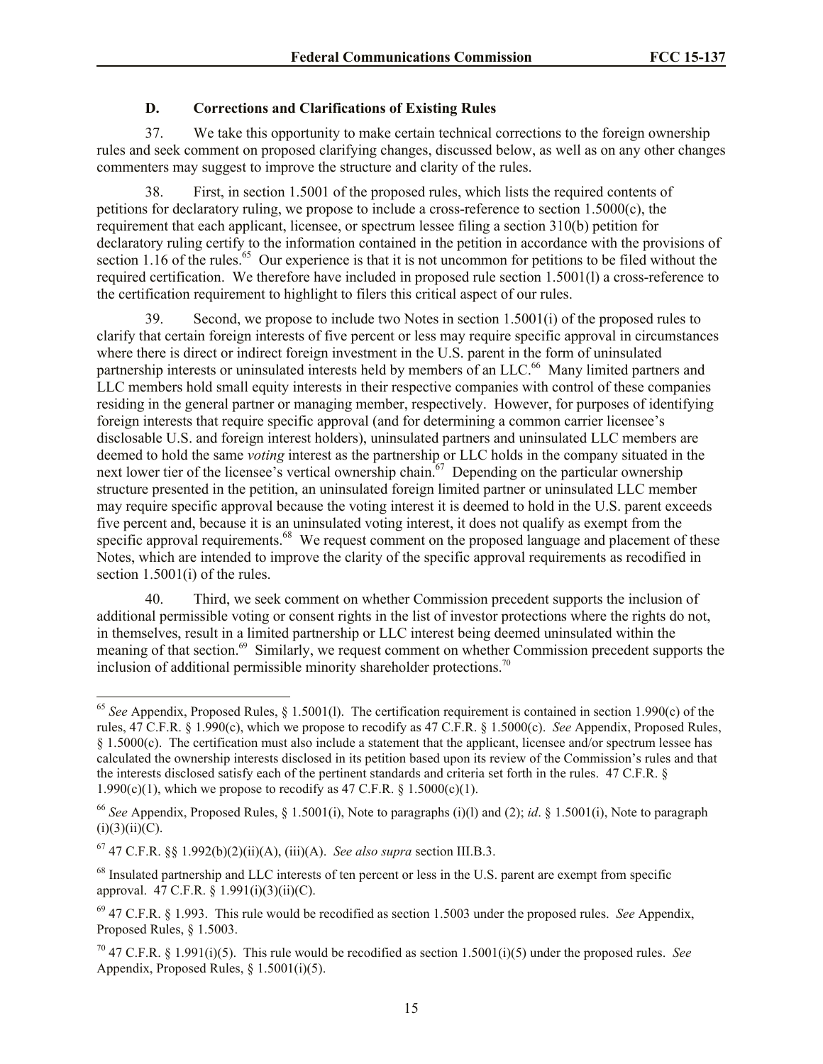### D. Corrections and Clarifications of Existing Rules

37. We take this opportunity to make certain technical corrections to the foreign ownership rules and seek comment on proposed clarifying changes, discussed below, as well as on any other changes commenters may suggest to improve the structure and clarity of the rules.

38. First, in section 1.5001 of the proposed rules, which lists the required contents of petitions for declaratory ruling, we propose to include a cross-reference to section 1.5000(c), the requirement that each applicant, licensee, or spectrum lessee filing a section 310(b) petition for declaratory ruling certify to the information contained in the petition in accordance with the provisions of section 1.16 of the rules.[65] Our experience is that it is not uncommon for petitions to be filed without the required certification. We therefore have included in proposed rule section 1.5001(l) a cross-reference to the certification requirement to highlight to filers this critical aspect of our rules.

39. Second, we propose to include two Notes in section 1.5001(i) of the proposed rules to clarify that certain foreign interests of five percent or less may require specific approval in circumstances where there is direct or indirect foreign investment in the U.S. parent in the form of uninsulated partnership interests or uninsulated interests held by members of an LLC.[66] Many limited partners and LLC members hold small equity interests in their respective companies with control of these companies residing in the general partner or managing member, respectively. However, for purposes of identifying foreign interests that require specific approval (and for determining a common carrier licensee's disclosable U.S. and foreign interest holders), uninsulated partners and uninsulated LLC members are deemed to hold the same *voting* interest as the partnership or LLC holds in the company situated in the next lower tier of the licensee's vertical ownership chain.[67] Depending on the particular ownership structure presented in the petition, an uninsulated foreign limited partner or uninsulated LLC member may require specific approval because the voting interest it is deemed to hold in the U.S. parent exceeds five percent and, because it is an uninsulated voting interest, it does not qualify as exempt from the specific approval requirements.[68] We request comment on the proposed language and placement of these Notes, which are intended to improve the clarity of the specific approval requirements as recodified in section 1.5001(i) of the rules.

40. Third, we seek comment on whether Commission precedent supports the inclusion of additional permissible voting or consent rights in the list of investor protections where the rights do not, in themselves, result in a limited partnership or LLC interest being deemed uninsulated within the meaning of that section.[69] Similarly, we request comment on whether Commission precedent supports the inclusion of additional permissible minority shareholder protections.[70]

---

[65] *See* Appendix, Proposed Rules, § 1.5001(l). The certification requirement is contained in section 1.990(c) of the rules, 47 C.F.R. § 1.990(c), which we propose to recodify as 47 C.F.R. § 1.5000(c). *See* Appendix, Proposed Rules, § 1.5000(c). The certification must also include a statement that the applicant, licensee and/or spectrum lessee has calculated the ownership interests disclosed in its petition based upon its review of the Commission's rules and that the interests disclosed satisfy each of the pertinent standards and criteria set forth in the rules. 47 C.F.R. § 1.990(c)(1), which we propose to recodify as 47 C.F.R. § 1.5000(c)(1).

[66] *See* Appendix, Proposed Rules, § 1.5001(i), Note to paragraphs (i)(l) and (2); *id*. § 1.5001(i), Note to paragraph (i)(3)(ii)(C).

[67] 47 C.F.R. §§ 1.992(b)(2)(ii)(A), (iii)(A). *See also supra* section III.B.3.

[68] Insulated partnership and LLC interests of ten percent or less in the U.S. parent are exempt from specific approval. 47 C.F.R. § 1.991(i)(3)(ii)(C).

[69] 47 C.F.R. § 1.993. This rule would be recodified as section 1.5003 under the proposed rules. *See* Appendix, Proposed Rules, § 1.5003.

[70] 47 C.F.R. § 1.991(i)(5). This rule would be recodified as section 1.5001(i)(5) under the proposed rules. *See* Appendix, Proposed Rules, § 1.5001(i)(5).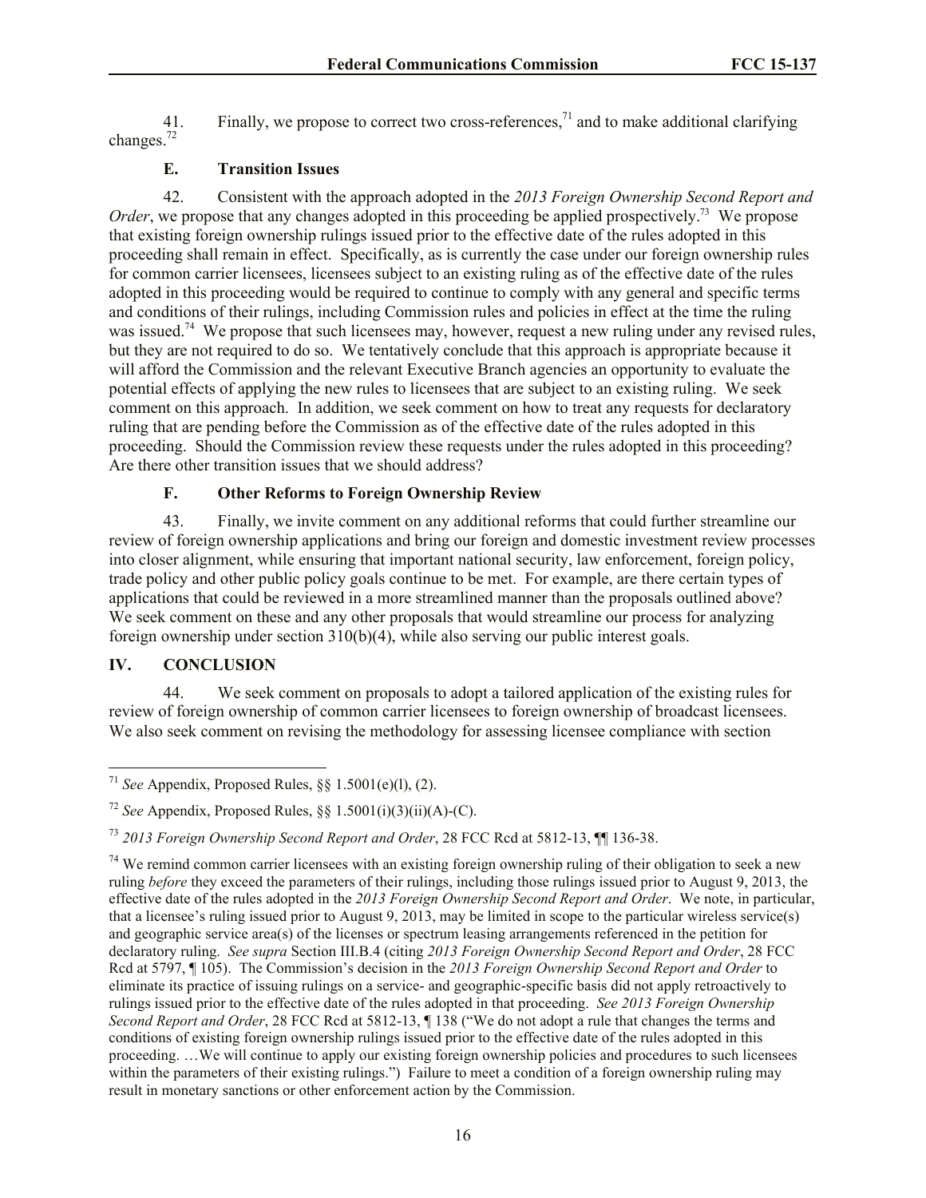41. Finally, we propose to correct two cross-references,[71] and to make additional clarifying changes.[72]

### E. Transition Issues

42. Consistent with the approach adopted in the *2013 Foreign Ownership Second Report and Order*, we propose that any changes adopted in this proceeding be applied prospectively.[73] We propose that existing foreign ownership rulings issued prior to the effective date of the rules adopted in this proceeding shall remain in effect. Specifically, as is currently the case under our foreign ownership rules for common carrier licensees, licensees subject to an existing ruling as of the effective date of the rules adopted in this proceeding would be required to continue to comply with any general and specific terms and conditions of their rulings, including Commission rules and policies in effect at the time the ruling was issued.[74] We propose that such licensees may, however, request a new ruling under any revised rules, but they are not required to do so. We tentatively conclude that this approach is appropriate because it will afford the Commission and the relevant Executive Branch agencies an opportunity to evaluate the potential effects of applying the new rules to licensees that are subject to an existing ruling. We seek comment on this approach. In addition, we seek comment on how to treat any requests for declaratory ruling that are pending before the Commission as of the effective date of the rules adopted in this proceeding. Should the Commission review these requests under the rules adopted in this proceeding? Are there other transition issues that we should address?

### F. Other Reforms to Foreign Ownership Review

43. Finally, we invite comment on any additional reforms that could further streamline our review of foreign ownership applications and bring our foreign and domestic investment review processes into closer alignment, while ensuring that important national security, law enforcement, foreign policy, trade policy and other public policy goals continue to be met. For example, are there certain types of applications that could be reviewed in a more streamlined manner than the proposals outlined above? We seek comment on these and any other proposals that would streamline our process for analyzing foreign ownership under section 310(b)(4), while also serving our public interest goals.

## IV. CONCLUSION

44. We seek comment on proposals to adopt a tailored application of the existing rules for review of foreign ownership of common carrier licensees to foreign ownership of broadcast licensees. We also seek comment on revising the methodology for assessing licensee compliance with section

---

[71] *See* Appendix, Proposed Rules, §§ 1.5001(e)(l), (2).

[72] *See* Appendix, Proposed Rules, §§ 1.5001(i)(3)(ii)(A)-(C).

[73] *2013 Foreign Ownership Second Report and Order*, 28 FCC Rcd at 5812-13, ¶¶ 136-38.

[74] We remind common carrier licensees with an existing foreign ownership ruling of their obligation to seek a new ruling *before* they exceed the parameters of their rulings, including those rulings issued prior to August 9, 2013, the effective date of the rules adopted in the *2013 Foreign Ownership Second Report and Order*. We note, in particular, that a licensee's ruling issued prior to August 9, 2013, may be limited in scope to the particular wireless service(s) and geographic service area(s) of the licenses or spectrum leasing arrangements referenced in the petition for declaratory ruling. *See supra* Section III.B.4 (citing *2013 Foreign Ownership Second Report and Order*, 28 FCC Rcd at 5797, ¶ 105). The Commission's decision in the *2013 Foreign Ownership Second Report and Order* to eliminate its practice of issuing rulings on a service- and geographic-specific basis did not apply retroactively to rulings issued prior to the effective date of the rules adopted in that proceeding. *See 2013 Foreign Ownership Second Report and Order*, 28 FCC Rcd at 5812-13, ¶ 138 ("We do not adopt a rule that changes the terms and conditions of existing foreign ownership rulings issued prior to the effective date of the rules adopted in this proceeding. …We will continue to apply our existing foreign ownership policies and procedures to such licensees within the parameters of their existing rulings.") Failure to meet a condition of a foreign ownership ruling may result in monetary sanctions or other enforcement action by the Commission.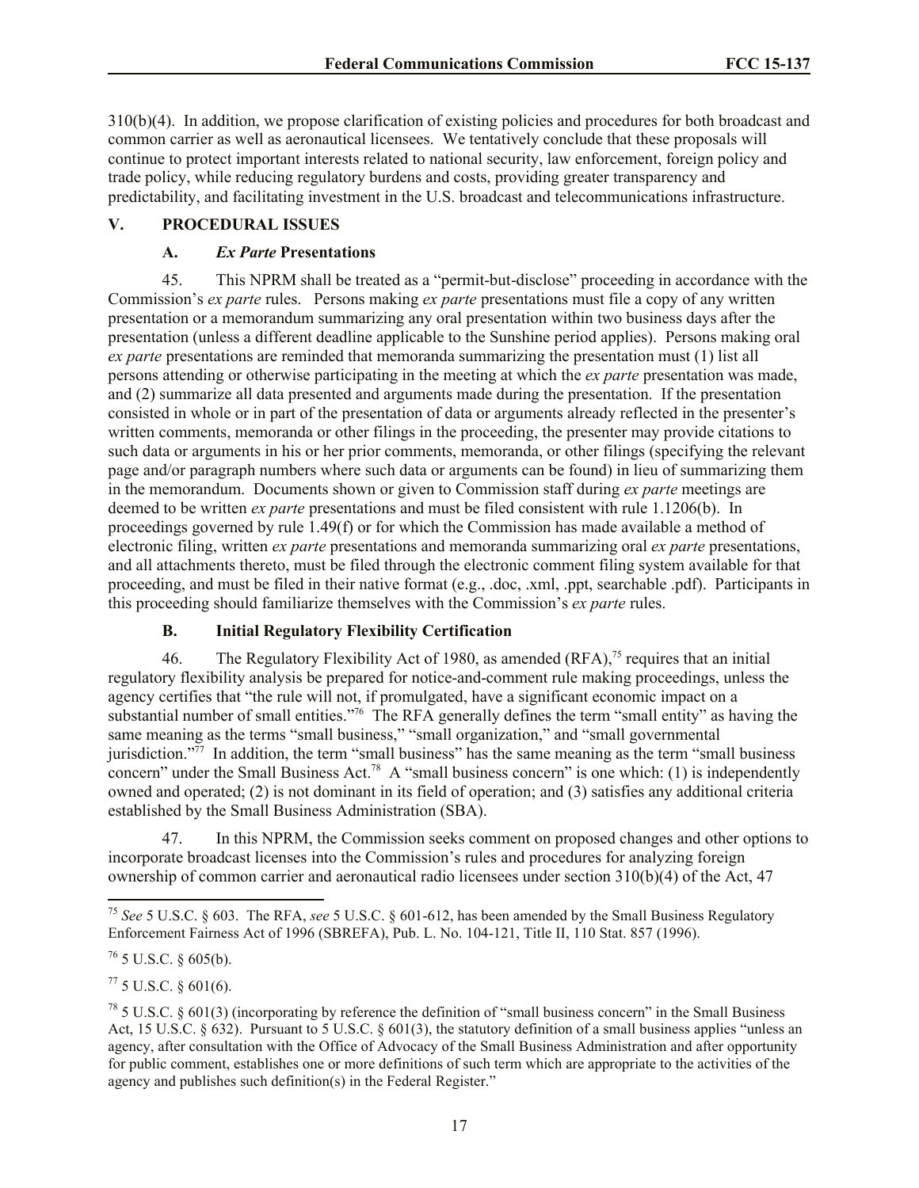310(b)(4). In addition, we propose clarification of existing policies and procedures for both broadcast and common carrier as well as aeronautical licensees. We tentatively conclude that these proposals will continue to protect important interests related to national security, law enforcement, foreign policy and trade policy, while reducing regulatory burdens and costs, providing greater transparency and predictability, and facilitating investment in the U.S. broadcast and telecommunications infrastructure.

## V. PROCEDURAL ISSUES

### A. *Ex Parte* Presentations

45. This NPRM shall be treated as a "permit-but-disclose" proceeding in accordance with the Commission's *ex parte* rules. Persons making *ex parte* presentations must file a copy of any written presentation or a memorandum summarizing any oral presentation within two business days after the presentation (unless a different deadline applicable to the Sunshine period applies). Persons making oral *ex parte* presentations are reminded that memoranda summarizing the presentation must (1) list all persons attending or otherwise participating in the meeting at which the *ex parte* presentation was made, and (2) summarize all data presented and arguments made during the presentation. If the presentation consisted in whole or in part of the presentation of data or arguments already reflected in the presenter's written comments, memoranda or other filings in the proceeding, the presenter may provide citations to such data or arguments in his or her prior comments, memoranda, or other filings (specifying the relevant page and/or paragraph numbers where such data or arguments can be found) in lieu of summarizing them in the memorandum. Documents shown or given to Commission staff during *ex parte* meetings are deemed to be written *ex parte* presentations and must be filed consistent with rule 1.1206(b). In proceedings governed by rule 1.49(f) or for which the Commission has made available a method of electronic filing, written *ex parte* presentations and memoranda summarizing oral *ex parte* presentations, and all attachments thereto, must be filed through the electronic comment filing system available for that proceeding, and must be filed in their native format (e.g., .doc, .xml, .ppt, searchable .pdf). Participants in this proceeding should familiarize themselves with the Commission's *ex parte* rules.

### B. Initial Regulatory Flexibility Certification

46. The Regulatory Flexibility Act of 1980, as amended (RFA),[75] requires that an initial regulatory flexibility analysis be prepared for notice-and-comment rule making proceedings, unless the agency certifies that "the rule will not, if promulgated, have a significant economic impact on a substantial number of small entities."[76] The RFA generally defines the term "small entity" as having the same meaning as the terms "small business," "small organization," and "small governmental jurisdiction."[77] In addition, the term "small business" has the same meaning as the term "small business concern" under the Small Business Act.[78] A "small business concern" is one which: (1) is independently owned and operated; (2) is not dominant in its field of operation; and (3) satisfies any additional criteria established by the Small Business Administration (SBA).

47. In this NPRM, the Commission seeks comment on proposed changes and other options to incorporate broadcast licenses into the Commission's rules and procedures for analyzing foreign ownership of common carrier and aeronautical radio licensees under section 310(b)(4) of the Act, 47

---

[75] *See* 5 U.S.C. § 603. The RFA, *see* 5 U.S.C. § 601-612, has been amended by the Small Business Regulatory Enforcement Fairness Act of 1996 (SBREFA), Pub. L. No. 104-121, Title II, 110 Stat. 857 (1996).

[76] 5 U.S.C. § 605(b).

[77] 5 U.S.C. § 601(6).

[78] 5 U.S.C. § 601(3) (incorporating by reference the definition of "small business concern" in the Small Business Act, 15 U.S.C. § 632). Pursuant to 5 U.S.C. § 601(3), the statutory definition of a small business applies "unless an agency, after consultation with the Office of Advocacy of the Small Business Administration and after opportunity for public comment, establishes one or more definitions of such term which are appropriate to the activities of the agency and publishes such definition(s) in the Federal Register."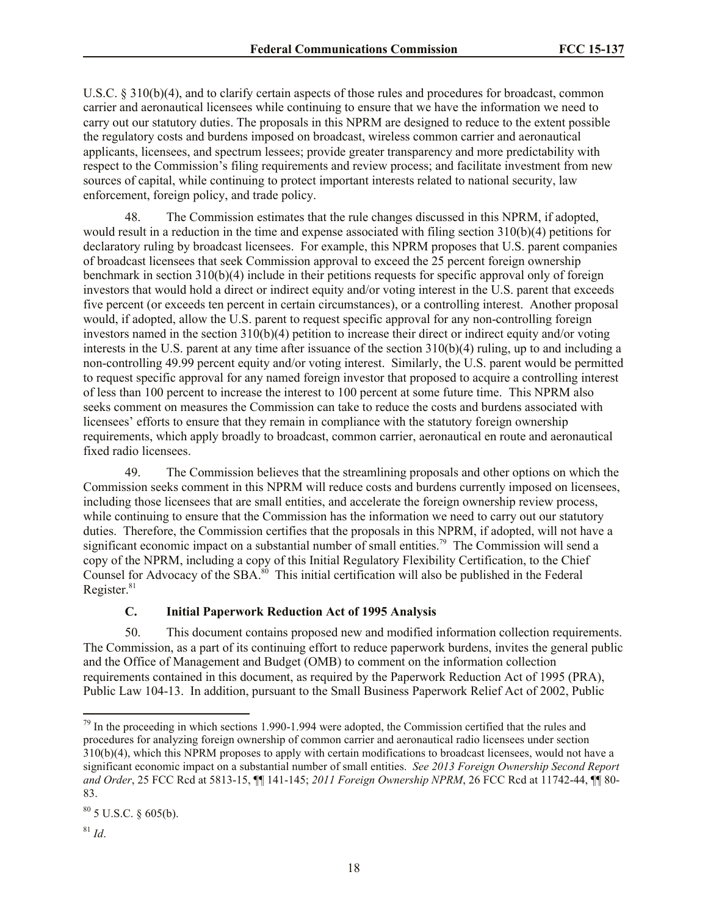U.S.C. § 310(b)(4), and to clarify certain aspects of those rules and procedures for broadcast, common carrier and aeronautical licensees while continuing to ensure that we have the information we need to carry out our statutory duties. The proposals in this NPRM are designed to reduce to the extent possible the regulatory costs and burdens imposed on broadcast, wireless common carrier and aeronautical applicants, licensees, and spectrum lessees; provide greater transparency and more predictability with respect to the Commission's filing requirements and review process; and facilitate investment from new sources of capital, while continuing to protect important interests related to national security, law enforcement, foreign policy, and trade policy.

48. The Commission estimates that the rule changes discussed in this NPRM, if adopted, would result in a reduction in the time and expense associated with filing section 310(b)(4) petitions for declaratory ruling by broadcast licensees. For example, this NPRM proposes that U.S. parent companies of broadcast licensees that seek Commission approval to exceed the 25 percent foreign ownership benchmark in section 310(b)(4) include in their petitions requests for specific approval only of foreign investors that would hold a direct or indirect equity and/or voting interest in the U.S. parent that exceeds five percent (or exceeds ten percent in certain circumstances), or a controlling interest. Another proposal would, if adopted, allow the U.S. parent to request specific approval for any non-controlling foreign investors named in the section 310(b)(4) petition to increase their direct or indirect equity and/or voting interests in the U.S. parent at any time after issuance of the section 310(b)(4) ruling, up to and including a non-controlling 49.99 percent equity and/or voting interest. Similarly, the U.S. parent would be permitted to request specific approval for any named foreign investor that proposed to acquire a controlling interest of less than 100 percent to increase the interest to 100 percent at some future time. This NPRM also seeks comment on measures the Commission can take to reduce the costs and burdens associated with licensees' efforts to ensure that they remain in compliance with the statutory foreign ownership requirements, which apply broadly to broadcast, common carrier, aeronautical en route and aeronautical fixed radio licensees.

49. The Commission believes that the streamlining proposals and other options on which the Commission seeks comment in this NPRM will reduce costs and burdens currently imposed on licensees, including those licensees that are small entities, and accelerate the foreign ownership review process, while continuing to ensure that the Commission has the information we need to carry out our statutory duties. Therefore, the Commission certifies that the proposals in this NPRM, if adopted, will not have a significant economic impact on a substantial number of small entities.[79] The Commission will send a copy of the NPRM, including a copy of this Initial Regulatory Flexibility Certification, to the Chief Counsel for Advocacy of the SBA.[80] This initial certification will also be published in the Federal Register.[81]

### C. Initial Paperwork Reduction Act of 1995 Analysis

50. This document contains proposed new and modified information collection requirements. The Commission, as a part of its continuing effort to reduce paperwork burdens, invites the general public and the Office of Management and Budget (OMB) to comment on the information collection requirements contained in this document, as required by the Paperwork Reduction Act of 1995 (PRA), Public Law 104-13. In addition, pursuant to the Small Business Paperwork Relief Act of 2002, Public

---

[79] In the proceeding in which sections 1.990-1.994 were adopted, the Commission certified that the rules and procedures for analyzing foreign ownership of common carrier and aeronautical radio licensees under section 310(b)(4), which this NPRM proposes to apply with certain modifications to broadcast licensees, would not have a significant economic impact on a substantial number of small entities. *See 2013 Foreign Ownership Second Report and Order*, 25 FCC Rcd at 5813-15, ¶¶ 141-145; *2011 Foreign Ownership NPRM*, 26 FCC Rcd at 11742-44, ¶¶ 80-83.

[80] 5 U.S.C. § 605(b).

[81] *Id*.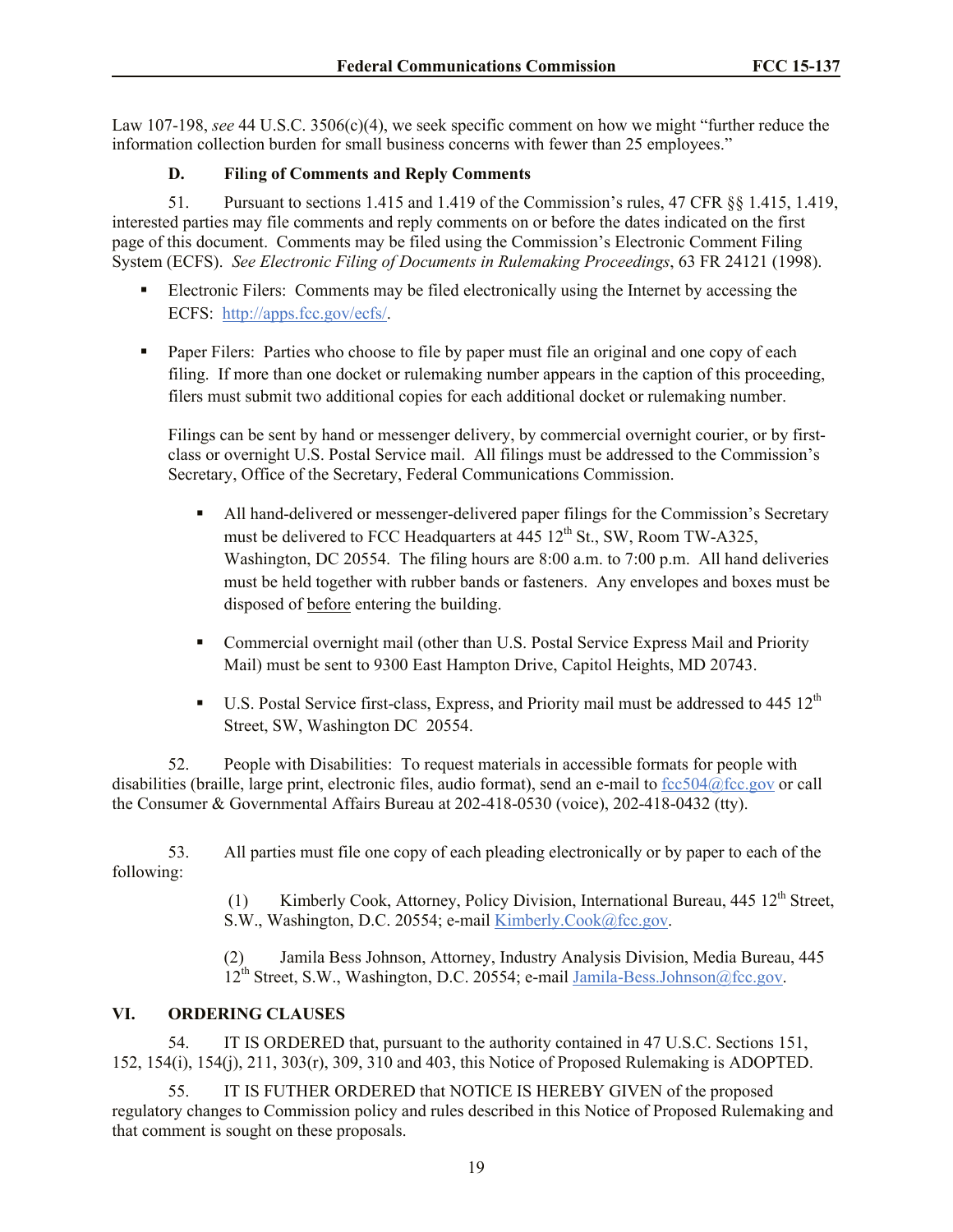Law 107-198, *see* 44 U.S.C. 3506(c)(4), we seek specific comment on how we might "further reduce the information collection burden for small business concerns with fewer than 25 employees."

### D. Filing of Comments and Reply Comments

51. Pursuant to sections 1.415 and 1.419 of the Commission's rules, 47 CFR §§ 1.415, 1.419, interested parties may file comments and reply comments on or before the dates indicated on the first page of this document. Comments may be filed using the Commission's Electronic Comment Filing System (ECFS). *See Electronic Filing of Documents in Rulemaking Proceedings*, 63 FR 24121 (1998).

- Electronic Filers: Comments may be filed electronically using the Internet by accessing the ECFS: http://apps.fcc.gov/ecfs/.

- Paper Filers: Parties who choose to file by paper must file an original and one copy of each filing. If more than one docket or rulemaking number appears in the caption of this proceeding, filers must submit two additional copies for each additional docket or rulemaking number.

  Filings can be sent by hand or messenger delivery, by commercial overnight courier, or by first-class or overnight U.S. Postal Service mail. All filings must be addressed to the Commission's Secretary, Office of the Secretary, Federal Communications Commission.

  - All hand-delivered or messenger-delivered paper filings for the Commission's Secretary must be delivered to FCC Headquarters at 445 12th St., SW, Room TW-A325, Washington, DC 20554. The filing hours are 8:00 a.m. to 7:00 p.m. All hand deliveries must be held together with rubber bands or fasteners. Any envelopes and boxes must be disposed of before entering the building.

  - Commercial overnight mail (other than U.S. Postal Service Express Mail and Priority Mail) must be sent to 9300 East Hampton Drive, Capitol Heights, MD 20743.

  - U.S. Postal Service first-class, Express, and Priority mail must be addressed to 445 12th Street, SW, Washington DC 20554.

52. People with Disabilities: To request materials in accessible formats for people with disabilities (braille, large print, electronic files, audio format), send an e-mail to fcc504@fcc.gov or call the Consumer & Governmental Affairs Bureau at 202-418-0530 (voice), 202-418-0432 (tty).

53. All parties must file one copy of each pleading electronically or by paper to each of the following:

(1) Kimberly Cook, Attorney, Policy Division, International Bureau, 445 12th Street, S.W., Washington, D.C. 20554; e-mail Kimberly.Cook@fcc.gov.

(2) Jamila Bess Johnson, Attorney, Industry Analysis Division, Media Bureau, 445 12th Street, S.W., Washington, D.C. 20554; e-mail Jamila-Bess.Johnson@fcc.gov.

## VI. ORDERING CLAUSES

54. IT IS ORDERED that, pursuant to the authority contained in 47 U.S.C. Sections 151, 152, 154(i), 154(j), 211, 303(r), 309, 310 and 403, this Notice of Proposed Rulemaking is ADOPTED.

55. IT IS FUTHER ORDERED that NOTICE IS HEREBY GIVEN of the proposed regulatory changes to Commission policy and rules described in this Notice of Proposed Rulemaking and that comment is sought on these proposals.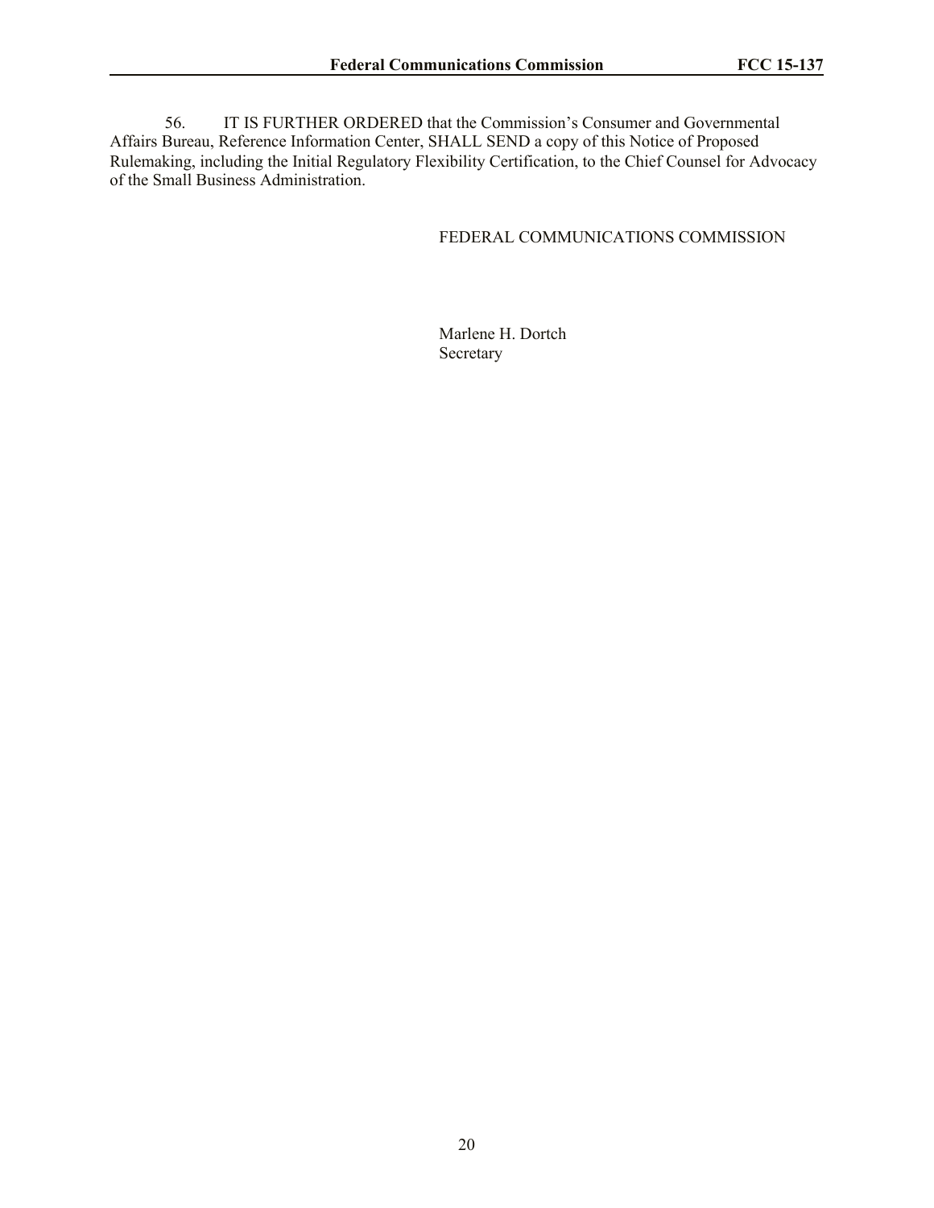56. IT IS FURTHER ORDERED that the Commission's Consumer and Governmental Affairs Bureau, Reference Information Center, SHALL SEND a copy of this Notice of Proposed Rulemaking, including the Initial Regulatory Flexibility Certification, to the Chief Counsel for Advocacy of the Small Business Administration.

FEDERAL COMMUNICATIONS COMMISSION

Marlene H. Dortch
Secretary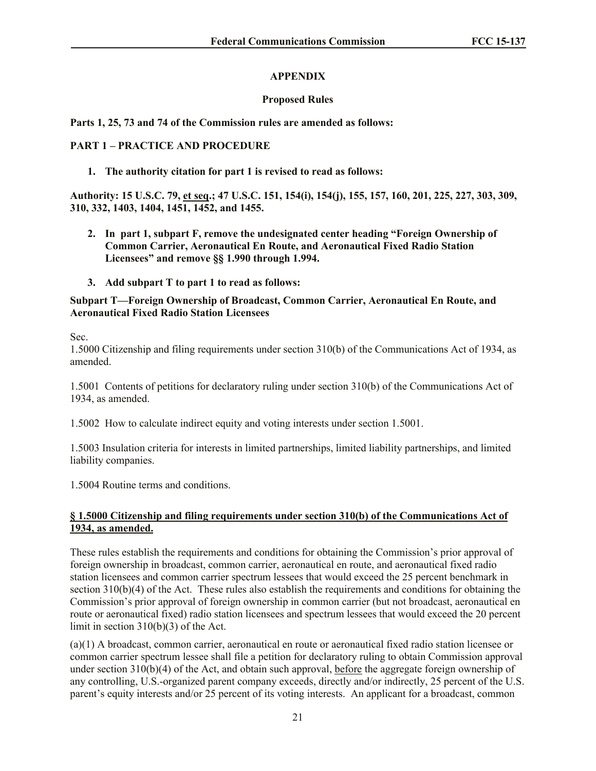## APPENDIX

### Proposed Rules

**Parts 1, 25, 73 and 74 of the Commission rules are amended as follows:**

**PART 1 – PRACTICE AND PROCEDURE**

1. **The authority citation for part 1 is revised to read as follows:**

**Authority: 15 U.S.C. 79, et seq.; 47 U.S.C. 151, 154(i), 154(j), 155, 157, 160, 201, 225, 227, 303, 309, 310, 332, 1403, 1404, 1451, 1452, and 1455.**

2. **In part 1, subpart F, remove the undesignated center heading "Foreign Ownership of Common Carrier, Aeronautical En Route, and Aeronautical Fixed Radio Station Licensees" and remove §§ 1.990 through 1.994.**

3. **Add subpart T to part 1 to read as follows:**

**Subpart T—Foreign Ownership of Broadcast, Common Carrier, Aeronautical En Route, and Aeronautical Fixed Radio Station Licensees**

Sec.

1.5000 Citizenship and filing requirements under section 310(b) of the Communications Act of 1934, as amended.

1.5001 Contents of petitions for declaratory ruling under section 310(b) of the Communications Act of 1934, as amended.

1.5002 How to calculate indirect equity and voting interests under section 1.5001.

1.5003 Insulation criteria for interests in limited partnerships, limited liability partnerships, and limited liability companies.

1.5004 Routine terms and conditions.

**§ 1.5000 Citizenship and filing requirements under section 310(b) of the Communications Act of 1934, as amended.**

These rules establish the requirements and conditions for obtaining the Commission's prior approval of foreign ownership in broadcast, common carrier, aeronautical en route, and aeronautical fixed radio station licensees and common carrier spectrum lessees that would exceed the 25 percent benchmark in section 310(b)(4) of the Act. These rules also establish the requirements and conditions for obtaining the Commission's prior approval of foreign ownership in common carrier (but not broadcast, aeronautical en route or aeronautical fixed) radio station licensees and spectrum lessees that would exceed the 20 percent limit in section 310(b)(3) of the Act.

(a)(1) A broadcast, common carrier, aeronautical en route or aeronautical fixed radio station licensee or common carrier spectrum lessee shall file a petition for declaratory ruling to obtain Commission approval under section 310(b)(4) of the Act, and obtain such approval, before the aggregate foreign ownership of any controlling, U.S.-organized parent company exceeds, directly and/or indirectly, 25 percent of the U.S. parent's equity interests and/or 25 percent of its voting interests. An applicant for a broadcast, common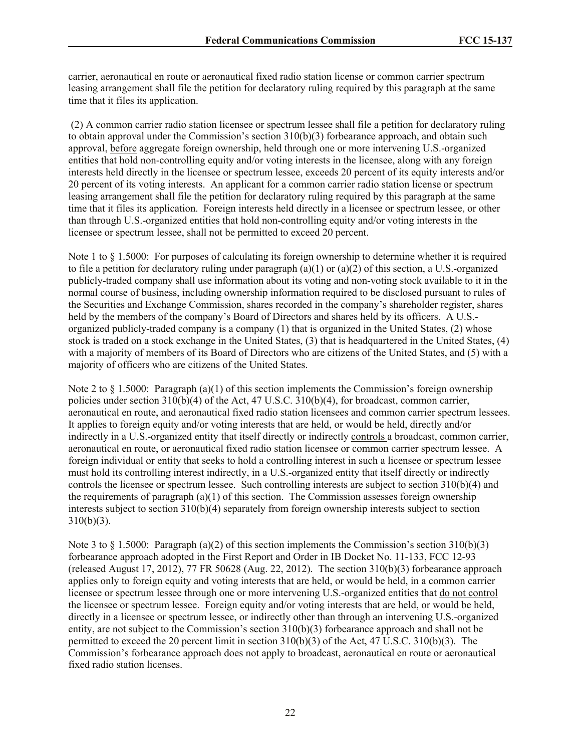carrier, aeronautical en route or aeronautical fixed radio station license or common carrier spectrum leasing arrangement shall file the petition for declaratory ruling required by this paragraph at the same time that it files its application.

(2) A common carrier radio station licensee or spectrum lessee shall file a petition for declaratory ruling to obtain approval under the Commission's section 310(b)(3) forbearance approach, and obtain such approval, before aggregate foreign ownership, held through one or more intervening U.S.-organized entities that hold non-controlling equity and/or voting interests in the licensee, along with any foreign interests held directly in the licensee or spectrum lessee, exceeds 20 percent of its equity interests and/or 20 percent of its voting interests. An applicant for a common carrier radio station license or spectrum leasing arrangement shall file the petition for declaratory ruling required by this paragraph at the same time that it files its application. Foreign interests held directly in a licensee or spectrum lessee, or other than through U.S.-organized entities that hold non-controlling equity and/or voting interests in the licensee or spectrum lessee, shall not be permitted to exceed 20 percent.

Note 1 to § 1.5000: For purposes of calculating its foreign ownership to determine whether it is required to file a petition for declaratory ruling under paragraph (a)(1) or (a)(2) of this section, a U.S.-organized publicly-traded company shall use information about its voting and non-voting stock available to it in the normal course of business, including ownership information required to be disclosed pursuant to rules of the Securities and Exchange Commission, shares recorded in the company's shareholder register, shares held by the members of the company's Board of Directors and shares held by its officers. A U.S.-organized publicly-traded company is a company (1) that is organized in the United States, (2) whose stock is traded on a stock exchange in the United States, (3) that is headquartered in the United States, (4) with a majority of members of its Board of Directors who are citizens of the United States, and (5) with a majority of officers who are citizens of the United States.

Note 2 to § 1.5000: Paragraph (a)(1) of this section implements the Commission's foreign ownership policies under section 310(b)(4) of the Act, 47 U.S.C. 310(b)(4), for broadcast, common carrier, aeronautical en route, and aeronautical fixed radio station licensees and common carrier spectrum lessees. It applies to foreign equity and/or voting interests that are held, and/or would be held, directly and/or indirectly in a U.S.-organized entity that itself directly or indirectly controls a broadcast, common carrier, aeronautical en route, or aeronautical fixed radio station licensee or common carrier spectrum lessee. A foreign individual or entity that seeks to hold a controlling interest in such a licensee or spectrum lessee must hold its controlling interest indirectly, in a U.S.-organized entity that itself directly or indirectly controls the licensee or spectrum lessee. Such controlling interests are subject to section 310(b)(4) and the requirements of paragraph (a)(1) of this section. The Commission assesses foreign ownership interests subject to section 310(b)(4) separately from foreign ownership interests subject to section 310(b)(3).

Note 3 to § 1.5000: Paragraph (a)(2) of this section implements the Commission's section 310(b)(3) forbearance approach adopted in the First Report and Order in IB Docket No. 11-133, FCC 12-93 (released August 17, 2012), 77 FR 50628 (Aug. 22, 2012). The section 310(b)(3) forbearance approach applies only to foreign equity and voting interests that are held, or would be held, in a common carrier licensee or spectrum lessee through one or more intervening U.S.-organized entities that do not control the licensee or spectrum lessee. Foreign equity and/or voting interests that are held, or would be held, directly in a licensee or spectrum lessee, or indirectly other than through an intervening U.S.-organized entity, are not subject to the Commission's section 310(b)(3) forbearance approach and shall not be permitted to exceed the 20 percent limit in section 310(b)(3) of the Act, 47 U.S.C. 310(b)(3). The Commission's forbearance approach does not apply to broadcast, aeronautical en route or aeronautical fixed radio station licenses.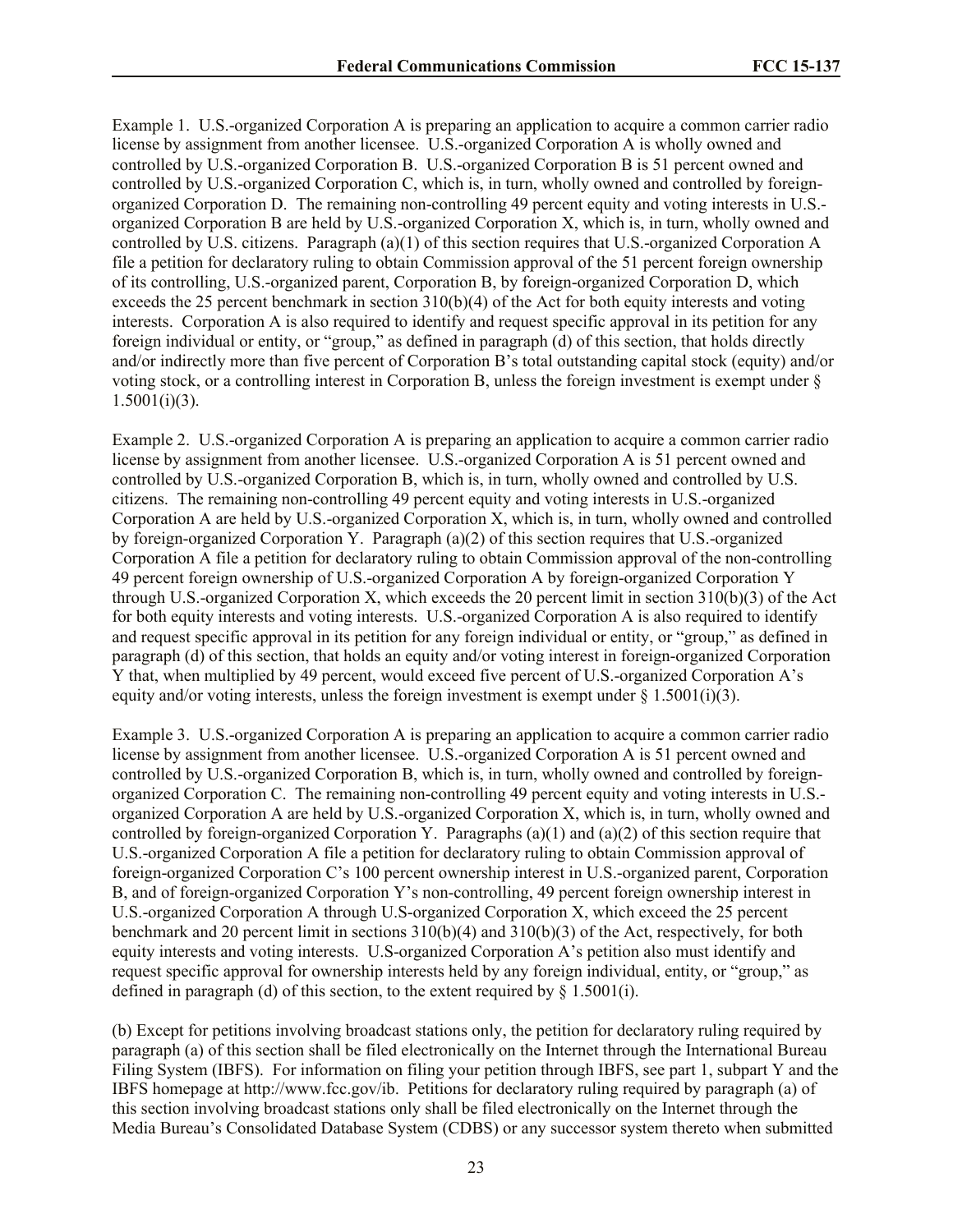Example 1. U.S.-organized Corporation A is preparing an application to acquire a common carrier radio license by assignment from another licensee. U.S.-organized Corporation A is wholly owned and controlled by U.S.-organized Corporation B. U.S.-organized Corporation B is 51 percent owned and controlled by U.S.-organized Corporation C, which is, in turn, wholly owned and controlled by foreign-organized Corporation D. The remaining non-controlling 49 percent equity and voting interests in U.S.-organized Corporation B are held by U.S.-organized Corporation X, which is, in turn, wholly owned and controlled by U.S. citizens. Paragraph (a)(1) of this section requires that U.S.-organized Corporation A file a petition for declaratory ruling to obtain Commission approval of the 51 percent foreign ownership of its controlling, U.S.-organized parent, Corporation B, by foreign-organized Corporation D, which exceeds the 25 percent benchmark in section 310(b)(4) of the Act for both equity interests and voting interests. Corporation A is also required to identify and request specific approval in its petition for any foreign individual or entity, or "group," as defined in paragraph (d) of this section, that holds directly and/or indirectly more than five percent of Corporation B's total outstanding capital stock (equity) and/or voting stock, or a controlling interest in Corporation B, unless the foreign investment is exempt under § 1.5001(i)(3).

Example 2. U.S.-organized Corporation A is preparing an application to acquire a common carrier radio license by assignment from another licensee. U.S.-organized Corporation A is 51 percent owned and controlled by U.S.-organized Corporation B, which is, in turn, wholly owned and controlled by U.S. citizens. The remaining non-controlling 49 percent equity and voting interests in U.S.-organized Corporation A are held by U.S.-organized Corporation X, which is, in turn, wholly owned and controlled by foreign-organized Corporation Y. Paragraph (a)(2) of this section requires that U.S.-organized Corporation A file a petition for declaratory ruling to obtain Commission approval of the non-controlling 49 percent foreign ownership of U.S.-organized Corporation A by foreign-organized Corporation Y through U.S.-organized Corporation X, which exceeds the 20 percent limit in section 310(b)(3) of the Act for both equity interests and voting interests. U.S.-organized Corporation A is also required to identify and request specific approval in its petition for any foreign individual or entity, or "group," as defined in paragraph (d) of this section, that holds an equity and/or voting interest in foreign-organized Corporation Y that, when multiplied by 49 percent, would exceed five percent of U.S.-organized Corporation A's equity and/or voting interests, unless the foreign investment is exempt under § 1.5001(i)(3).

Example 3. U.S.-organized Corporation A is preparing an application to acquire a common carrier radio license by assignment from another licensee. U.S.-organized Corporation A is 51 percent owned and controlled by U.S.-organized Corporation B, which is, in turn, wholly owned and controlled by foreign-organized Corporation C. The remaining non-controlling 49 percent equity and voting interests in U.S.-organized Corporation A are held by U.S.-organized Corporation X, which is, in turn, wholly owned and controlled by foreign-organized Corporation Y. Paragraphs (a)(1) and (a)(2) of this section require that U.S.-organized Corporation A file a petition for declaratory ruling to obtain Commission approval of foreign-organized Corporation C's 100 percent ownership interest in U.S.-organized parent, Corporation B, and of foreign-organized Corporation Y's non-controlling, 49 percent foreign ownership interest in U.S.-organized Corporation A through U.S-organized Corporation X, which exceed the 25 percent benchmark and 20 percent limit in sections 310(b)(4) and 310(b)(3) of the Act, respectively, for both equity interests and voting interests. U.S-organized Corporation A's petition also must identify and request specific approval for ownership interests held by any foreign individual, entity, or "group," as defined in paragraph (d) of this section, to the extent required by § 1.5001(i).

(b) Except for petitions involving broadcast stations only, the petition for declaratory ruling required by paragraph (a) of this section shall be filed electronically on the Internet through the International Bureau Filing System (IBFS). For information on filing your petition through IBFS, see part 1, subpart Y and the IBFS homepage at http://www.fcc.gov/ib. Petitions for declaratory ruling required by paragraph (a) of this section involving broadcast stations only shall be filed electronically on the Internet through the Media Bureau's Consolidated Database System (CDBS) or any successor system thereto when submitted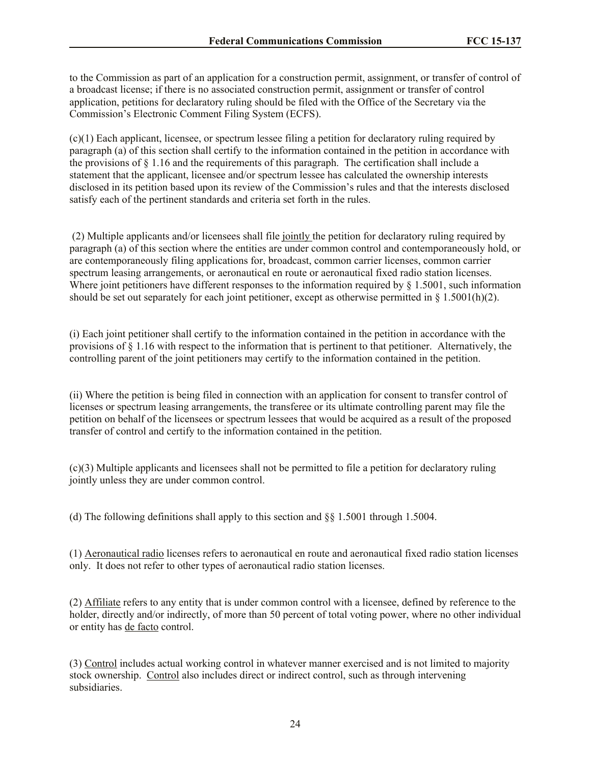to the Commission as part of an application for a construction permit, assignment, or transfer of control of a broadcast license; if there is no associated construction permit, assignment or transfer of control application, petitions for declaratory ruling should be filed with the Office of the Secretary via the Commission's Electronic Comment Filing System (ECFS).

(c)(1) Each applicant, licensee, or spectrum lessee filing a petition for declaratory ruling required by paragraph (a) of this section shall certify to the information contained in the petition in accordance with the provisions of § 1.16 and the requirements of this paragraph. The certification shall include a statement that the applicant, licensee and/or spectrum lessee has calculated the ownership interests disclosed in its petition based upon its review of the Commission's rules and that the interests disclosed satisfy each of the pertinent standards and criteria set forth in the rules.

(2) Multiple applicants and/or licensees shall file jointly the petition for declaratory ruling required by paragraph (a) of this section where the entities are under common control and contemporaneously hold, or are contemporaneously filing applications for, broadcast, common carrier licenses, common carrier spectrum leasing arrangements, or aeronautical en route or aeronautical fixed radio station licenses. Where joint petitioners have different responses to the information required by § 1.5001, such information should be set out separately for each joint petitioner, except as otherwise permitted in § 1.5001(h)(2).

(i) Each joint petitioner shall certify to the information contained in the petition in accordance with the provisions of § 1.16 with respect to the information that is pertinent to that petitioner. Alternatively, the controlling parent of the joint petitioners may certify to the information contained in the petition.

(ii) Where the petition is being filed in connection with an application for consent to transfer control of licenses or spectrum leasing arrangements, the transferee or its ultimate controlling parent may file the petition on behalf of the licensees or spectrum lessees that would be acquired as a result of the proposed transfer of control and certify to the information contained in the petition.

(c)(3) Multiple applicants and licensees shall not be permitted to file a petition for declaratory ruling jointly unless they are under common control.

(d) The following definitions shall apply to this section and §§ 1.5001 through 1.5004.

(1) Aeronautical radio licenses refers to aeronautical en route and aeronautical fixed radio station licenses only. It does not refer to other types of aeronautical radio station licenses.

(2) Affiliate refers to any entity that is under common control with a licensee, defined by reference to the holder, directly and/or indirectly, of more than 50 percent of total voting power, where no other individual or entity has *de facto* control.

(3) Control includes actual working control in whatever manner exercised and is not limited to majority stock ownership. Control also includes direct or indirect control, such as through intervening subsidiaries.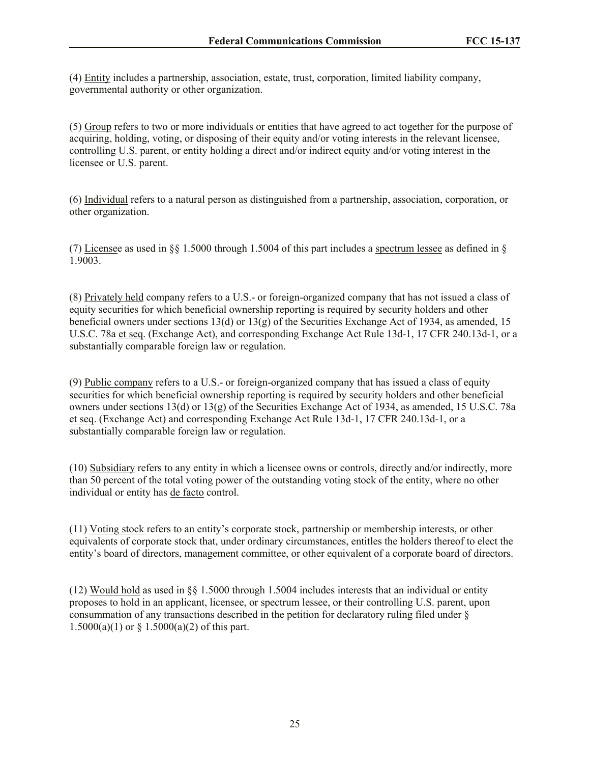(4) Entity includes a partnership, association, estate, trust, corporation, limited liability company, governmental authority or other organization.

(5) Group refers to two or more individuals or entities that have agreed to act together for the purpose of acquiring, holding, voting, or disposing of their equity and/or voting interests in the relevant licensee, controlling U.S. parent, or entity holding a direct and/or indirect equity and/or voting interest in the licensee or U.S. parent.

(6) Individual refers to a natural person as distinguished from a partnership, association, corporation, or other organization.

(7) Licensee as used in §§ 1.5000 through 1.5004 of this part includes a spectrum lessee as defined in § 1.9003.

(8) Privately held company refers to a U.S.- or foreign-organized company that has not issued a class of equity securities for which beneficial ownership reporting is required by security holders and other beneficial owners under sections 13(d) or 13(g) of the Securities Exchange Act of 1934, as amended, 15 U.S.C. 78a et seq. (Exchange Act), and corresponding Exchange Act Rule 13d-1, 17 CFR 240.13d-1, or a substantially comparable foreign law or regulation.

(9) Public company refers to a U.S.- or foreign-organized company that has issued a class of equity securities for which beneficial ownership reporting is required by security holders and other beneficial owners under sections 13(d) or 13(g) of the Securities Exchange Act of 1934, as amended, 15 U.S.C. 78a et seq. (Exchange Act) and corresponding Exchange Act Rule 13d-1, 17 CFR 240.13d-1, or a substantially comparable foreign law or regulation.

(10) Subsidiary refers to any entity in which a licensee owns or controls, directly and/or indirectly, more than 50 percent of the total voting power of the outstanding voting stock of the entity, where no other individual or entity has de facto control.

(11) Voting stock refers to an entity's corporate stock, partnership or membership interests, or other equivalents of corporate stock that, under ordinary circumstances, entitles the holders thereof to elect the entity's board of directors, management committee, or other equivalent of a corporate board of directors.

(12) Would hold as used in §§ 1.5000 through 1.5004 includes interests that an individual or entity proposes to hold in an applicant, licensee, or spectrum lessee, or their controlling U.S. parent, upon consummation of any transactions described in the petition for declaratory ruling filed under § 1.5000(a)(1) or § 1.5000(a)(2) of this part.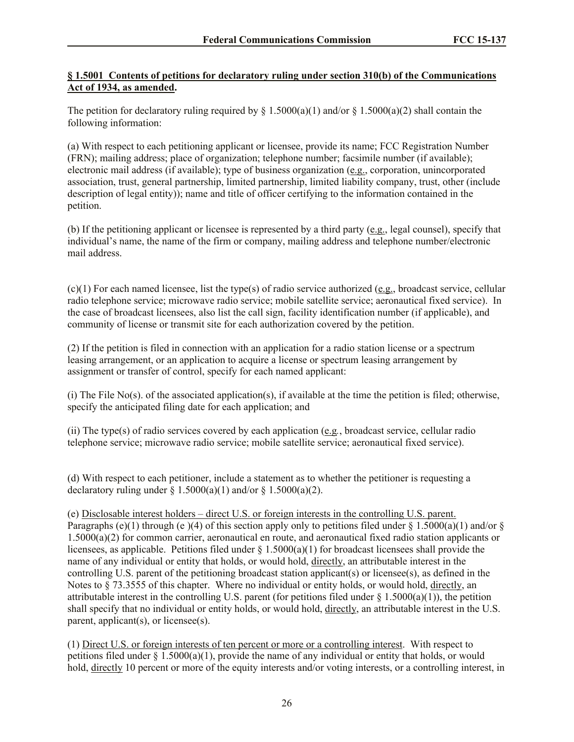**<u>§ 1.5001 Contents of petitions for declaratory ruling under section 310(b) of the Communications Act of 1934, as amended</u>.**

The petition for declaratory ruling required by § 1.5000(a)(1) and/or § 1.5000(a)(2) shall contain the following information:

(a) With respect to each petitioning applicant or licensee, provide its name; FCC Registration Number (FRN); mailing address; place of organization; telephone number; facsimile number (if available); electronic mail address (if available); type of business organization (e.g., corporation, unincorporated association, trust, general partnership, limited partnership, limited liability company, trust, other (include description of legal entity)); name and title of officer certifying to the information contained in the petition.

(b) If the petitioning applicant or licensee is represented by a third party (e.g., legal counsel), specify that individual's name, the name of the firm or company, mailing address and telephone number/electronic mail address.

(c)(1) For each named licensee, list the type(s) of radio service authorized (e.g., broadcast service, cellular radio telephone service; microwave radio service; mobile satellite service; aeronautical fixed service). In the case of broadcast licensees, also list the call sign, facility identification number (if applicable), and community of license or transmit site for each authorization covered by the petition.

(2) If the petition is filed in connection with an application for a radio station license or a spectrum leasing arrangement, or an application to acquire a license or spectrum leasing arrangement by assignment or transfer of control, specify for each named applicant:

(i) The File No(s). of the associated application(s), if available at the time the petition is filed; otherwise, specify the anticipated filing date for each application; and

(ii) The type(s) of radio services covered by each application (e.g., broadcast service, cellular radio telephone service; microwave radio service; mobile satellite service; aeronautical fixed service).

(d) With respect to each petitioner, include a statement as to whether the petitioner is requesting a declaratory ruling under § 1.5000(a)(1) and/or § 1.5000(a)(2).

(e) <u>Disclosable interest holders – direct U.S. or foreign interests in the controlling U.S. parent.</u> Paragraphs (e)(1) through (e )(4) of this section apply only to petitions filed under § 1.5000(a)(1) and/or § 1.5000(a)(2) for common carrier, aeronautical en route, and aeronautical fixed radio station applicants or licensees, as applicable. Petitions filed under § 1.5000(a)(1) for broadcast licensees shall provide the name of any individual or entity that holds, or would hold, <u>directly</u>, an attributable interest in the controlling U.S. parent of the petitioning broadcast station applicant(s) or licensee(s), as defined in the Notes to § 73.3555 of this chapter. Where no individual or entity holds, or would hold, <u>directly</u>, an attributable interest in the controlling U.S. parent (for petitions filed under § 1.5000(a)(1)), the petition shall specify that no individual or entity holds, or would hold, <u>directly</u>, an attributable interest in the U.S. parent, applicant(s), or licensee(s).

(1) <u>Direct U.S. or foreign interests of ten percent or more or a controlling interest</u>. With respect to petitions filed under § 1.5000(a)(1), provide the name of any individual or entity that holds, or would hold, <u>directly</u> 10 percent or more of the equity interests and/or voting interests, or a controlling interest, in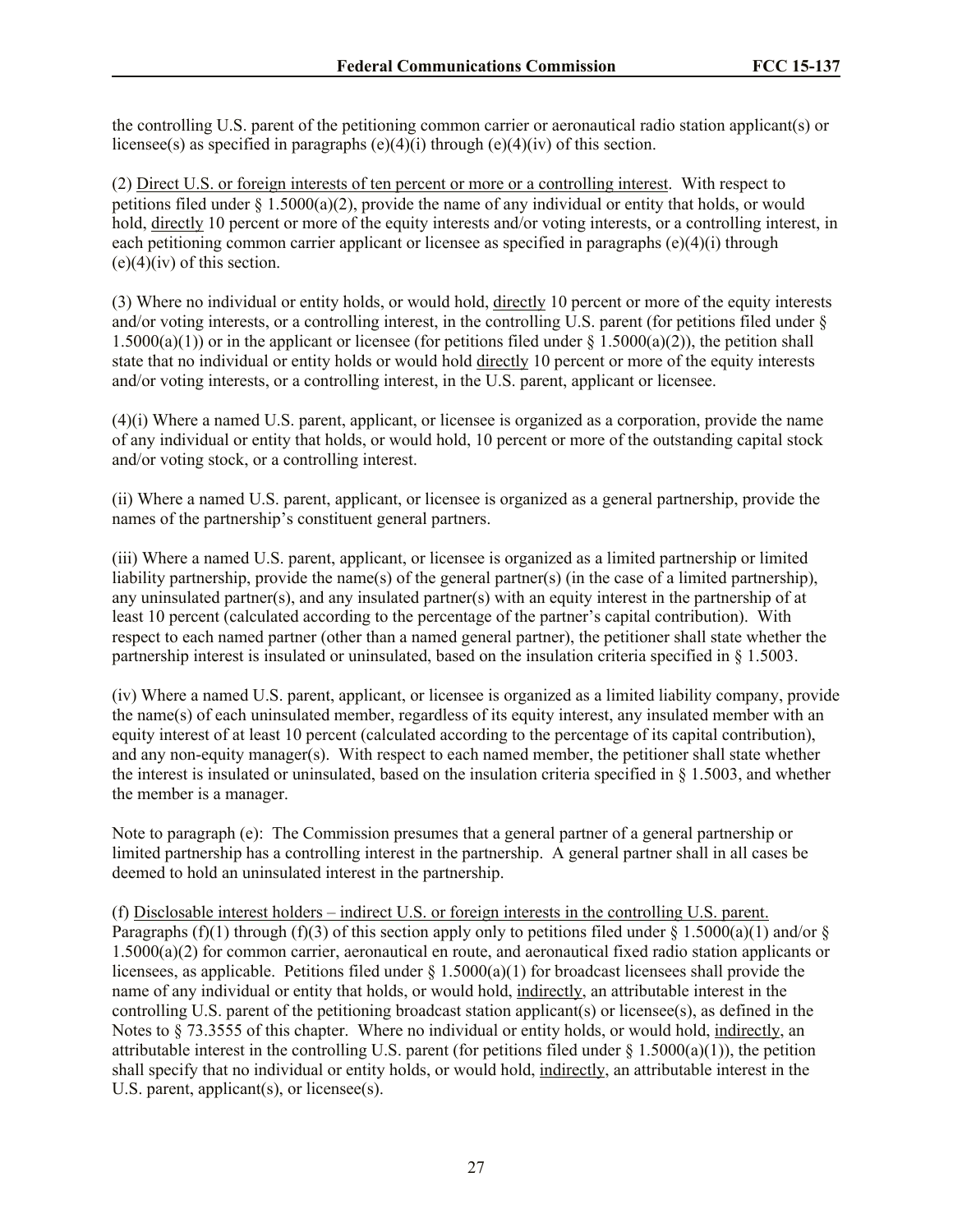the controlling U.S. parent of the petitioning common carrier or aeronautical radio station applicant(s) or licensee(s) as specified in paragraphs (e)(4)(i) through (e)(4)(iv) of this section.

(2) Direct U.S. or foreign interests of ten percent or more or a controlling interest. With respect to petitions filed under § 1.5000(a)(2), provide the name of any individual or entity that holds, or would hold, directly 10 percent or more of the equity interests and/or voting interests, or a controlling interest, in each petitioning common carrier applicant or licensee as specified in paragraphs (e)(4)(i) through (e)(4)(iv) of this section.

(3) Where no individual or entity holds, or would hold, directly 10 percent or more of the equity interests and/or voting interests, or a controlling interest, in the controlling U.S. parent (for petitions filed under § 1.5000(a)(1)) or in the applicant or licensee (for petitions filed under § 1.5000(a)(2)), the petition shall state that no individual or entity holds or would hold directly 10 percent or more of the equity interests and/or voting interests, or a controlling interest, in the U.S. parent, applicant or licensee.

(4)(i) Where a named U.S. parent, applicant, or licensee is organized as a corporation, provide the name of any individual or entity that holds, or would hold, 10 percent or more of the outstanding capital stock and/or voting stock, or a controlling interest.

(ii) Where a named U.S. parent, applicant, or licensee is organized as a general partnership, provide the names of the partnership's constituent general partners.

(iii) Where a named U.S. parent, applicant, or licensee is organized as a limited partnership or limited liability partnership, provide the name(s) of the general partner(s) (in the case of a limited partnership), any uninsulated partner(s), and any insulated partner(s) with an equity interest in the partnership of at least 10 percent (calculated according to the percentage of the partner's capital contribution). With respect to each named partner (other than a named general partner), the petitioner shall state whether the partnership interest is insulated or uninsulated, based on the insulation criteria specified in § 1.5003.

(iv) Where a named U.S. parent, applicant, or licensee is organized as a limited liability company, provide the name(s) of each uninsulated member, regardless of its equity interest, any insulated member with an equity interest of at least 10 percent (calculated according to the percentage of its capital contribution), and any non-equity manager(s). With respect to each named member, the petitioner shall state whether the interest is insulated or uninsulated, based on the insulation criteria specified in § 1.5003, and whether the member is a manager.

Note to paragraph (e): The Commission presumes that a general partner of a general partnership or limited partnership has a controlling interest in the partnership. A general partner shall in all cases be deemed to hold an uninsulated interest in the partnership.

(f) Disclosable interest holders – indirect U.S. or foreign interests in the controlling U.S. parent. Paragraphs (f)(1) through (f)(3) of this section apply only to petitions filed under § 1.5000(a)(1) and/or § 1.5000(a)(2) for common carrier, aeronautical en route, and aeronautical fixed radio station applicants or licensees, as applicable. Petitions filed under § 1.5000(a)(1) for broadcast licensees shall provide the name of any individual or entity that holds, or would hold, indirectly, an attributable interest in the controlling U.S. parent of the petitioning broadcast station applicant(s) or licensee(s), as defined in the Notes to § 73.3555 of this chapter. Where no individual or entity holds, or would hold, indirectly, an attributable interest in the controlling U.S. parent (for petitions filed under § 1.5000(a)(1)), the petition shall specify that no individual or entity holds, or would hold, indirectly, an attributable interest in the U.S. parent, applicant(s), or licensee(s).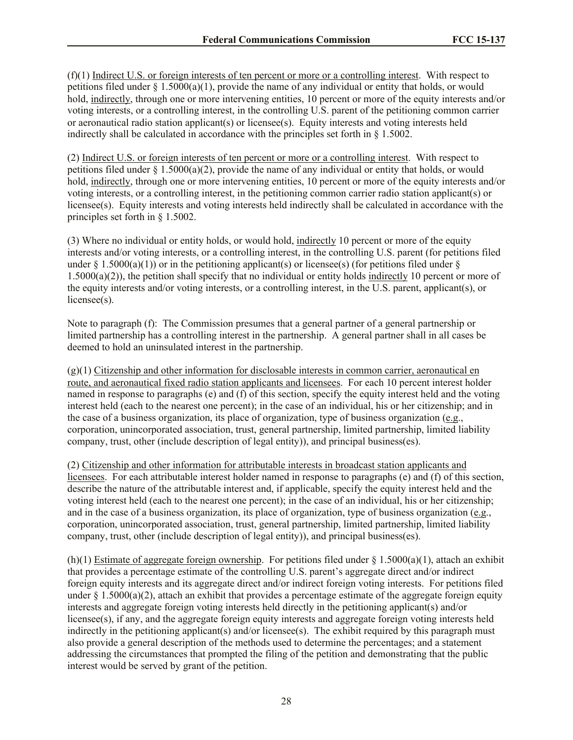(f)(1) Indirect U.S. or foreign interests of ten percent or more or a controlling interest. With respect to petitions filed under § 1.5000(a)(1), provide the name of any individual or entity that holds, or would hold, indirectly, through one or more intervening entities, 10 percent or more of the equity interests and/or voting interests, or a controlling interest, in the controlling U.S. parent of the petitioning common carrier or aeronautical radio station applicant(s) or licensee(s). Equity interests and voting interests held indirectly shall be calculated in accordance with the principles set forth in § 1.5002.

(2) Indirect U.S. or foreign interests of ten percent or more or a controlling interest. With respect to petitions filed under § 1.5000(a)(2), provide the name of any individual or entity that holds, or would hold, indirectly, through one or more intervening entities, 10 percent or more of the equity interests and/or voting interests, or a controlling interest, in the petitioning common carrier radio station applicant(s) or licensee(s). Equity interests and voting interests held indirectly shall be calculated in accordance with the principles set forth in § 1.5002.

(3) Where no individual or entity holds, or would hold, indirectly 10 percent or more of the equity interests and/or voting interests, or a controlling interest, in the controlling U.S. parent (for petitions filed under § 1.5000(a)(1)) or in the petitioning applicant(s) or licensee(s) (for petitions filed under § 1.5000(a)(2)), the petition shall specify that no individual or entity holds indirectly 10 percent or more of the equity interests and/or voting interests, or a controlling interest, in the U.S. parent, applicant(s), or licensee(s).

Note to paragraph (f): The Commission presumes that a general partner of a general partnership or limited partnership has a controlling interest in the partnership. A general partner shall in all cases be deemed to hold an uninsulated interest in the partnership.

(g)(1) Citizenship and other information for disclosable interests in common carrier, aeronautical en route, and aeronautical fixed radio station applicants and licensees. For each 10 percent interest holder named in response to paragraphs (e) and (f) of this section, specify the equity interest held and the voting interest held (each to the nearest one percent); in the case of an individual, his or her citizenship; and in the case of a business organization, its place of organization, type of business organization (e.g., corporation, unincorporated association, trust, general partnership, limited partnership, limited liability company, trust, other (include description of legal entity)), and principal business(es).

(2) Citizenship and other information for attributable interests in broadcast station applicants and licensees. For each attributable interest holder named in response to paragraphs (e) and (f) of this section, describe the nature of the attributable interest and, if applicable, specify the equity interest held and the voting interest held (each to the nearest one percent); in the case of an individual, his or her citizenship; and in the case of a business organization, its place of organization, type of business organization (e.g., corporation, unincorporated association, trust, general partnership, limited partnership, limited liability company, trust, other (include description of legal entity)), and principal business(es).

(h)(1) Estimate of aggregate foreign ownership. For petitions filed under § 1.5000(a)(1), attach an exhibit that provides a percentage estimate of the controlling U.S. parent's aggregate direct and/or indirect foreign equity interests and its aggregate direct and/or indirect foreign voting interests. For petitions filed under § 1.5000(a)(2), attach an exhibit that provides a percentage estimate of the aggregate foreign equity interests and aggregate foreign voting interests held directly in the petitioning applicant(s) and/or licensee(s), if any, and the aggregate foreign equity interests and aggregate foreign voting interests held indirectly in the petitioning applicant(s) and/or licensee(s). The exhibit required by this paragraph must also provide a general description of the methods used to determine the percentages; and a statement addressing the circumstances that prompted the filing of the petition and demonstrating that the public interest would be served by grant of the petition.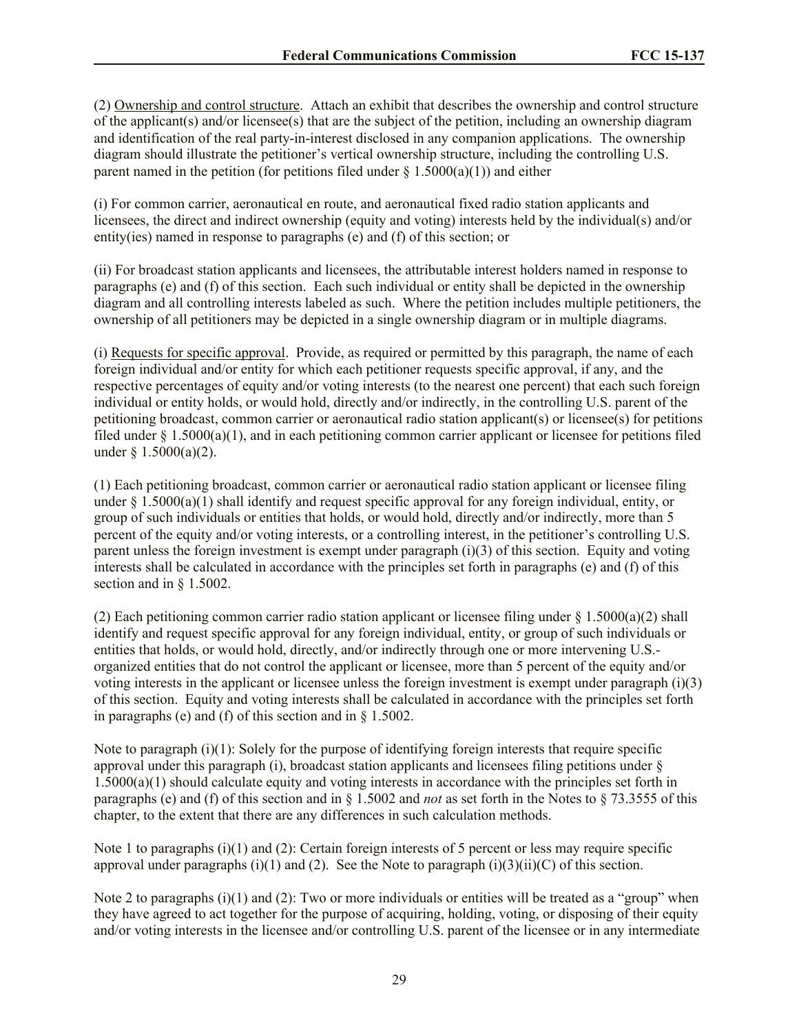(2) Ownership and control structure. Attach an exhibit that describes the ownership and control structure of the applicant(s) and/or licensee(s) that are the subject of the petition, including an ownership diagram and identification of the real party-in-interest disclosed in any companion applications. The ownership diagram should illustrate the petitioner's vertical ownership structure, including the controlling U.S. parent named in the petition (for petitions filed under § 1.5000(a)(1)) and either

(i) For common carrier, aeronautical en route, and aeronautical fixed radio station applicants and licensees, the direct and indirect ownership (equity and voting) interests held by the individual(s) and/or entity(ies) named in response to paragraphs (e) and (f) of this section; or

(ii) For broadcast station applicants and licensees, the attributable interest holders named in response to paragraphs (e) and (f) of this section. Each such individual or entity shall be depicted in the ownership diagram and all controlling interests labeled as such. Where the petition includes multiple petitioners, the ownership of all petitioners may be depicted in a single ownership diagram or in multiple diagrams.

(i) Requests for specific approval. Provide, as required or permitted by this paragraph, the name of each foreign individual and/or entity for which each petitioner requests specific approval, if any, and the respective percentages of equity and/or voting interests (to the nearest one percent) that each such foreign individual or entity holds, or would hold, directly and/or indirectly, in the controlling U.S. parent of the petitioning broadcast, common carrier or aeronautical radio station applicant(s) or licensee(s) for petitions filed under § 1.5000(a)(1), and in each petitioning common carrier applicant or licensee for petitions filed under § 1.5000(a)(2).

(1) Each petitioning broadcast, common carrier or aeronautical radio station applicant or licensee filing under § 1.5000(a)(1) shall identify and request specific approval for any foreign individual, entity, or group of such individuals or entities that holds, or would hold, directly and/or indirectly, more than 5 percent of the equity and/or voting interests, or a controlling interest, in the petitioner's controlling U.S. parent unless the foreign investment is exempt under paragraph (i)(3) of this section. Equity and voting interests shall be calculated in accordance with the principles set forth in paragraphs (e) and (f) of this section and in § 1.5002.

(2) Each petitioning common carrier radio station applicant or licensee filing under § 1.5000(a)(2) shall identify and request specific approval for any foreign individual, entity, or group of such individuals or entities that holds, or would hold, directly, and/or indirectly through one or more intervening U.S.-organized entities that do not control the applicant or licensee, more than 5 percent of the equity and/or voting interests in the applicant or licensee unless the foreign investment is exempt under paragraph (i)(3) of this section. Equity and voting interests shall be calculated in accordance with the principles set forth in paragraphs (e) and (f) of this section and in § 1.5002.

Note to paragraph (i)(1): Solely for the purpose of identifying foreign interests that require specific approval under this paragraph (i), broadcast station applicants and licensees filing petitions under § 1.5000(a)(1) should calculate equity and voting interests in accordance with the principles set forth in paragraphs (e) and (f) of this section and in § 1.5002 and *not* as set forth in the Notes to § 73.3555 of this chapter, to the extent that there are any differences in such calculation methods.

Note 1 to paragraphs (i)(1) and (2): Certain foreign interests of 5 percent or less may require specific approval under paragraphs (i)(1) and (2). See the Note to paragraph (i)(3)(ii)(C) of this section.

Note 2 to paragraphs (i)(1) and (2): Two or more individuals or entities will be treated as a "group" when they have agreed to act together for the purpose of acquiring, holding, voting, or disposing of their equity and/or voting interests in the licensee and/or controlling U.S. parent of the licensee or in any intermediate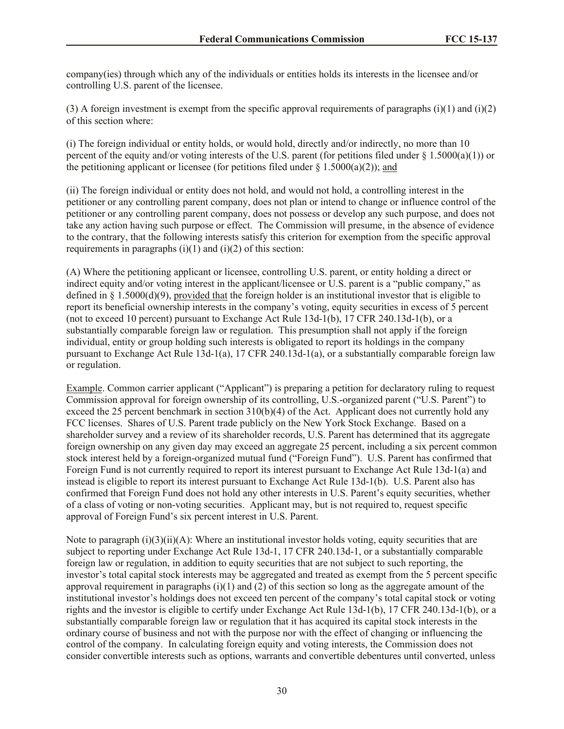company(ies) through which any of the individuals or entities holds its interests in the licensee and/or controlling U.S. parent of the licensee.

(3) A foreign investment is exempt from the specific approval requirements of paragraphs (i)(1) and (i)(2) of this section where:

(i) The foreign individual or entity holds, or would hold, directly and/or indirectly, no more than 10 percent of the equity and/or voting interests of the U.S. parent (for petitions filed under § 1.5000(a)(1)) or the petitioning applicant or licensee (for petitions filed under § 1.5000(a)(2)); <u>and</u>

(ii) The foreign individual or entity does not hold, and would not hold, a controlling interest in the petitioner or any controlling parent company, does not plan or intend to change or influence control of the petitioner or any controlling parent company, does not possess or develop any such purpose, and does not take any action having such purpose or effect. The Commission will presume, in the absence of evidence to the contrary, that the following interests satisfy this criterion for exemption from the specific approval requirements in paragraphs (i)(1) and (i)(2) of this section:

(A) Where the petitioning applicant or licensee, controlling U.S. parent, or entity holding a direct or indirect equity and/or voting interest in the applicant/licensee or U.S. parent is a "public company," as defined in § 1.5000(d)(9), <u>provided that</u> the foreign holder is an institutional investor that is eligible to report its beneficial ownership interests in the company's voting, equity securities in excess of 5 percent (not to exceed 10 percent) pursuant to Exchange Act Rule 13d-1(b), 17 CFR 240.13d-1(b), or a substantially comparable foreign law or regulation. This presumption shall not apply if the foreign individual, entity or group holding such interests is obligated to report its holdings in the company pursuant to Exchange Act Rule 13d-1(a), 17 CFR 240.13d-1(a), or a substantially comparable foreign law or regulation.

<u>Example</u>. Common carrier applicant ("Applicant") is preparing a petition for declaratory ruling to request Commission approval for foreign ownership of its controlling, U.S.-organized parent ("U.S. Parent") to exceed the 25 percent benchmark in section 310(b)(4) of the Act. Applicant does not currently hold any FCC licenses. Shares of U.S. Parent trade publicly on the New York Stock Exchange. Based on a shareholder survey and a review of its shareholder records, U.S. Parent has determined that its aggregate foreign ownership on any given day may exceed an aggregate 25 percent, including a six percent common stock interest held by a foreign-organized mutual fund ("Foreign Fund"). U.S. Parent has confirmed that Foreign Fund is not currently required to report its interest pursuant to Exchange Act Rule 13d-1(a) and instead is eligible to report its interest pursuant to Exchange Act Rule 13d-1(b). U.S. Parent also has confirmed that Foreign Fund does not hold any other interests in U.S. Parent's equity securities, whether of a class of voting or non-voting securities. Applicant may, but is not required to, request specific approval of Foreign Fund's six percent interest in U.S. Parent.

Note to paragraph (i)(3)(ii)(A): Where an institutional investor holds voting, equity securities that are subject to reporting under Exchange Act Rule 13d-1, 17 CFR 240.13d-1, or a substantially comparable foreign law or regulation, in addition to equity securities that are not subject to such reporting, the investor's total capital stock interests may be aggregated and treated as exempt from the 5 percent specific approval requirement in paragraphs (i)(1) and (2) of this section so long as the aggregate amount of the institutional investor's holdings does not exceed ten percent of the company's total capital stock or voting rights and the investor is eligible to certify under Exchange Act Rule 13d-1(b), 17 CFR 240.13d-1(b), or a substantially comparable foreign law or regulation that it has acquired its capital stock interests in the ordinary course of business and not with the purpose nor with the effect of changing or influencing the control of the company. In calculating foreign equity and voting interests, the Commission does not consider convertible interests such as options, warrants and convertible debentures until converted, unless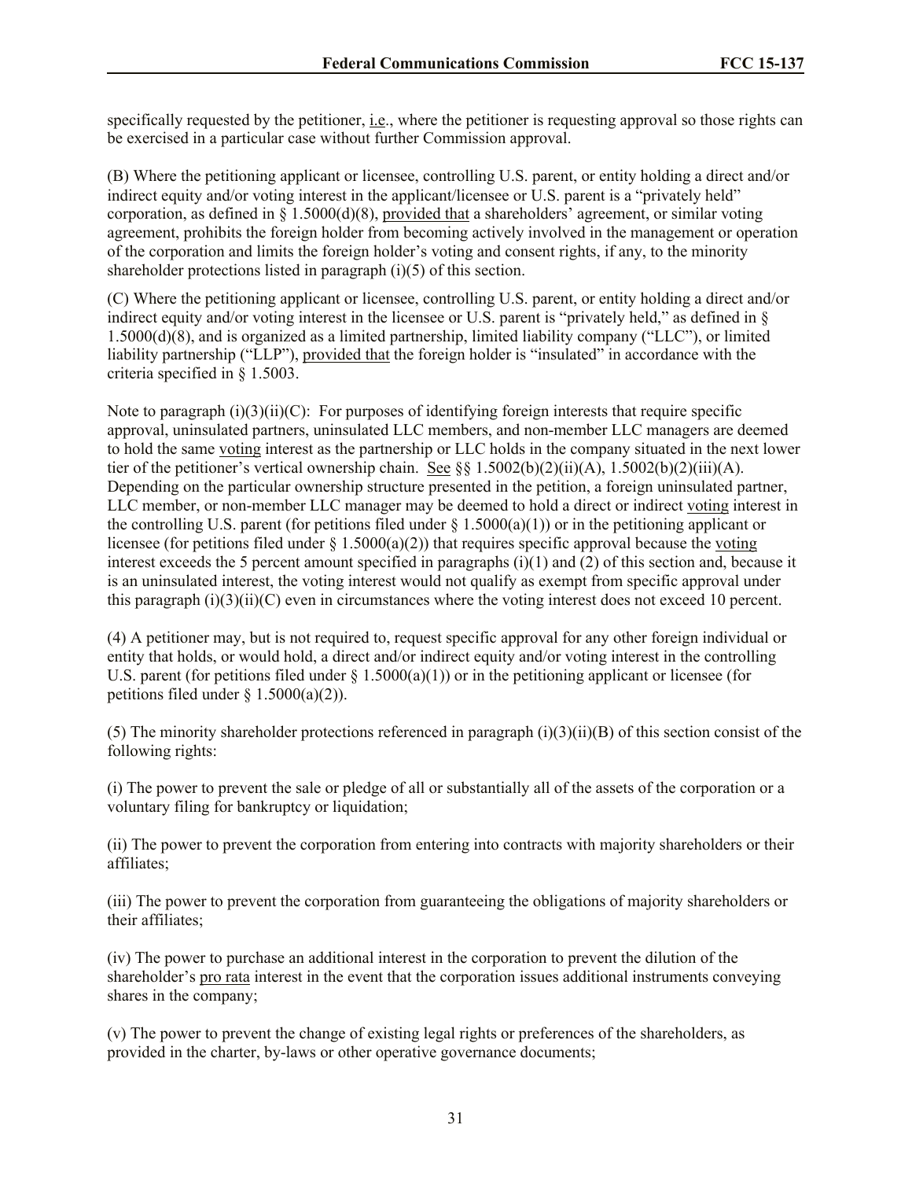specifically requested by the petitioner, i.e., where the petitioner is requesting approval so those rights can be exercised in a particular case without further Commission approval.

(B) Where the petitioning applicant or licensee, controlling U.S. parent, or entity holding a direct and/or indirect equity and/or voting interest in the applicant/licensee or U.S. parent is a "privately held" corporation, as defined in § 1.5000(d)(8), provided that a shareholders' agreement, or similar voting agreement, prohibits the foreign holder from becoming actively involved in the management or operation of the corporation and limits the foreign holder's voting and consent rights, if any, to the minority shareholder protections listed in paragraph (i)(5) of this section.

(C) Where the petitioning applicant or licensee, controlling U.S. parent, or entity holding a direct and/or indirect equity and/or voting interest in the licensee or U.S. parent is "privately held," as defined in § 1.5000(d)(8), and is organized as a limited partnership, limited liability company ("LLC"), or limited liability partnership ("LLP"), provided that the foreign holder is "insulated" in accordance with the criteria specified in § 1.5003.

Note to paragraph (i)(3)(ii)(C): For purposes of identifying foreign interests that require specific approval, uninsulated partners, uninsulated LLC members, and non-member LLC managers are deemed to hold the same voting interest as the partnership or LLC holds in the company situated in the next lower tier of the petitioner's vertical ownership chain. See §§ 1.5002(b)(2)(ii)(A), 1.5002(b)(2)(iii)(A). Depending on the particular ownership structure presented in the petition, a foreign uninsulated partner, LLC member, or non-member LLC manager may be deemed to hold a direct or indirect voting interest in the controlling U.S. parent (for petitions filed under § 1.5000(a)(1)) or in the petitioning applicant or licensee (for petitions filed under § 1.5000(a)(2)) that requires specific approval because the voting interest exceeds the 5 percent amount specified in paragraphs (i)(1) and (2) of this section and, because it is an uninsulated interest, the voting interest would not qualify as exempt from specific approval under this paragraph (i)(3)(ii)(C) even in circumstances where the voting interest does not exceed 10 percent.

(4) A petitioner may, but is not required to, request specific approval for any other foreign individual or entity that holds, or would hold, a direct and/or indirect equity and/or voting interest in the controlling U.S. parent (for petitions filed under § 1.5000(a)(1)) or in the petitioning applicant or licensee (for petitions filed under § 1.5000(a)(2)).

(5) The minority shareholder protections referenced in paragraph (i)(3)(ii)(B) of this section consist of the following rights:

(i) The power to prevent the sale or pledge of all or substantially all of the assets of the corporation or a voluntary filing for bankruptcy or liquidation;

(ii) The power to prevent the corporation from entering into contracts with majority shareholders or their affiliates;

(iii) The power to prevent the corporation from guaranteeing the obligations of majority shareholders or their affiliates;

(iv) The power to purchase an additional interest in the corporation to prevent the dilution of the shareholder's pro rata interest in the event that the corporation issues additional instruments conveying shares in the company;

(v) The power to prevent the change of existing legal rights or preferences of the shareholders, as provided in the charter, by-laws or other operative governance documents;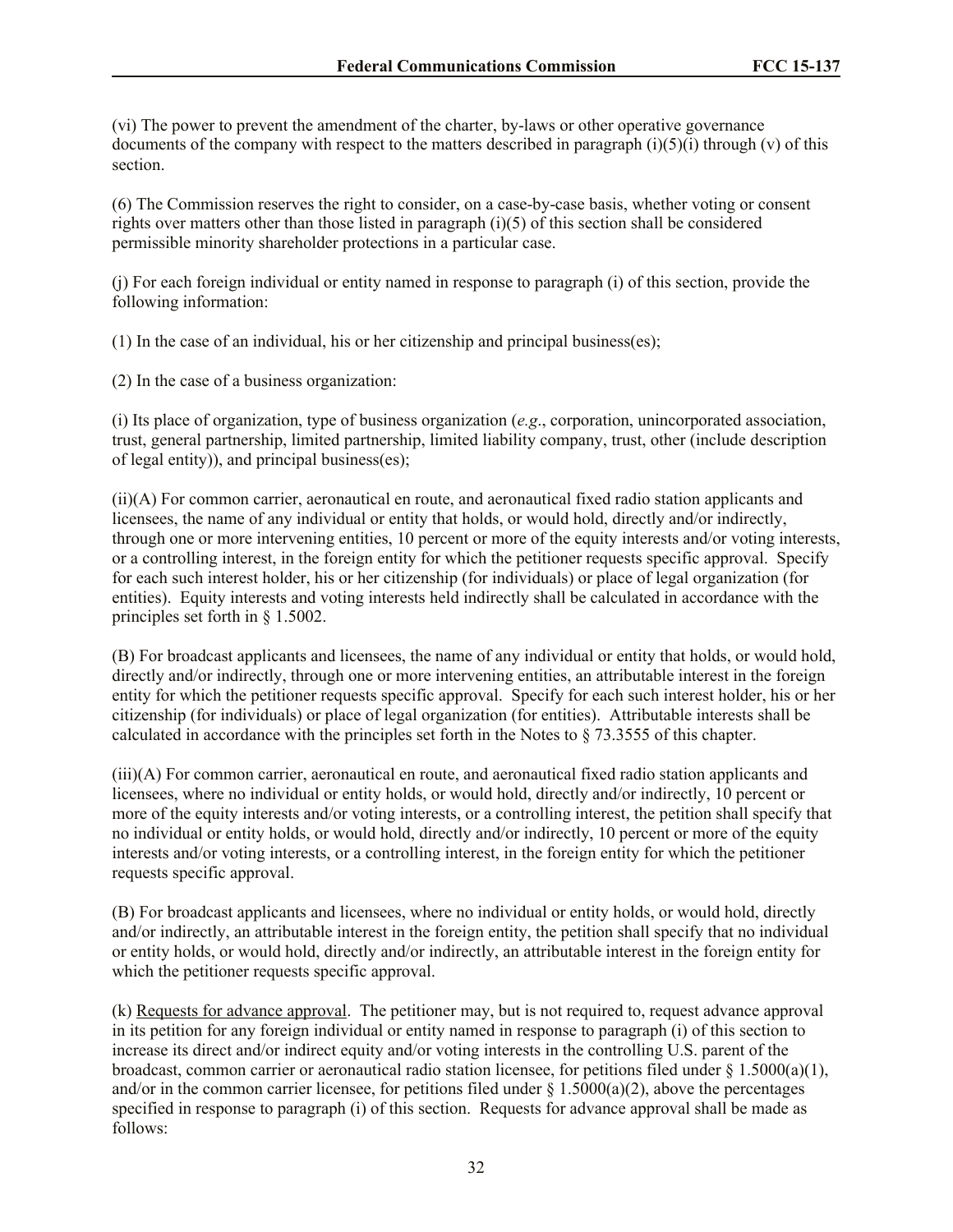(vi) The power to prevent the amendment of the charter, by-laws or other operative governance documents of the company with respect to the matters described in paragraph (i)(5)(i) through (v) of this section.

(6) The Commission reserves the right to consider, on a case-by-case basis, whether voting or consent rights over matters other than those listed in paragraph (i)(5) of this section shall be considered permissible minority shareholder protections in a particular case.

(j) For each foreign individual or entity named in response to paragraph (i) of this section, provide the following information:

(1) In the case of an individual, his or her citizenship and principal business(es);

(2) In the case of a business organization:

(i) Its place of organization, type of business organization (*e.g*., corporation, unincorporated association, trust, general partnership, limited partnership, limited liability company, trust, other (include description of legal entity)), and principal business(es);

(ii)(A) For common carrier, aeronautical en route, and aeronautical fixed radio station applicants and licensees, the name of any individual or entity that holds, or would hold, directly and/or indirectly, through one or more intervening entities, 10 percent or more of the equity interests and/or voting interests, or a controlling interest, in the foreign entity for which the petitioner requests specific approval. Specify for each such interest holder, his or her citizenship (for individuals) or place of legal organization (for entities). Equity interests and voting interests held indirectly shall be calculated in accordance with the principles set forth in § 1.5002.

(B) For broadcast applicants and licensees, the name of any individual or entity that holds, or would hold, directly and/or indirectly, through one or more intervening entities, an attributable interest in the foreign entity for which the petitioner requests specific approval. Specify for each such interest holder, his or her citizenship (for individuals) or place of legal organization (for entities). Attributable interests shall be calculated in accordance with the principles set forth in the Notes to § 73.3555 of this chapter.

(iii)(A) For common carrier, aeronautical en route, and aeronautical fixed radio station applicants and licensees, where no individual or entity holds, or would hold, directly and/or indirectly, 10 percent or more of the equity interests and/or voting interests, or a controlling interest, the petition shall specify that no individual or entity holds, or would hold, directly and/or indirectly, 10 percent or more of the equity interests and/or voting interests, or a controlling interest, in the foreign entity for which the petitioner requests specific approval.

(B) For broadcast applicants and licensees, where no individual or entity holds, or would hold, directly and/or indirectly, an attributable interest in the foreign entity, the petition shall specify that no individual or entity holds, or would hold, directly and/or indirectly, an attributable interest in the foreign entity for which the petitioner requests specific approval.

(k) Requests for advance approval. The petitioner may, but is not required to, request advance approval in its petition for any foreign individual or entity named in response to paragraph (i) of this section to increase its direct and/or indirect equity and/or voting interests in the controlling U.S. parent of the broadcast, common carrier or aeronautical radio station licensee, for petitions filed under § 1.5000(a)(1), and/or in the common carrier licensee, for petitions filed under § 1.5000(a)(2), above the percentages specified in response to paragraph (i) of this section. Requests for advance approval shall be made as follows: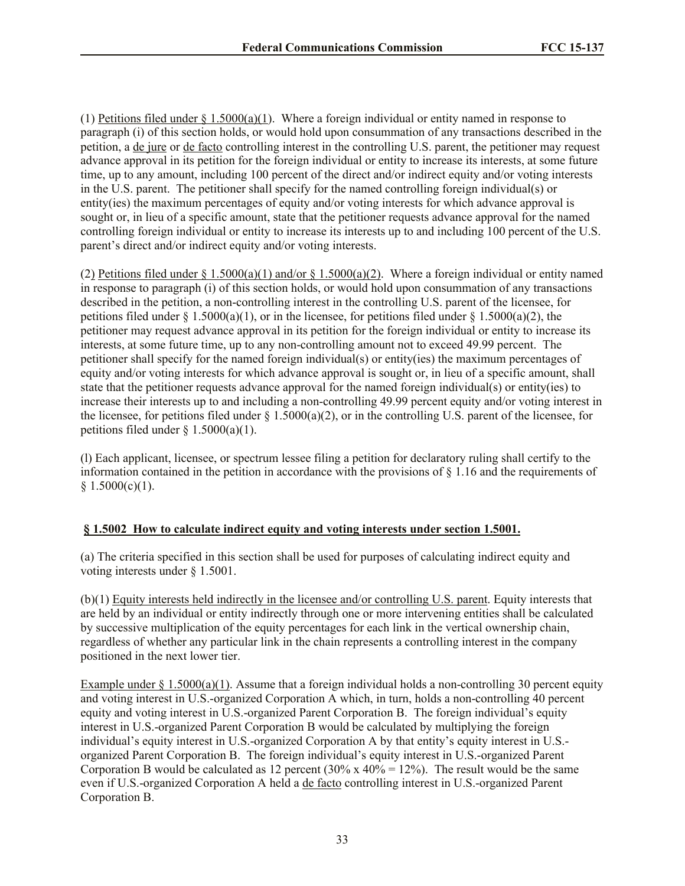(1) Petitions filed under § 1.5000(a)(1). Where a foreign individual or entity named in response to paragraph (i) of this section holds, or would hold upon consummation of any transactions described in the petition, a de jure or de facto controlling interest in the controlling U.S. parent, the petitioner may request advance approval in its petition for the foreign individual or entity to increase its interests, at some future time, up to any amount, including 100 percent of the direct and/or indirect equity and/or voting interests in the U.S. parent. The petitioner shall specify for the named controlling foreign individual(s) or entity(ies) the maximum percentages of equity and/or voting interests for which advance approval is sought or, in lieu of a specific amount, state that the petitioner requests advance approval for the named controlling foreign individual or entity to increase its interests up to and including 100 percent of the U.S. parent's direct and/or indirect equity and/or voting interests.

(2) Petitions filed under § 1.5000(a)(1) and/or § 1.5000(a)(2). Where a foreign individual or entity named in response to paragraph (i) of this section holds, or would hold upon consummation of any transactions described in the petition, a non-controlling interest in the controlling U.S. parent of the licensee, for petitions filed under § 1.5000(a)(1), or in the licensee, for petitions filed under § 1.5000(a)(2), the petitioner may request advance approval in its petition for the foreign individual or entity to increase its interests, at some future time, up to any non-controlling amount not to exceed 49.99 percent. The petitioner shall specify for the named foreign individual(s) or entity(ies) the maximum percentages of equity and/or voting interests for which advance approval is sought or, in lieu of a specific amount, shall state that the petitioner requests advance approval for the named foreign individual(s) or entity(ies) to increase their interests up to and including a non-controlling 49.99 percent equity and/or voting interest in the licensee, for petitions filed under § 1.5000(a)(2), or in the controlling U.S. parent of the licensee, for petitions filed under § 1.5000(a)(1).

(l) Each applicant, licensee, or spectrum lessee filing a petition for declaratory ruling shall certify to the information contained in the petition in accordance with the provisions of § 1.16 and the requirements of § 1.5000(c)(1).

### § 1.5002 How to calculate indirect equity and voting interests under section 1.5001.

(a) The criteria specified in this section shall be used for purposes of calculating indirect equity and voting interests under § 1.5001.

(b)(1) Equity interests held indirectly in the licensee and/or controlling U.S. parent. Equity interests that are held by an individual or entity indirectly through one or more intervening entities shall be calculated by successive multiplication of the equity percentages for each link in the vertical ownership chain, regardless of whether any particular link in the chain represents a controlling interest in the company positioned in the next lower tier.

Example under § 1.5000(a)(1). Assume that a foreign individual holds a non-controlling 30 percent equity and voting interest in U.S.-organized Corporation A which, in turn, holds a non-controlling 40 percent equity and voting interest in U.S.-organized Parent Corporation B. The foreign individual's equity interest in U.S.-organized Parent Corporation B would be calculated by multiplying the foreign individual's equity interest in U.S.-organized Corporation A by that entity's equity interest in U.S.-organized Parent Corporation B. The foreign individual's equity interest in U.S.-organized Parent Corporation B would be calculated as 12 percent (30% x 40% = 12%). The result would be the same even if U.S.-organized Corporation A held a de facto controlling interest in U.S.-organized Parent Corporation B.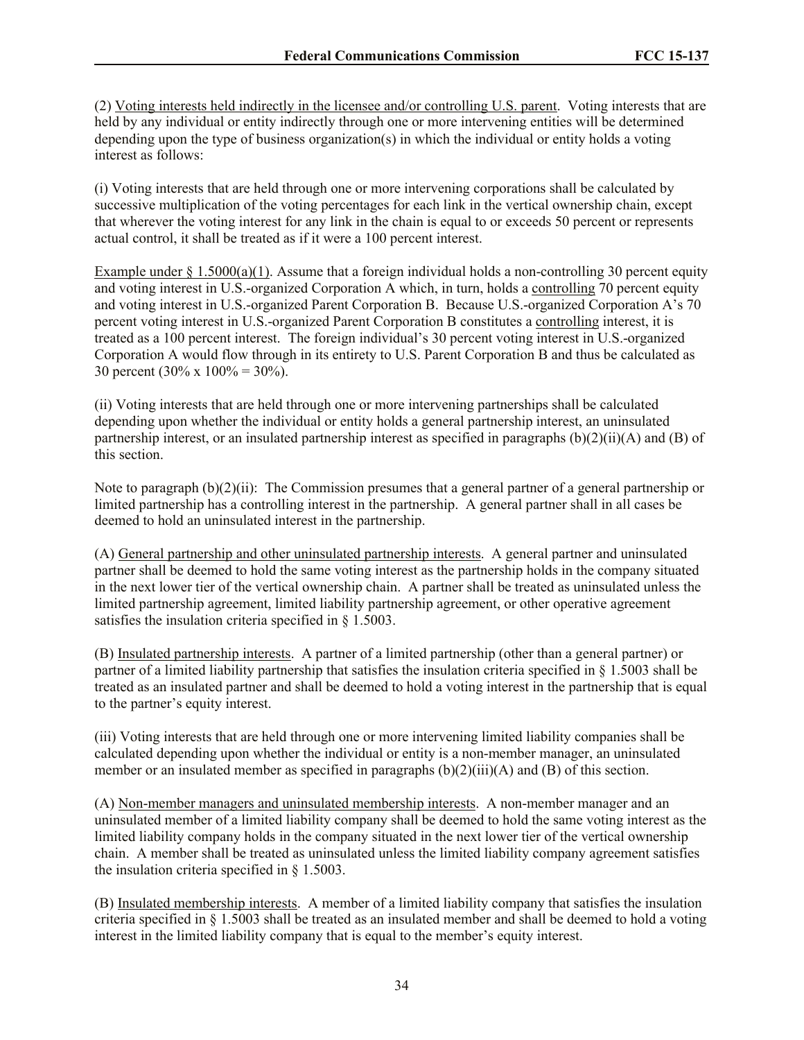(2) <u>Voting interests held indirectly in the licensee and/or controlling U.S. parent</u>. Voting interests that are held by any individual or entity indirectly through one or more intervening entities will be determined depending upon the type of business organization(s) in which the individual or entity holds a voting interest as follows:

(i) Voting interests that are held through one or more intervening corporations shall be calculated by successive multiplication of the voting percentages for each link in the vertical ownership chain, except that wherever the voting interest for any link in the chain is equal to or exceeds 50 percent or represents actual control, it shall be treated as if it were a 100 percent interest.

<u>Example under § 1.5000(a)(1)</u>. Assume that a foreign individual holds a non-controlling 30 percent equity and voting interest in U.S.-organized Corporation A which, in turn, holds a <u>controlling</u> 70 percent equity and voting interest in U.S.-organized Parent Corporation B. Because U.S.-organized Corporation A's 70 percent voting interest in U.S.-organized Parent Corporation B constitutes a <u>controlling</u> interest, it is treated as a 100 percent interest. The foreign individual's 30 percent voting interest in U.S.-organized Corporation A would flow through in its entirety to U.S. Parent Corporation B and thus be calculated as 30 percent (30% x 100% = 30%).

(ii) Voting interests that are held through one or more intervening partnerships shall be calculated depending upon whether the individual or entity holds a general partnership interest, an uninsulated partnership interest, or an insulated partnership interest as specified in paragraphs (b)(2)(ii)(A) and (B) of this section.

Note to paragraph (b)(2)(ii): The Commission presumes that a general partner of a general partnership or limited partnership has a controlling interest in the partnership. A general partner shall in all cases be deemed to hold an uninsulated interest in the partnership.

(A) <u>General partnership and other uninsulated partnership interests</u>. A general partner and uninsulated partner shall be deemed to hold the same voting interest as the partnership holds in the company situated in the next lower tier of the vertical ownership chain. A partner shall be treated as uninsulated unless the limited partnership agreement, limited liability partnership agreement, or other operative agreement satisfies the insulation criteria specified in § 1.5003.

(B) <u>Insulated partnership interests</u>. A partner of a limited partnership (other than a general partner) or partner of a limited liability partnership that satisfies the insulation criteria specified in § 1.5003 shall be treated as an insulated partner and shall be deemed to hold a voting interest in the partnership that is equal to the partner's equity interest.

(iii) Voting interests that are held through one or more intervening limited liability companies shall be calculated depending upon whether the individual or entity is a non-member manager, an uninsulated member or an insulated member as specified in paragraphs (b)(2)(iii)(A) and (B) of this section.

(A) <u>Non-member managers and uninsulated membership interests</u>. A non-member manager and an uninsulated member of a limited liability company shall be deemed to hold the same voting interest as the limited liability company holds in the company situated in the next lower tier of the vertical ownership chain. A member shall be treated as uninsulated unless the limited liability company agreement satisfies the insulation criteria specified in § 1.5003.

(B) <u>Insulated membership interests</u>. A member of a limited liability company that satisfies the insulation criteria specified in § 1.5003 shall be treated as an insulated member and shall be deemed to hold a voting interest in the limited liability company that is equal to the member's equity interest.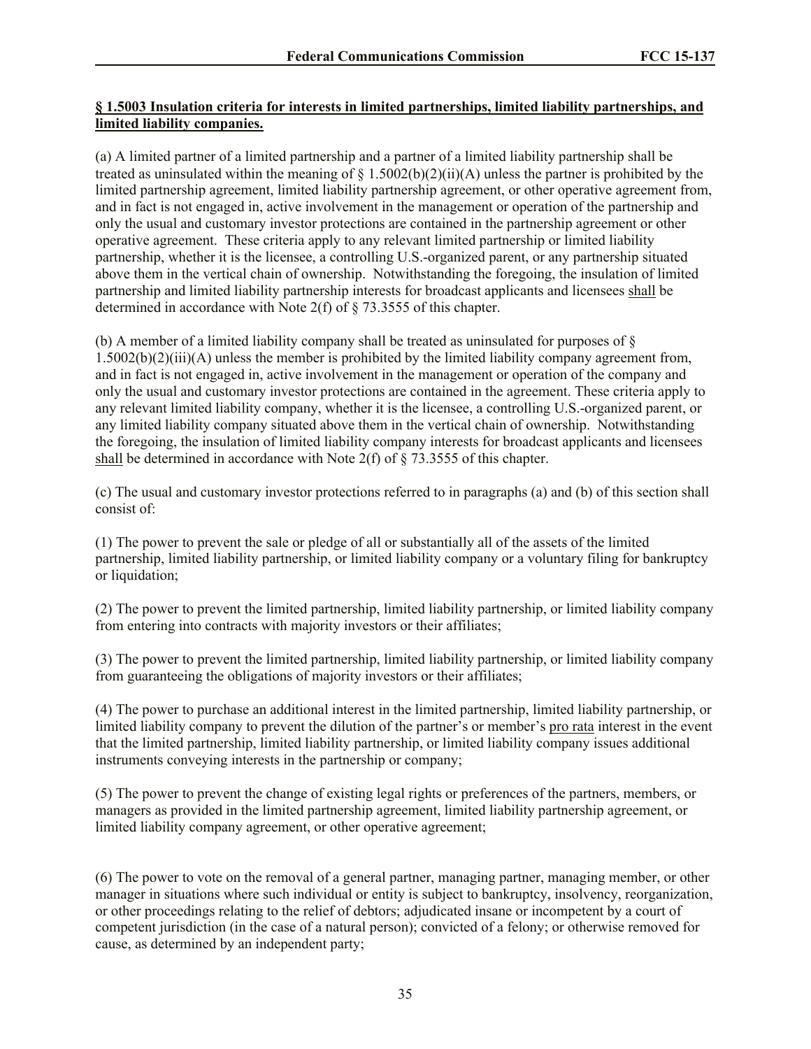**§ 1.5003 Insulation criteria for interests in limited partnerships, limited liability partnerships, and limited liability companies.**

(a) A limited partner of a limited partnership and a partner of a limited liability partnership shall be treated as uninsulated within the meaning of § 1.5002(b)(2)(ii)(A) unless the partner is prohibited by the limited partnership agreement, limited liability partnership agreement, or other operative agreement from, and in fact is not engaged in, active involvement in the management or operation of the partnership and only the usual and customary investor protections are contained in the partnership agreement or other operative agreement. These criteria apply to any relevant limited partnership or limited liability partnership, whether it is the licensee, a controlling U.S.-organized parent, or any partnership situated above them in the vertical chain of ownership. Notwithstanding the foregoing, the insulation of limited partnership and limited liability partnership interests for broadcast applicants and licensees shall be determined in accordance with Note 2(f) of § 73.3555 of this chapter.

(b) A member of a limited liability company shall be treated as uninsulated for purposes of § 1.5002(b)(2)(iii)(A) unless the member is prohibited by the limited liability company agreement from, and in fact is not engaged in, active involvement in the management or operation of the company and only the usual and customary investor protections are contained in the agreement. These criteria apply to any relevant limited liability company, whether it is the licensee, a controlling U.S.-organized parent, or any limited liability company situated above them in the vertical chain of ownership. Notwithstanding the foregoing, the insulation of limited liability company interests for broadcast applicants and licensees shall be determined in accordance with Note 2(f) of § 73.3555 of this chapter.

(c) The usual and customary investor protections referred to in paragraphs (a) and (b) of this section shall consist of:

(1) The power to prevent the sale or pledge of all or substantially all of the assets of the limited partnership, limited liability partnership, or limited liability company or a voluntary filing for bankruptcy or liquidation;

(2) The power to prevent the limited partnership, limited liability partnership, or limited liability company from entering into contracts with majority investors or their affiliates;

(3) The power to prevent the limited partnership, limited liability partnership, or limited liability company from guaranteeing the obligations of majority investors or their affiliates;

(4) The power to purchase an additional interest in the limited partnership, limited liability partnership, or limited liability company to prevent the dilution of the partner's or member's pro rata interest in the event that the limited partnership, limited liability partnership, or limited liability company issues additional instruments conveying interests in the partnership or company;

(5) The power to prevent the change of existing legal rights or preferences of the partners, members, or managers as provided in the limited partnership agreement, limited liability partnership agreement, or limited liability company agreement, or other operative agreement;

(6) The power to vote on the removal of a general partner, managing partner, managing member, or other manager in situations where such individual or entity is subject to bankruptcy, insolvency, reorganization, or other proceedings relating to the relief of debtors; adjudicated insane or incompetent by a court of competent jurisdiction (in the case of a natural person); convicted of a felony; or otherwise removed for cause, as determined by an independent party;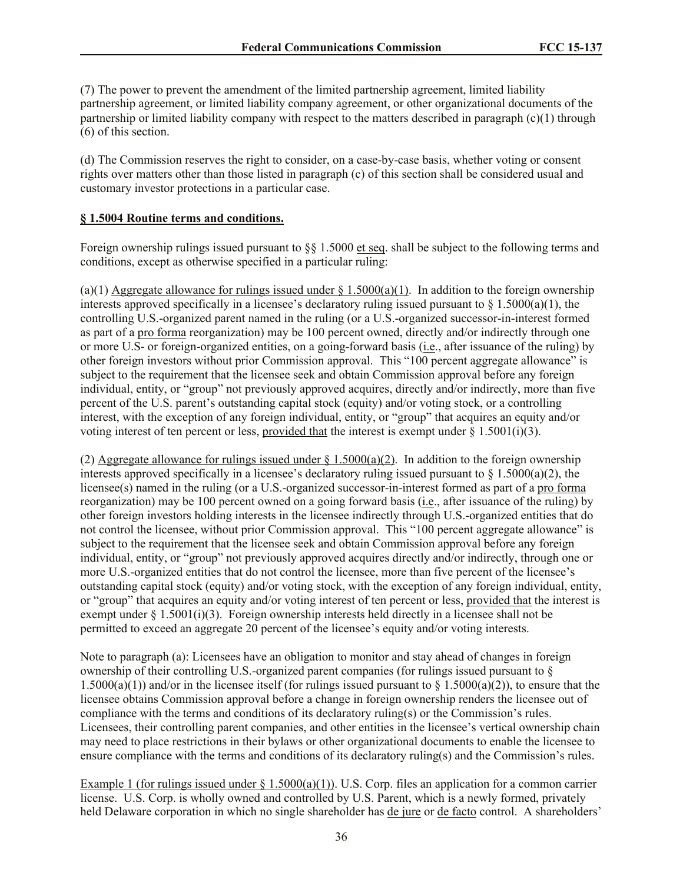(7) The power to prevent the amendment of the limited partnership agreement, limited liability partnership agreement, or limited liability company agreement, or other organizational documents of the partnership or limited liability company with respect to the matters described in paragraph (c)(1) through (6) of this section.

(d) The Commission reserves the right to consider, on a case-by-case basis, whether voting or consent rights over matters other than those listed in paragraph (c) of this section shall be considered usual and customary investor protections in a particular case.

**§ 1.5004 Routine terms and conditions.**

Foreign ownership rulings issued pursuant to §§ 1.5000 et seq. shall be subject to the following terms and conditions, except as otherwise specified in a particular ruling:

(a)(1) Aggregate allowance for rulings issued under § 1.5000(a)(1). In addition to the foreign ownership interests approved specifically in a licensee's declaratory ruling issued pursuant to § 1.5000(a)(1), the controlling U.S.-organized parent named in the ruling (or a U.S.-organized successor-in-interest formed as part of a pro forma reorganization) may be 100 percent owned, directly and/or indirectly through one or more U.S- or foreign-organized entities, on a going-forward basis (i.e., after issuance of the ruling) by other foreign investors without prior Commission approval. This "100 percent aggregate allowance" is subject to the requirement that the licensee seek and obtain Commission approval before any foreign individual, entity, or "group" not previously approved acquires, directly and/or indirectly, more than five percent of the U.S. parent's outstanding capital stock (equity) and/or voting stock, or a controlling interest, with the exception of any foreign individual, entity, or "group" that acquires an equity and/or voting interest of ten percent or less, provided that the interest is exempt under § 1.5001(i)(3).

(2) Aggregate allowance for rulings issued under § 1.5000(a)(2). In addition to the foreign ownership interests approved specifically in a licensee's declaratory ruling issued pursuant to § 1.5000(a)(2), the licensee(s) named in the ruling (or a U.S.-organized successor-in-interest formed as part of a pro forma reorganization) may be 100 percent owned on a going forward basis (i.e., after issuance of the ruling) by other foreign investors holding interests in the licensee indirectly through U.S.-organized entities that do not control the licensee, without prior Commission approval. This "100 percent aggregate allowance" is subject to the requirement that the licensee seek and obtain Commission approval before any foreign individual, entity, or "group" not previously approved acquires directly and/or indirectly, through one or more U.S.-organized entities that do not control the licensee, more than five percent of the licensee's outstanding capital stock (equity) and/or voting stock, with the exception of any foreign individual, entity, or "group" that acquires an equity and/or voting interest of ten percent or less, provided that the interest is exempt under § 1.5001(i)(3). Foreign ownership interests held directly in a licensee shall not be permitted to exceed an aggregate 20 percent of the licensee's equity and/or voting interests.

Note to paragraph (a): Licensees have an obligation to monitor and stay ahead of changes in foreign ownership of their controlling U.S.-organized parent companies (for rulings issued pursuant to § 1.5000(a)(1)) and/or in the licensee itself (for rulings issued pursuant to § 1.5000(a)(2)), to ensure that the licensee obtains Commission approval before a change in foreign ownership renders the licensee out of compliance with the terms and conditions of its declaratory ruling(s) or the Commission's rules. Licensees, their controlling parent companies, and other entities in the licensee's vertical ownership chain may need to place restrictions in their bylaws or other organizational documents to enable the licensee to ensure compliance with the terms and conditions of its declaratory ruling(s) and the Commission's rules.

Example 1 (for rulings issued under § 1.5000(a)(1)). U.S. Corp. files an application for a common carrier license. U.S. Corp. is wholly owned and controlled by U.S. Parent, which is a newly formed, privately held Delaware corporation in which no single shareholder has de jure or de facto control. A shareholders'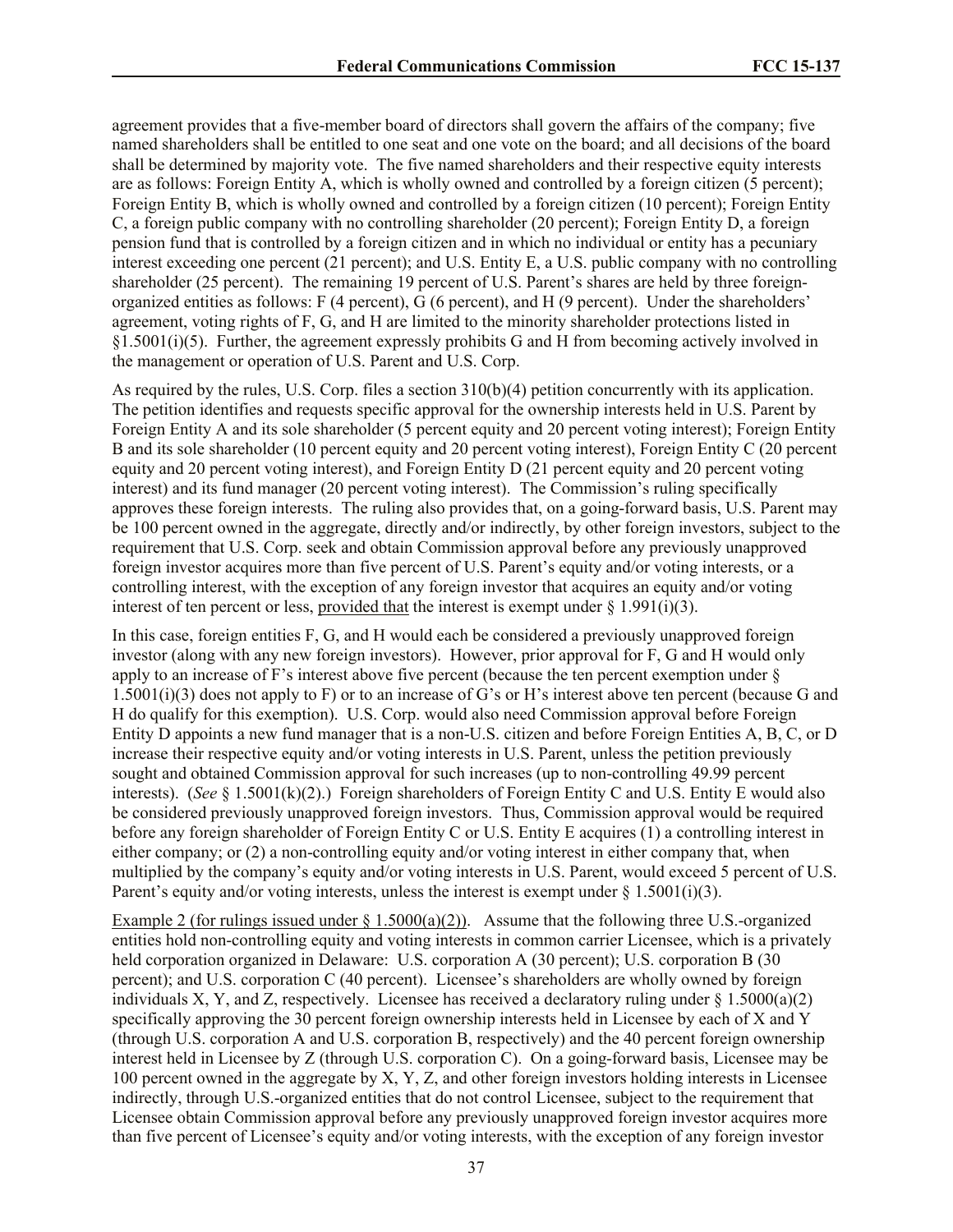agreement provides that a five-member board of directors shall govern the affairs of the company; five named shareholders shall be entitled to one seat and one vote on the board; and all decisions of the board shall be determined by majority vote. The five named shareholders and their respective equity interests are as follows: Foreign Entity A, which is wholly owned and controlled by a foreign citizen (5 percent); Foreign Entity B, which is wholly owned and controlled by a foreign citizen (10 percent); Foreign Entity C, a foreign public company with no controlling shareholder (20 percent); Foreign Entity D, a foreign pension fund that is controlled by a foreign citizen and in which no individual or entity has a pecuniary interest exceeding one percent (21 percent); and U.S. Entity E, a U.S. public company with no controlling shareholder (25 percent). The remaining 19 percent of U.S. Parent's shares are held by three foreign-organized entities as follows: F (4 percent), G (6 percent), and H (9 percent). Under the shareholders' agreement, voting rights of F, G, and H are limited to the minority shareholder protections listed in §1.5001(i)(5). Further, the agreement expressly prohibits G and H from becoming actively involved in the management or operation of U.S. Parent and U.S. Corp.

As required by the rules, U.S. Corp. files a section 310(b)(4) petition concurrently with its application. The petition identifies and requests specific approval for the ownership interests held in U.S. Parent by Foreign Entity A and its sole shareholder (5 percent equity and 20 percent voting interest); Foreign Entity B and its sole shareholder (10 percent equity and 20 percent voting interest), Foreign Entity C (20 percent equity and 20 percent voting interest), and Foreign Entity D (21 percent equity and 20 percent voting interest) and its fund manager (20 percent voting interest). The Commission's ruling specifically approves these foreign interests. The ruling also provides that, on a going-forward basis, U.S. Parent may be 100 percent owned in the aggregate, directly and/or indirectly, by other foreign investors, subject to the requirement that U.S. Corp. seek and obtain Commission approval before any previously unapproved foreign investor acquires more than five percent of U.S. Parent's equity and/or voting interests, or a controlling interest, with the exception of any foreign investor that acquires an equity and/or voting interest of ten percent or less, provided that the interest is exempt under § 1.991(i)(3).

In this case, foreign entities F, G, and H would each be considered a previously unapproved foreign investor (along with any new foreign investors). However, prior approval for F, G and H would only apply to an increase of F's interest above five percent (because the ten percent exemption under § 1.5001(i)(3) does not apply to F) or to an increase of G's or H's interest above ten percent (because G and H do qualify for this exemption). U.S. Corp. would also need Commission approval before Foreign Entity D appoints a new fund manager that is a non-U.S. citizen and before Foreign Entities A, B, C, or D increase their respective equity and/or voting interests in U.S. Parent, unless the petition previously sought and obtained Commission approval for such increases (up to non-controlling 49.99 percent interests). (*See* § 1.5001(k)(2).) Foreign shareholders of Foreign Entity C and U.S. Entity E would also be considered previously unapproved foreign investors. Thus, Commission approval would be required before any foreign shareholder of Foreign Entity C or U.S. Entity E acquires (1) a controlling interest in either company; or (2) a non-controlling equity and/or voting interest in either company that, when multiplied by the company's equity and/or voting interests in U.S. Parent, would exceed 5 percent of U.S. Parent's equity and/or voting interests, unless the interest is exempt under § 1.5001(i)(3).

Example 2 (for rulings issued under § 1.5000(a)(2)). Assume that the following three U.S.-organized entities hold non-controlling equity and voting interests in common carrier Licensee, which is a privately held corporation organized in Delaware: U.S. corporation A (30 percent); U.S. corporation B (30 percent); and U.S. corporation C (40 percent). Licensee's shareholders are wholly owned by foreign individuals X, Y, and Z, respectively. Licensee has received a declaratory ruling under § 1.5000(a)(2) specifically approving the 30 percent foreign ownership interests held in Licensee by each of X and Y (through U.S. corporation A and U.S. corporation B, respectively) and the 40 percent foreign ownership interest held in Licensee by Z (through U.S. corporation C). On a going-forward basis, Licensee may be 100 percent owned in the aggregate by X, Y, Z, and other foreign investors holding interests in Licensee indirectly, through U.S.-organized entities that do not control Licensee, subject to the requirement that Licensee obtain Commission approval before any previously unapproved foreign investor acquires more than five percent of Licensee's equity and/or voting interests, with the exception of any foreign investor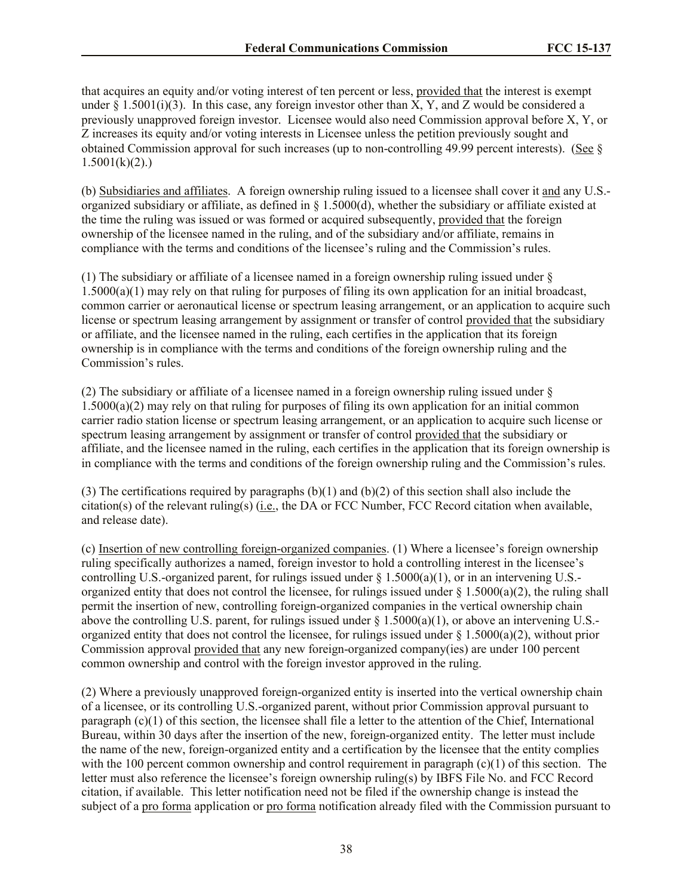that acquires an equity and/or voting interest of ten percent or less, provided that the interest is exempt under § 1.5001(i)(3). In this case, any foreign investor other than X, Y, and Z would be considered a previously unapproved foreign investor. Licensee would also need Commission approval before X, Y, or Z increases its equity and/or voting interests in Licensee unless the petition previously sought and obtained Commission approval for such increases (up to non-controlling 49.99 percent interests). (See § 1.5001(k)(2).)

(b) Subsidiaries and affiliates. A foreign ownership ruling issued to a licensee shall cover it and any U.S.-organized subsidiary or affiliate, as defined in § 1.5000(d), whether the subsidiary or affiliate existed at the time the ruling was issued or was formed or acquired subsequently, provided that the foreign ownership of the licensee named in the ruling, and of the subsidiary and/or affiliate, remains in compliance with the terms and conditions of the licensee's ruling and the Commission's rules.

(1) The subsidiary or affiliate of a licensee named in a foreign ownership ruling issued under § 1.5000(a)(1) may rely on that ruling for purposes of filing its own application for an initial broadcast, common carrier or aeronautical license or spectrum leasing arrangement, or an application to acquire such license or spectrum leasing arrangement by assignment or transfer of control provided that the subsidiary or affiliate, and the licensee named in the ruling, each certifies in the application that its foreign ownership is in compliance with the terms and conditions of the foreign ownership ruling and the Commission's rules.

(2) The subsidiary or affiliate of a licensee named in a foreign ownership ruling issued under § 1.5000(a)(2) may rely on that ruling for purposes of filing its own application for an initial common carrier radio station license or spectrum leasing arrangement, or an application to acquire such license or spectrum leasing arrangement by assignment or transfer of control provided that the subsidiary or affiliate, and the licensee named in the ruling, each certifies in the application that its foreign ownership is in compliance with the terms and conditions of the foreign ownership ruling and the Commission's rules.

(3) The certifications required by paragraphs (b)(1) and (b)(2) of this section shall also include the citation(s) of the relevant ruling(s) (i.e., the DA or FCC Number, FCC Record citation when available, and release date).

(c) Insertion of new controlling foreign-organized companies. (1) Where a licensee's foreign ownership ruling specifically authorizes a named, foreign investor to hold a controlling interest in the licensee's controlling U.S.-organized parent, for rulings issued under § 1.5000(a)(1), or in an intervening U.S.-organized entity that does not control the licensee, for rulings issued under § 1.5000(a)(2), the ruling shall permit the insertion of new, controlling foreign-organized companies in the vertical ownership chain above the controlling U.S. parent, for rulings issued under § 1.5000(a)(1), or above an intervening U.S.-organized entity that does not control the licensee, for rulings issued under § 1.5000(a)(2), without prior Commission approval provided that any new foreign-organized company(ies) are under 100 percent common ownership and control with the foreign investor approved in the ruling.

(2) Where a previously unapproved foreign-organized entity is inserted into the vertical ownership chain of a licensee, or its controlling U.S.-organized parent, without prior Commission approval pursuant to paragraph (c)(1) of this section, the licensee shall file a letter to the attention of the Chief, International Bureau, within 30 days after the insertion of the new, foreign-organized entity. The letter must include the name of the new, foreign-organized entity and a certification by the licensee that the entity complies with the 100 percent common ownership and control requirement in paragraph (c)(1) of this section. The letter must also reference the licensee's foreign ownership ruling(s) by IBFS File No. and FCC Record citation, if available. This letter notification need not be filed if the ownership change is instead the subject of a pro forma application or pro forma notification already filed with the Commission pursuant to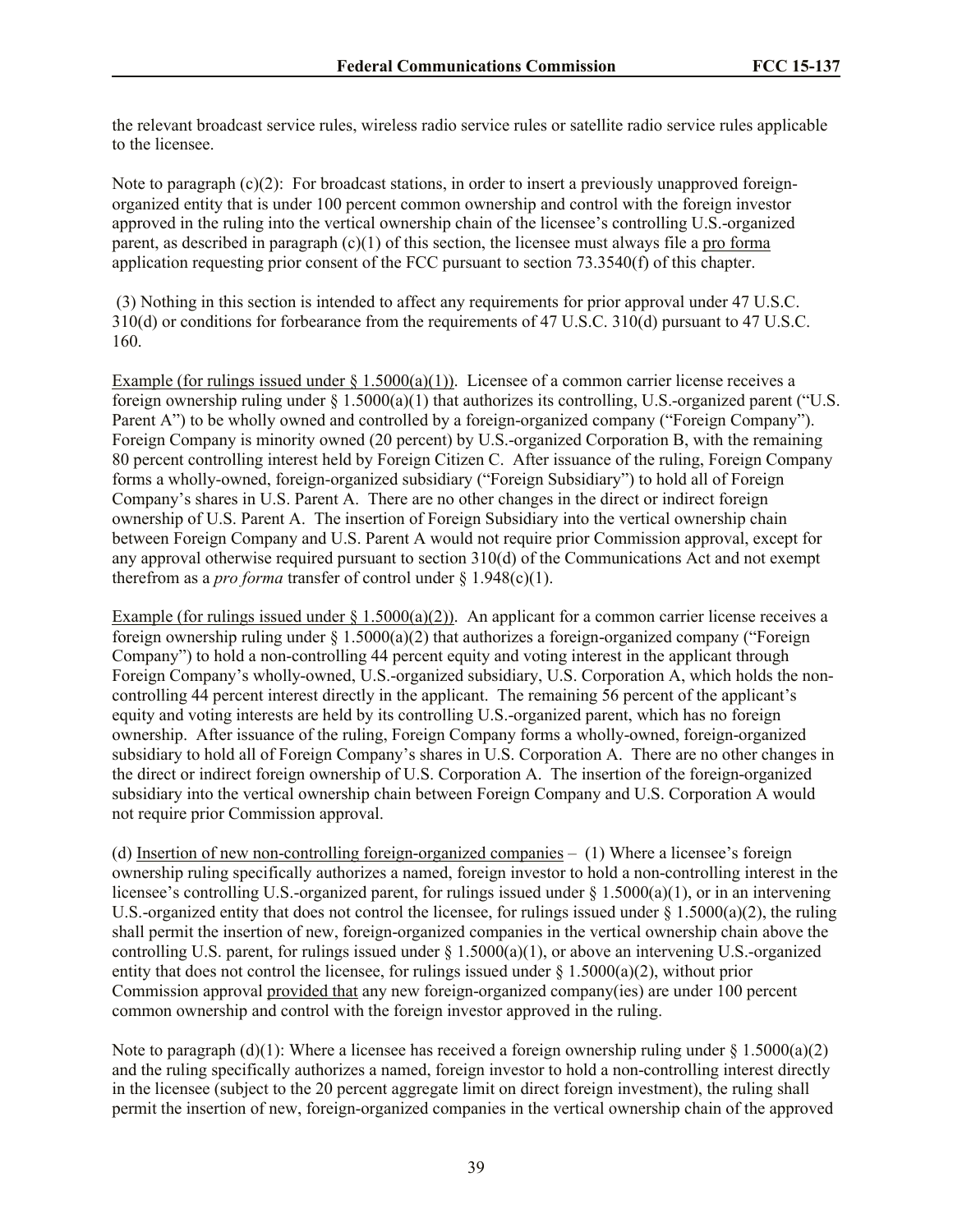the relevant broadcast service rules, wireless radio service rules or satellite radio service rules applicable to the licensee.

Note to paragraph (c)(2): For broadcast stations, in order to insert a previously unapproved foreign-organized entity that is under 100 percent common ownership and control with the foreign investor approved in the ruling into the vertical ownership chain of the licensee's controlling U.S.-organized parent, as described in paragraph (c)(1) of this section, the licensee must always file a pro forma application requesting prior consent of the FCC pursuant to section 73.3540(f) of this chapter.

(3) Nothing in this section is intended to affect any requirements for prior approval under 47 U.S.C. 310(d) or conditions for forbearance from the requirements of 47 U.S.C. 310(d) pursuant to 47 U.S.C. 160.

Example (for rulings issued under § 1.5000(a)(1)). Licensee of a common carrier license receives a foreign ownership ruling under § 1.5000(a)(1) that authorizes its controlling, U.S.-organized parent ("U.S. Parent A") to be wholly owned and controlled by a foreign-organized company ("Foreign Company"). Foreign Company is minority owned (20 percent) by U.S.-organized Corporation B, with the remaining 80 percent controlling interest held by Foreign Citizen C. After issuance of the ruling, Foreign Company forms a wholly-owned, foreign-organized subsidiary ("Foreign Subsidiary") to hold all of Foreign Company's shares in U.S. Parent A. There are no other changes in the direct or indirect foreign ownership of U.S. Parent A. The insertion of Foreign Subsidiary into the vertical ownership chain between Foreign Company and U.S. Parent A would not require prior Commission approval, except for any approval otherwise required pursuant to section 310(d) of the Communications Act and not exempt therefrom as a *pro forma* transfer of control under § 1.948(c)(1).

Example (for rulings issued under § 1.5000(a)(2)). An applicant for a common carrier license receives a foreign ownership ruling under § 1.5000(a)(2) that authorizes a foreign-organized company ("Foreign Company") to hold a non-controlling 44 percent equity and voting interest in the applicant through Foreign Company's wholly-owned, U.S.-organized subsidiary, U.S. Corporation A, which holds the non-controlling 44 percent interest directly in the applicant. The remaining 56 percent of the applicant's equity and voting interests are held by its controlling U.S.-organized parent, which has no foreign ownership. After issuance of the ruling, Foreign Company forms a wholly-owned, foreign-organized subsidiary to hold all of Foreign Company's shares in U.S. Corporation A. There are no other changes in the direct or indirect foreign ownership of U.S. Corporation A. The insertion of the foreign-organized subsidiary into the vertical ownership chain between Foreign Company and U.S. Corporation A would not require prior Commission approval.

(d) Insertion of new non-controlling foreign-organized companies – (1) Where a licensee's foreign ownership ruling specifically authorizes a named, foreign investor to hold a non-controlling interest in the licensee's controlling U.S.-organized parent, for rulings issued under § 1.5000(a)(1), or in an intervening U.S.-organized entity that does not control the licensee, for rulings issued under § 1.5000(a)(2), the ruling shall permit the insertion of new, foreign-organized companies in the vertical ownership chain above the controlling U.S. parent, for rulings issued under § 1.5000(a)(1), or above an intervening U.S.-organized entity that does not control the licensee, for rulings issued under § 1.5000(a)(2), without prior Commission approval provided that any new foreign-organized company(ies) are under 100 percent common ownership and control with the foreign investor approved in the ruling.

Note to paragraph (d)(1): Where a licensee has received a foreign ownership ruling under § 1.5000(a)(2) and the ruling specifically authorizes a named, foreign investor to hold a non-controlling interest directly in the licensee (subject to the 20 percent aggregate limit on direct foreign investment), the ruling shall permit the insertion of new, foreign-organized companies in the vertical ownership chain of the approved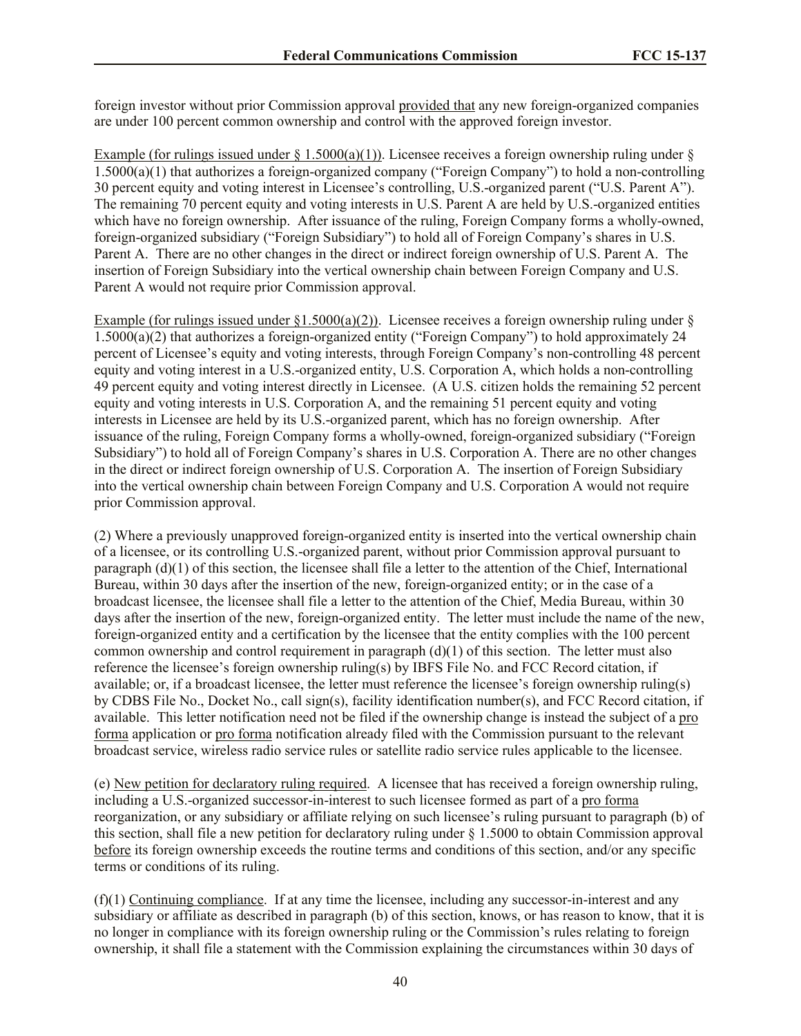foreign investor without prior Commission approval <u>provided that</u> any new foreign-organized companies are under 100 percent common ownership and control with the approved foreign investor.

<u>Example (for rulings issued under § 1.5000(a)(1))</u>. Licensee receives a foreign ownership ruling under § 1.5000(a)(1) that authorizes a foreign-organized company ("Foreign Company") to hold a non-controlling 30 percent equity and voting interest in Licensee's controlling, U.S.-organized parent ("U.S. Parent A"). The remaining 70 percent equity and voting interests in U.S. Parent A are held by U.S.-organized entities which have no foreign ownership. After issuance of the ruling, Foreign Company forms a wholly-owned, foreign-organized subsidiary ("Foreign Subsidiary") to hold all of Foreign Company's shares in U.S. Parent A. There are no other changes in the direct or indirect foreign ownership of U.S. Parent A. The insertion of Foreign Subsidiary into the vertical ownership chain between Foreign Company and U.S. Parent A would not require prior Commission approval.

<u>Example (for rulings issued under §1.5000(a)(2))</u>. Licensee receives a foreign ownership ruling under § 1.5000(a)(2) that authorizes a foreign-organized entity ("Foreign Company") to hold approximately 24 percent of Licensee's equity and voting interests, through Foreign Company's non-controlling 48 percent equity and voting interest in a U.S.-organized entity, U.S. Corporation A, which holds a non-controlling 49 percent equity and voting interest directly in Licensee. (A U.S. citizen holds the remaining 52 percent equity and voting interests in U.S. Corporation A, and the remaining 51 percent equity and voting interests in Licensee are held by its U.S.-organized parent, which has no foreign ownership. After issuance of the ruling, Foreign Company forms a wholly-owned, foreign-organized subsidiary ("Foreign Subsidiary") to hold all of Foreign Company's shares in U.S. Corporation A. There are no other changes in the direct or indirect foreign ownership of U.S. Corporation A. The insertion of Foreign Subsidiary into the vertical ownership chain between Foreign Company and U.S. Corporation A would not require prior Commission approval.

(2) Where a previously unapproved foreign-organized entity is inserted into the vertical ownership chain of a licensee, or its controlling U.S.-organized parent, without prior Commission approval pursuant to paragraph (d)(1) of this section, the licensee shall file a letter to the attention of the Chief, International Bureau, within 30 days after the insertion of the new, foreign-organized entity; or in the case of a broadcast licensee, the licensee shall file a letter to the attention of the Chief, Media Bureau, within 30 days after the insertion of the new, foreign-organized entity. The letter must include the name of the new, foreign-organized entity and a certification by the licensee that the entity complies with the 100 percent common ownership and control requirement in paragraph (d)(1) of this section. The letter must also reference the licensee's foreign ownership ruling(s) by IBFS File No. and FCC Record citation, if available; or, if a broadcast licensee, the letter must reference the licensee's foreign ownership ruling(s) by CDBS File No., Docket No., call sign(s), facility identification number(s), and FCC Record citation, if available. This letter notification need not be filed if the ownership change is instead the subject of a <u>pro forma</u> application or <u>pro forma</u> notification already filed with the Commission pursuant to the relevant broadcast service, wireless radio service rules or satellite radio service rules applicable to the licensee.

(e) <u>New petition for declaratory ruling required</u>. A licensee that has received a foreign ownership ruling, including a U.S.-organized successor-in-interest to such licensee formed as part of a <u>pro forma</u> reorganization, or any subsidiary or affiliate relying on such licensee's ruling pursuant to paragraph (b) of this section, shall file a new petition for declaratory ruling under § 1.5000 to obtain Commission approval <u>before</u> its foreign ownership exceeds the routine terms and conditions of this section, and/or any specific terms or conditions of its ruling.

(f)(1) <u>Continuing compliance</u>. If at any time the licensee, including any successor-in-interest and any subsidiary or affiliate as described in paragraph (b) of this section, knows, or has reason to know, that it is no longer in compliance with its foreign ownership ruling or the Commission's rules relating to foreign ownership, it shall file a statement with the Commission explaining the circumstances within 30 days of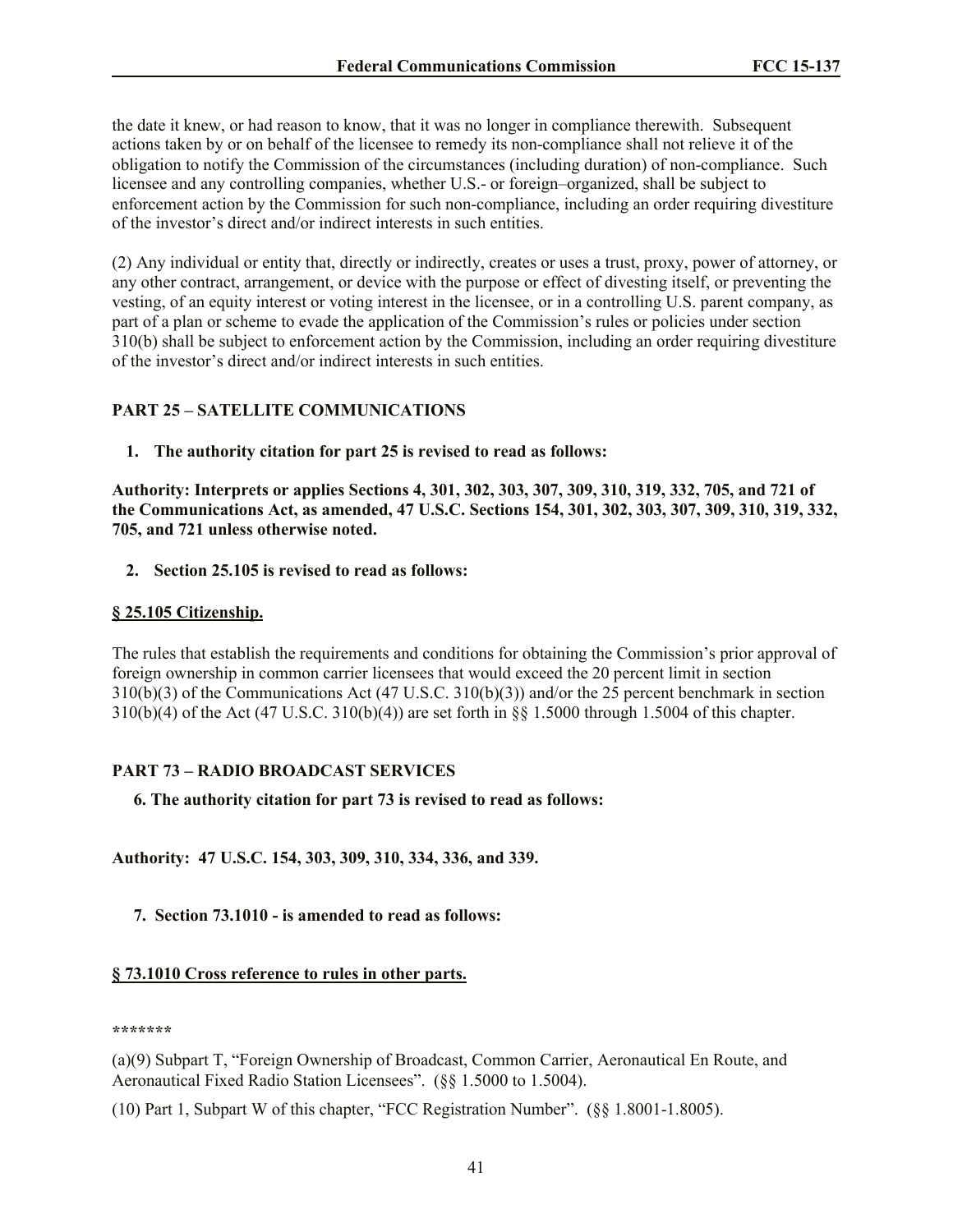the date it knew, or had reason to know, that it was no longer in compliance therewith. Subsequent actions taken by or on behalf of the licensee to remedy its non-compliance shall not relieve it of the obligation to notify the Commission of the circumstances (including duration) of non-compliance. Such licensee and any controlling companies, whether U.S.- or foreign–organized, shall be subject to enforcement action by the Commission for such non-compliance, including an order requiring divestiture of the investor's direct and/or indirect interests in such entities.

(2) Any individual or entity that, directly or indirectly, creates or uses a trust, proxy, power of attorney, or any other contract, arrangement, or device with the purpose or effect of divesting itself, or preventing the vesting, of an equity interest or voting interest in the licensee, or in a controlling U.S. parent company, as part of a plan or scheme to evade the application of the Commission's rules or policies under section 310(b) shall be subject to enforcement action by the Commission, including an order requiring divestiture of the investor's direct and/or indirect interests in such entities.

**PART 25 – SATELLITE COMMUNICATIONS**

1. **The authority citation for part 25 is revised to read as follows:**

**Authority: Interprets or applies Sections 4, 301, 302, 303, 307, 309, 310, 319, 332, 705, and 721 of the Communications Act, as amended, 47 U.S.C. Sections 154, 301, 302, 303, 307, 309, 310, 319, 332, 705, and 721 unless otherwise noted.**

2. **Section 25.105 is revised to read as follows:**

**§ 25.105 Citizenship.**

The rules that establish the requirements and conditions for obtaining the Commission's prior approval of foreign ownership in common carrier licensees that would exceed the 20 percent limit in section 310(b)(3) of the Communications Act (47 U.S.C. 310(b)(3)) and/or the 25 percent benchmark in section 310(b)(4) of the Act (47 U.S.C. 310(b)(4)) are set forth in §§ 1.5000 through 1.5004 of this chapter.

**PART 73 – RADIO BROADCAST SERVICES**

**6. The authority citation for part 73 is revised to read as follows:**

**Authority: 47 U.S.C. 154, 303, 309, 310, 334, 336, and 339.**

**7. Section 73.1010 - is amended to read as follows:**

**§ 73.1010 Cross reference to rules in other parts.**

*******

(a)(9) Subpart T, "Foreign Ownership of Broadcast, Common Carrier, Aeronautical En Route, and Aeronautical Fixed Radio Station Licensees". (§§ 1.5000 to 1.5004).

(10) Part 1, Subpart W of this chapter, "FCC Registration Number". (§§ 1.8001-1.8005).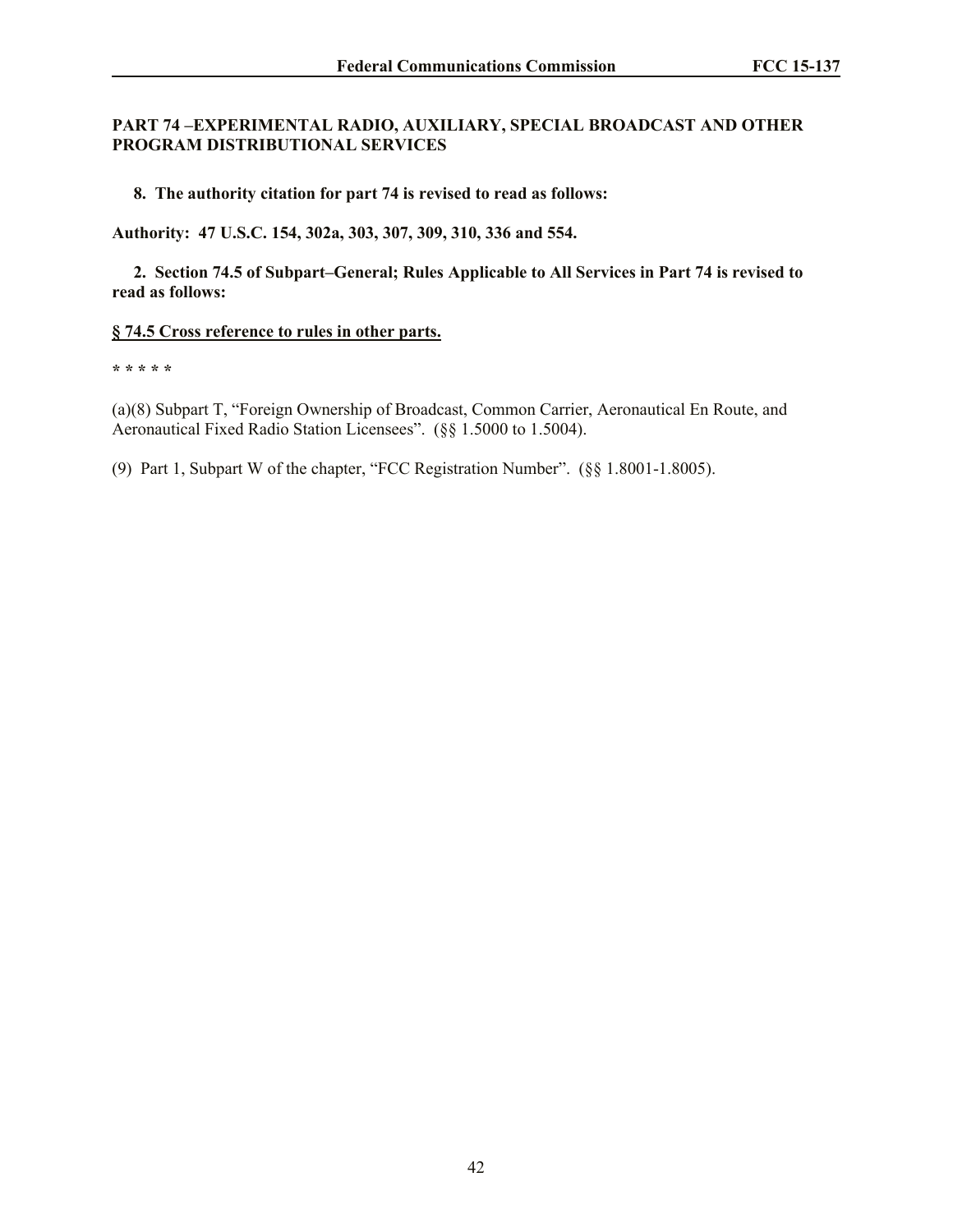**PART 74 –EXPERIMENTAL RADIO, AUXILIARY, SPECIAL BROADCAST AND OTHER PROGRAM DISTRIBUTIONAL SERVICES**

**8. The authority citation for part 74 is revised to read as follows:**

**Authority: 47 U.S.C. 154, 302a, 303, 307, 309, 310, 336 and 554.**

**2. Section 74.5 of Subpart–General; Rules Applicable to All Services in Part 74 is revised to read as follows:**

**§ 74.5 Cross reference to rules in other parts.**

**\* \* \* \* \***

(a)(8) Subpart T, "Foreign Ownership of Broadcast, Common Carrier, Aeronautical En Route, and Aeronautical Fixed Radio Station Licensees". (§§ 1.5000 to 1.5004).

(9) Part 1, Subpart W of the chapter, "FCC Registration Number". (§§ 1.8001-1.8005).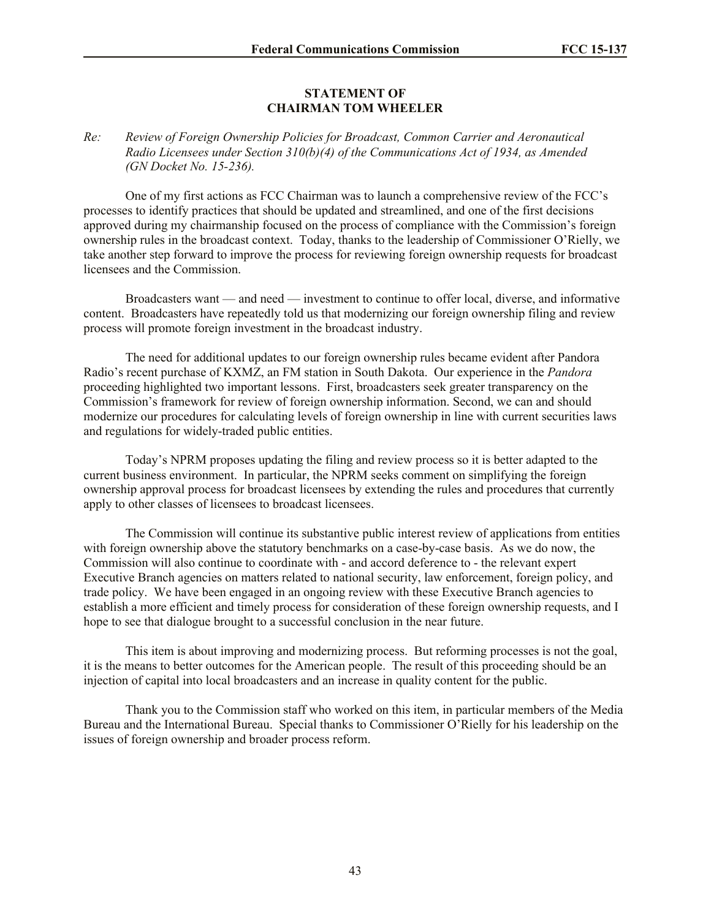**STATEMENT OF**
**CHAIRMAN TOM WHEELER**

*Re: Review of Foreign Ownership Policies for Broadcast, Common Carrier and Aeronautical Radio Licensees under Section 310(b)(4) of the Communications Act of 1934, as Amended (GN Docket No. 15-236).*

One of my first actions as FCC Chairman was to launch a comprehensive review of the FCC's processes to identify practices that should be updated and streamlined, and one of the first decisions approved during my chairmanship focused on the process of compliance with the Commission's foreign ownership rules in the broadcast context. Today, thanks to the leadership of Commissioner O'Rielly, we take another step forward to improve the process for reviewing foreign ownership requests for broadcast licensees and the Commission.

Broadcasters want — and need — investment to continue to offer local, diverse, and informative content. Broadcasters have repeatedly told us that modernizing our foreign ownership filing and review process will promote foreign investment in the broadcast industry.

The need for additional updates to our foreign ownership rules became evident after Pandora Radio's recent purchase of KXMZ, an FM station in South Dakota. Our experience in the *Pandora* proceeding highlighted two important lessons. First, broadcasters seek greater transparency on the Commission's framework for review of foreign ownership information. Second, we can and should modernize our procedures for calculating levels of foreign ownership in line with current securities laws and regulations for widely-traded public entities.

Today's NPRM proposes updating the filing and review process so it is better adapted to the current business environment. In particular, the NPRM seeks comment on simplifying the foreign ownership approval process for broadcast licensees by extending the rules and procedures that currently apply to other classes of licensees to broadcast licensees.

The Commission will continue its substantive public interest review of applications from entities with foreign ownership above the statutory benchmarks on a case-by-case basis. As we do now, the Commission will also continue to coordinate with - and accord deference to - the relevant expert Executive Branch agencies on matters related to national security, law enforcement, foreign policy, and trade policy. We have been engaged in an ongoing review with these Executive Branch agencies to establish a more efficient and timely process for consideration of these foreign ownership requests, and I hope to see that dialogue brought to a successful conclusion in the near future.

This item is about improving and modernizing process. But reforming processes is not the goal, it is the means to better outcomes for the American people. The result of this proceeding should be an injection of capital into local broadcasters and an increase in quality content for the public.

Thank you to the Commission staff who worked on this item, in particular members of the Media Bureau and the International Bureau. Special thanks to Commissioner O'Rielly for his leadership on the issues of foreign ownership and broader process reform.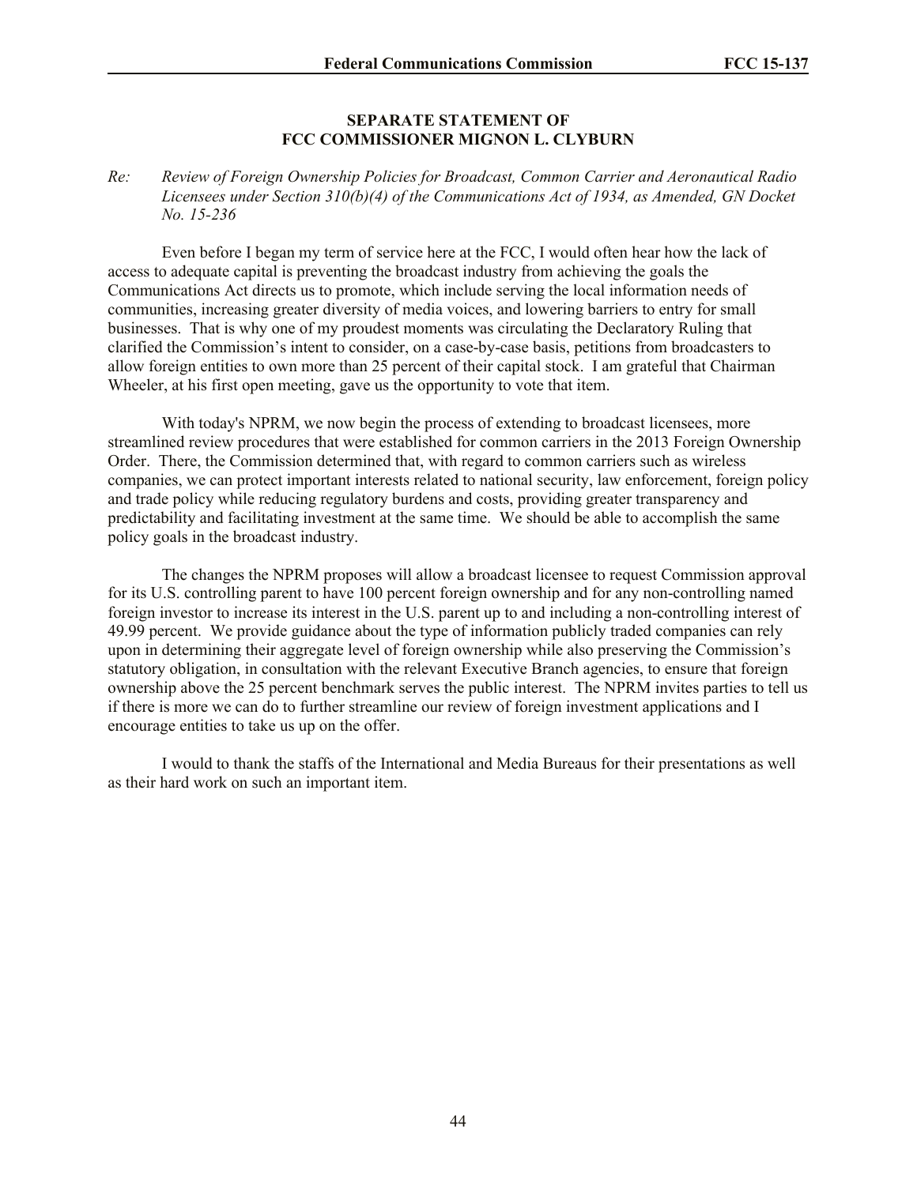## SEPARATE STATEMENT OF
## FCC COMMISSIONER MIGNON L. CLYBURN

*Re: Review of Foreign Ownership Policies for Broadcast, Common Carrier and Aeronautical Radio Licensees under Section 310(b)(4) of the Communications Act of 1934, as Amended, GN Docket No. 15-236*

Even before I began my term of service here at the FCC, I would often hear how the lack of access to adequate capital is preventing the broadcast industry from achieving the goals the Communications Act directs us to promote, which include serving the local information needs of communities, increasing greater diversity of media voices, and lowering barriers to entry for small businesses. That is why one of my proudest moments was circulating the Declaratory Ruling that clarified the Commission's intent to consider, on a case-by-case basis, petitions from broadcasters to allow foreign entities to own more than 25 percent of their capital stock. I am grateful that Chairman Wheeler, at his first open meeting, gave us the opportunity to vote that item.

With today's NPRM, we now begin the process of extending to broadcast licensees, more streamlined review procedures that were established for common carriers in the 2013 Foreign Ownership Order. There, the Commission determined that, with regard to common carriers such as wireless companies, we can protect important interests related to national security, law enforcement, foreign policy and trade policy while reducing regulatory burdens and costs, providing greater transparency and predictability and facilitating investment at the same time. We should be able to accomplish the same policy goals in the broadcast industry.

The changes the NPRM proposes will allow a broadcast licensee to request Commission approval for its U.S. controlling parent to have 100 percent foreign ownership and for any non-controlling named foreign investor to increase its interest in the U.S. parent up to and including a non-controlling interest of 49.99 percent. We provide guidance about the type of information publicly traded companies can rely upon in determining their aggregate level of foreign ownership while also preserving the Commission's statutory obligation, in consultation with the relevant Executive Branch agencies, to ensure that foreign ownership above the 25 percent benchmark serves the public interest. The NPRM invites parties to tell us if there is more we can do to further streamline our review of foreign investment applications and I encourage entities to take us up on the offer.

I would to thank the staffs of the International and Media Bureaus for their presentations as well as their hard work on such an important item.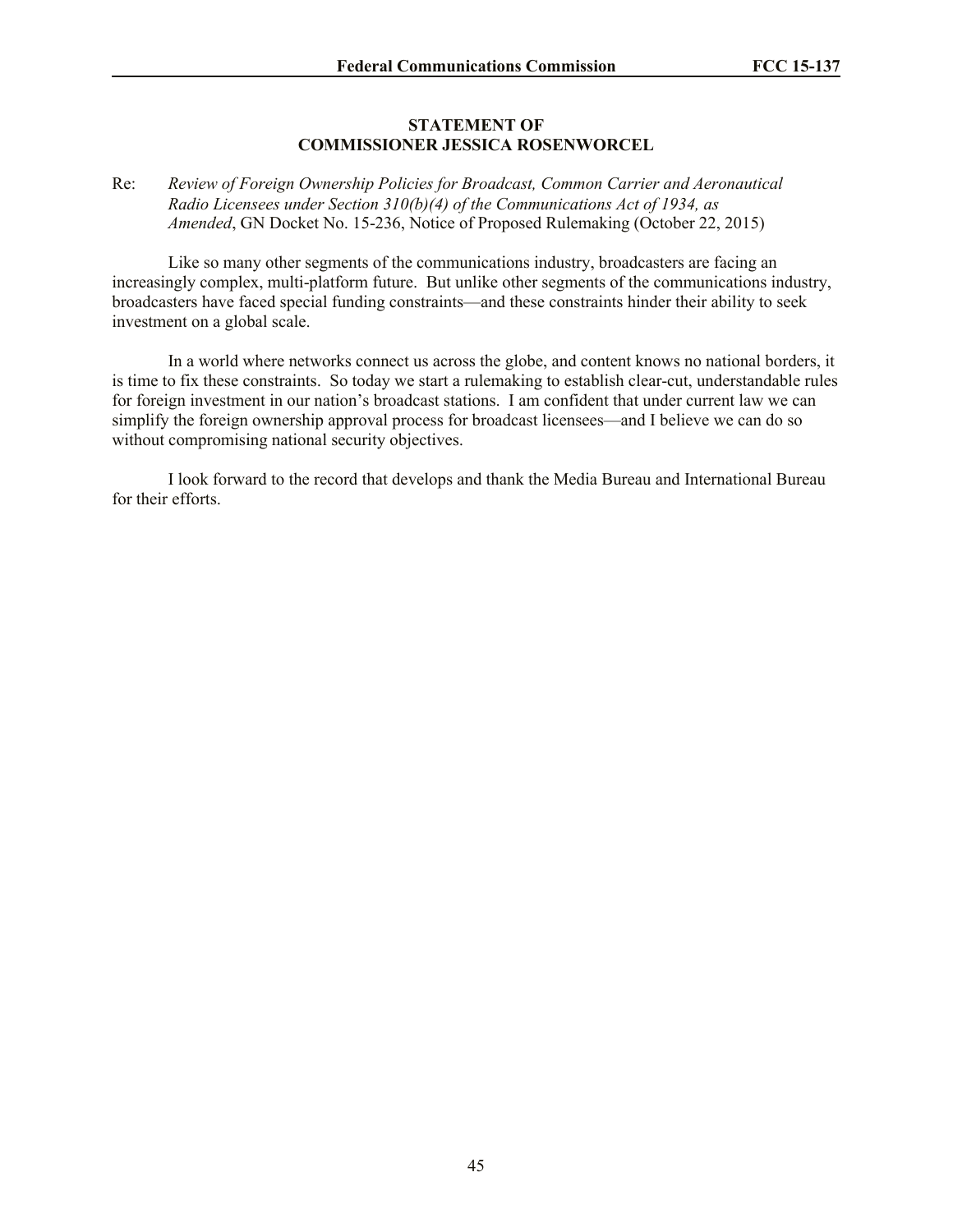**STATEMENT OF**
**COMMISSIONER JESSICA ROSENWORCEL**

Re: *Review of Foreign Ownership Policies for Broadcast, Common Carrier and Aeronautical Radio Licensees under Section 310(b)(4) of the Communications Act of 1934, as Amended*, GN Docket No. 15-236, Notice of Proposed Rulemaking (October 22, 2015)

Like so many other segments of the communications industry, broadcasters are facing an increasingly complex, multi-platform future. But unlike other segments of the communications industry, broadcasters have faced special funding constraints—and these constraints hinder their ability to seek investment on a global scale.

In a world where networks connect us across the globe, and content knows no national borders, it is time to fix these constraints. So today we start a rulemaking to establish clear-cut, understandable rules for foreign investment in our nation's broadcast stations. I am confident that under current law we can simplify the foreign ownership approval process for broadcast licensees—and I believe we can do so without compromising national security objectives.

I look forward to the record that develops and thank the Media Bureau and International Bureau for their efforts.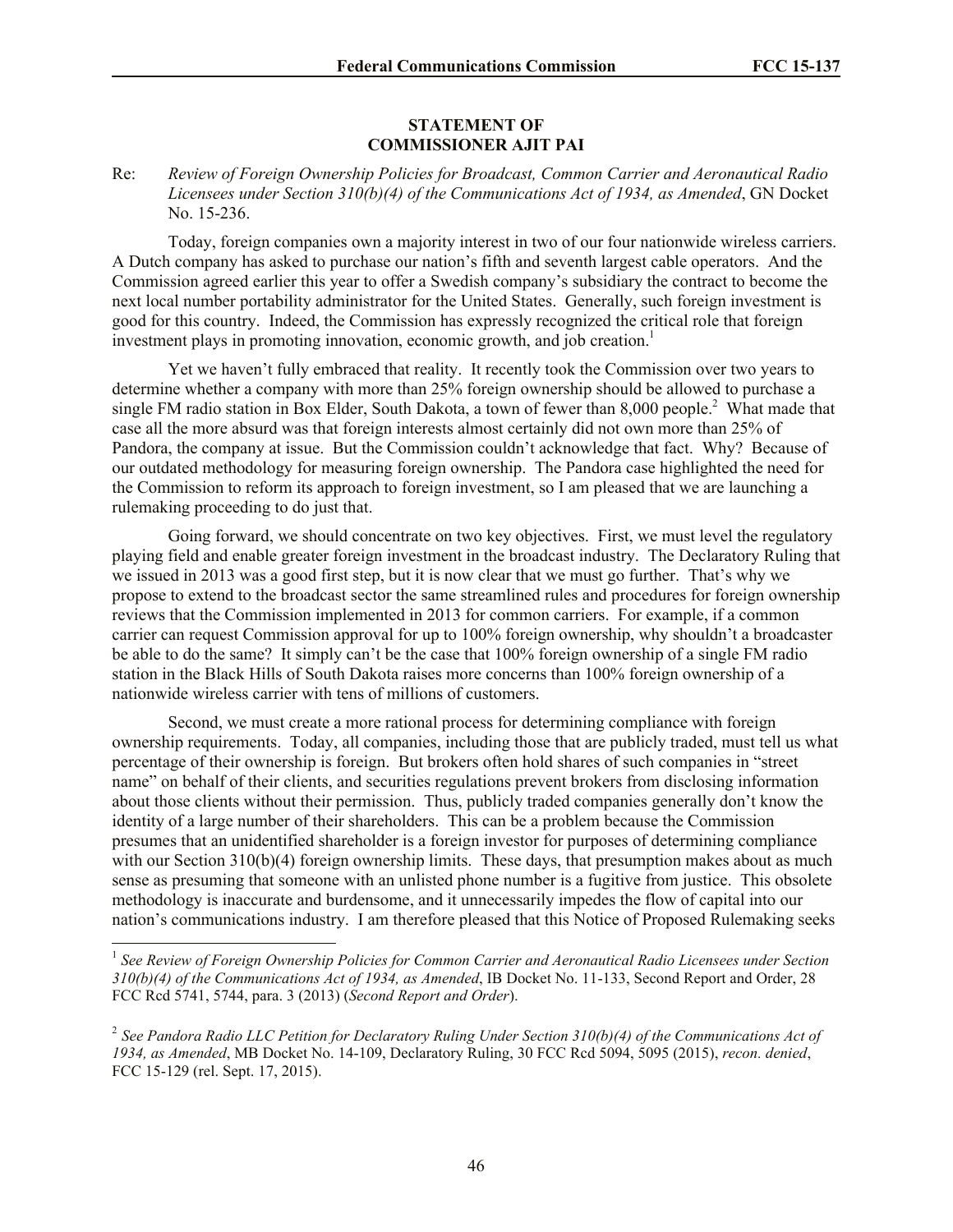**STATEMENT OF**
**COMMISSIONER AJIT PAI**

Re: *Review of Foreign Ownership Policies for Broadcast, Common Carrier and Aeronautical Radio Licensees under Section 310(b)(4) of the Communications Act of 1934, as Amended*, GN Docket No. 15-236.

Today, foreign companies own a majority interest in two of our four nationwide wireless carriers. A Dutch company has asked to purchase our nation's fifth and seventh largest cable operators. And the Commission agreed earlier this year to offer a Swedish company's subsidiary the contract to become the next local number portability administrator for the United States. Generally, such foreign investment is good for this country. Indeed, the Commission has expressly recognized the critical role that foreign investment plays in promoting innovation, economic growth, and job creation.[1]

Yet we haven't fully embraced that reality. It recently took the Commission over two years to determine whether a company with more than 25% foreign ownership should be allowed to purchase a single FM radio station in Box Elder, South Dakota, a town of fewer than 8,000 people.[2] What made that case all the more absurd was that foreign interests almost certainly did not own more than 25% of Pandora, the company at issue. But the Commission couldn't acknowledge that fact. Why? Because of our outdated methodology for measuring foreign ownership. The Pandora case highlighted the need for the Commission to reform its approach to foreign investment, so I am pleased that we are launching a rulemaking proceeding to do just that.

Going forward, we should concentrate on two key objectives. First, we must level the regulatory playing field and enable greater foreign investment in the broadcast industry. The Declaratory Ruling that we issued in 2013 was a good first step, but it is now clear that we must go further. That's why we propose to extend to the broadcast sector the same streamlined rules and procedures for foreign ownership reviews that the Commission implemented in 2013 for common carriers. For example, if a common carrier can request Commission approval for up to 100% foreign ownership, why shouldn't a broadcaster be able to do the same? It simply can't be the case that 100% foreign ownership of a single FM radio station in the Black Hills of South Dakota raises more concerns than 100% foreign ownership of a nationwide wireless carrier with tens of millions of customers.

Second, we must create a more rational process for determining compliance with foreign ownership requirements. Today, all companies, including those that are publicly traded, must tell us what percentage of their ownership is foreign. But brokers often hold shares of such companies in "street name" on behalf of their clients, and securities regulations prevent brokers from disclosing information about those clients without their permission. Thus, publicly traded companies generally don't know the identity of a large number of their shareholders. This can be a problem because the Commission presumes that an unidentified shareholder is a foreign investor for purposes of determining compliance with our Section 310(b)(4) foreign ownership limits. These days, that presumption makes about as much sense as presuming that someone with an unlisted phone number is a fugitive from justice. This obsolete methodology is inaccurate and burdensome, and it unnecessarily impedes the flow of capital into our nation's communications industry. I am therefore pleased that this Notice of Proposed Rulemaking seeks

---

[1] *See Review of Foreign Ownership Policies for Common Carrier and Aeronautical Radio Licensees under Section 310(b)(4) of the Communications Act of 1934, as Amended*, IB Docket No. 11-133, Second Report and Order, 28 FCC Rcd 5741, 5744, para. 3 (2013) (*Second Report and Order*).

[2] *See Pandora Radio LLC Petition for Declaratory Ruling Under Section 310(b)(4) of the Communications Act of 1934, as Amended*, MB Docket No. 14-109, Declaratory Ruling, 30 FCC Rcd 5094, 5095 (2015), *recon. denied*, FCC 15-129 (rel. Sept. 17, 2015).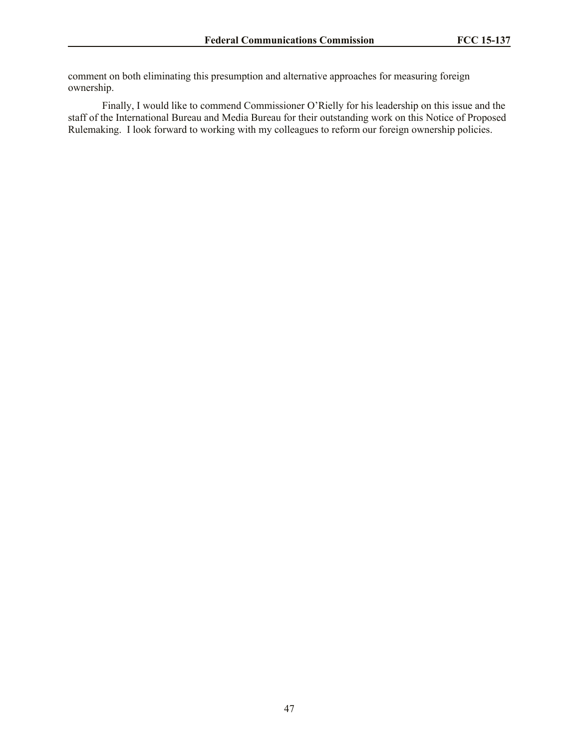comment on both eliminating this presumption and alternative approaches for measuring foreign ownership.

Finally, I would like to commend Commissioner O'Rielly for his leadership on this issue and the staff of the International Bureau and Media Bureau for their outstanding work on this Notice of Proposed Rulemaking. I look forward to working with my colleagues to reform our foreign ownership policies.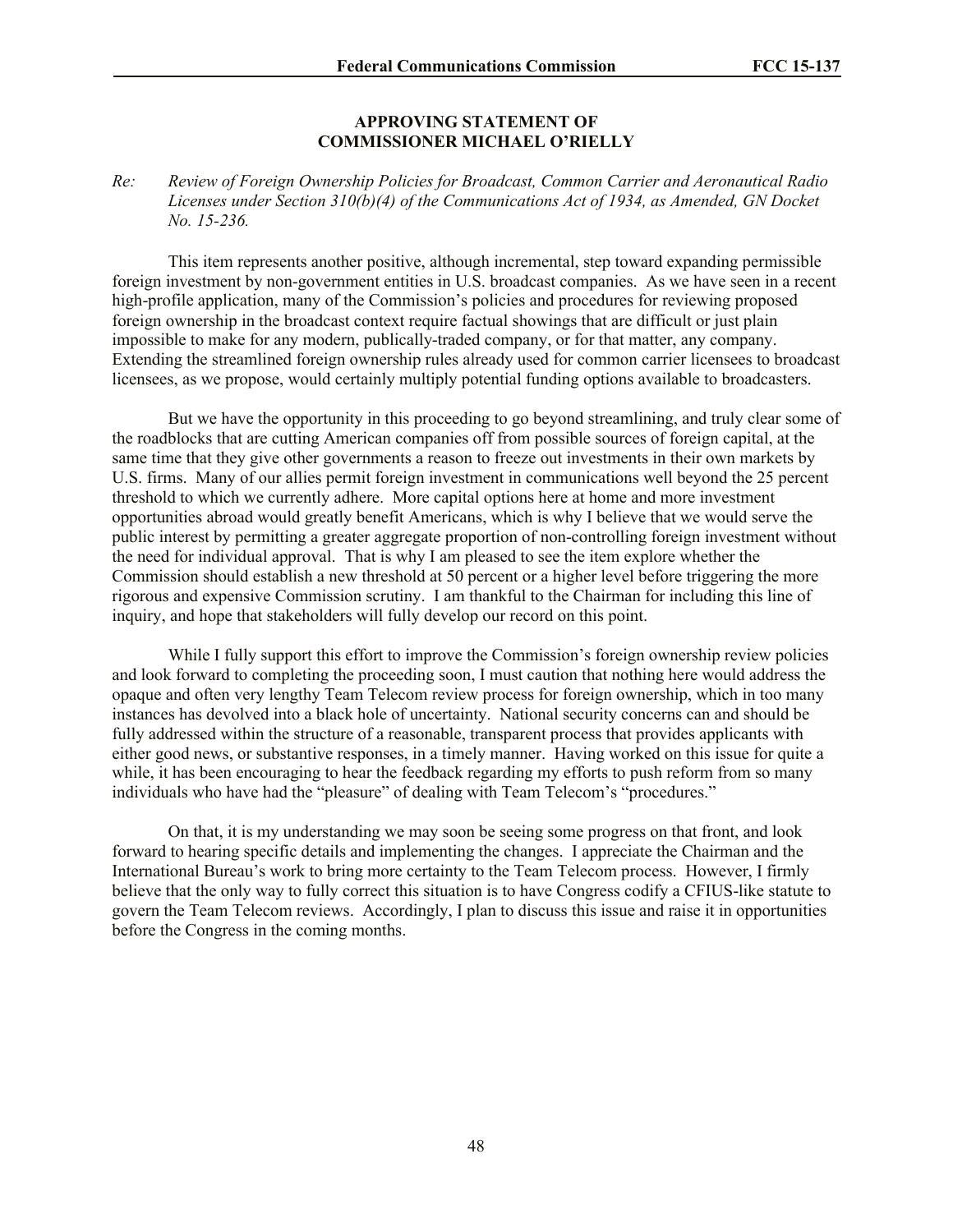**APPROVING STATEMENT OF**
**COMMISSIONER MICHAEL O'RIELLY**

*Re: Review of Foreign Ownership Policies for Broadcast, Common Carrier and Aeronautical Radio Licenses under Section 310(b)(4) of the Communications Act of 1934, as Amended, GN Docket No. 15-236.*

This item represents another positive, although incremental, step toward expanding permissible foreign investment by non-government entities in U.S. broadcast companies. As we have seen in a recent high-profile application, many of the Commission's policies and procedures for reviewing proposed foreign ownership in the broadcast context require factual showings that are difficult or just plain impossible to make for any modern, publically-traded company, or for that matter, any company. Extending the streamlined foreign ownership rules already used for common carrier licensees to broadcast licensees, as we propose, would certainly multiply potential funding options available to broadcasters.

But we have the opportunity in this proceeding to go beyond streamlining, and truly clear some of the roadblocks that are cutting American companies off from possible sources of foreign capital, at the same time that they give other governments a reason to freeze out investments in their own markets by U.S. firms. Many of our allies permit foreign investment in communications well beyond the 25 percent threshold to which we currently adhere. More capital options here at home and more investment opportunities abroad would greatly benefit Americans, which is why I believe that we would serve the public interest by permitting a greater aggregate proportion of non-controlling foreign investment without the need for individual approval. That is why I am pleased to see the item explore whether the Commission should establish a new threshold at 50 percent or a higher level before triggering the more rigorous and expensive Commission scrutiny. I am thankful to the Chairman for including this line of inquiry, and hope that stakeholders will fully develop our record on this point.

While I fully support this effort to improve the Commission's foreign ownership review policies and look forward to completing the proceeding soon, I must caution that nothing here would address the opaque and often very lengthy Team Telecom review process for foreign ownership, which in too many instances has devolved into a black hole of uncertainty. National security concerns can and should be fully addressed within the structure of a reasonable, transparent process that provides applicants with either good news, or substantive responses, in a timely manner. Having worked on this issue for quite a while, it has been encouraging to hear the feedback regarding my efforts to push reform from so many individuals who have had the "pleasure" of dealing with Team Telecom's "procedures."

On that, it is my understanding we may soon be seeing some progress on that front, and look forward to hearing specific details and implementing the changes. I appreciate the Chairman and the International Bureau's work to bring more certainty to the Team Telecom process. However, I firmly believe that the only way to fully correct this situation is to have Congress codify a CFIUS-like statute to govern the Team Telecom reviews. Accordingly, I plan to discuss this issue and raise it in opportunities before the Congress in the coming months.